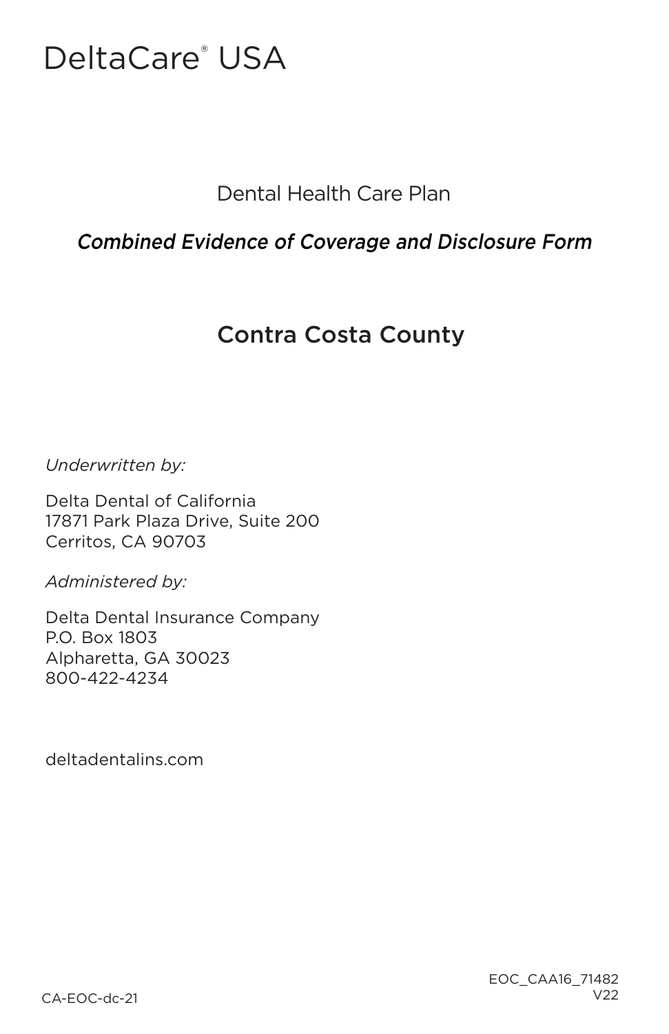# DeltaCare® USA

Dental Health Care Plan

*Combined Evidence of Coverage and Disclosure Form*

## Contra Costa County

*Underwritten by:*

Delta Dental of California
17871 Park Plaza Drive, Suite 200
Cerritos, CA 90703

*Administered by:*

Delta Dental Insurance Company
P.O. Box 1803
Alpharetta, GA 30023
800-422-4234

deltadentalins.com

CA-EOC-dc-21

EOC_CAA16_71482
V22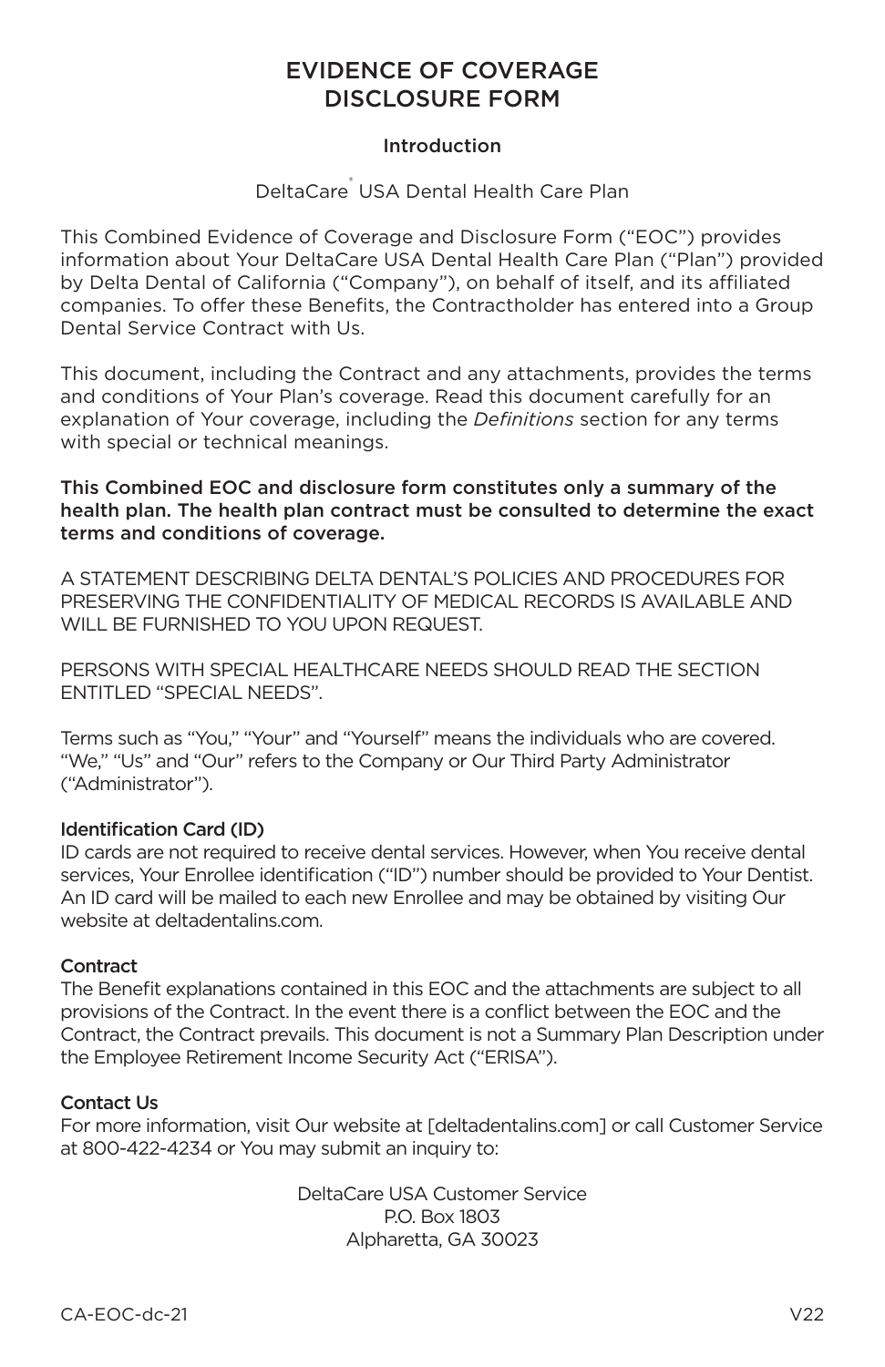# EVIDENCE OF COVERAGE DISCLOSURE FORM

## Introduction

DeltaCare® USA Dental Health Care Plan

This Combined Evidence of Coverage and Disclosure Form ("EOC") provides information about Your DeltaCare USA Dental Health Care Plan ("Plan") provided by Delta Dental of California ("Company"), on behalf of itself, and its affiliated companies. To offer these Benefits, the Contractholder has entered into a Group Dental Service Contract with Us.

This document, including the Contract and any attachments, provides the terms and conditions of Your Plan's coverage. Read this document carefully for an explanation of Your coverage, including the *Definitions* section for any terms with special or technical meanings.

**This Combined EOC and disclosure form constitutes only a summary of the health plan. The health plan contract must be consulted to determine the exact terms and conditions of coverage.**

A STATEMENT DESCRIBING DELTA DENTAL'S POLICIES AND PROCEDURES FOR PRESERVING THE CONFIDENTIALITY OF MEDICAL RECORDS IS AVAILABLE AND WILL BE FURNISHED TO YOU UPON REQUEST.

PERSONS WITH SPECIAL HEALTHCARE NEEDS SHOULD READ THE SECTION ENTITLED "SPECIAL NEEDS".

Terms such as "You," "Your" and "Yourself" means the individuals who are covered. "We," "Us" and "Our" refers to the Company or Our Third Party Administrator ("Administrator").

### Identification Card (ID)

ID cards are not required to receive dental services. However, when You receive dental services, Your Enrollee identification ("ID") number should be provided to Your Dentist. An ID card will be mailed to each new Enrollee and may be obtained by visiting Our website at deltadentalins.com.

### Contract

The Benefit explanations contained in this EOC and the attachments are subject to all provisions of the Contract. In the event there is a conflict between the EOC and the Contract, the Contract prevails. This document is not a Summary Plan Description under the Employee Retirement Income Security Act ("ERISA").

### Contact Us

For more information, visit Our website at [deltadentalins.com] or call Customer Service at 800-422-4234 or You may submit an inquiry to:

DeltaCare USA Customer Service
P.O. Box 1803
Alpharetta, GA 30023

CA-EOC-dc-21 V22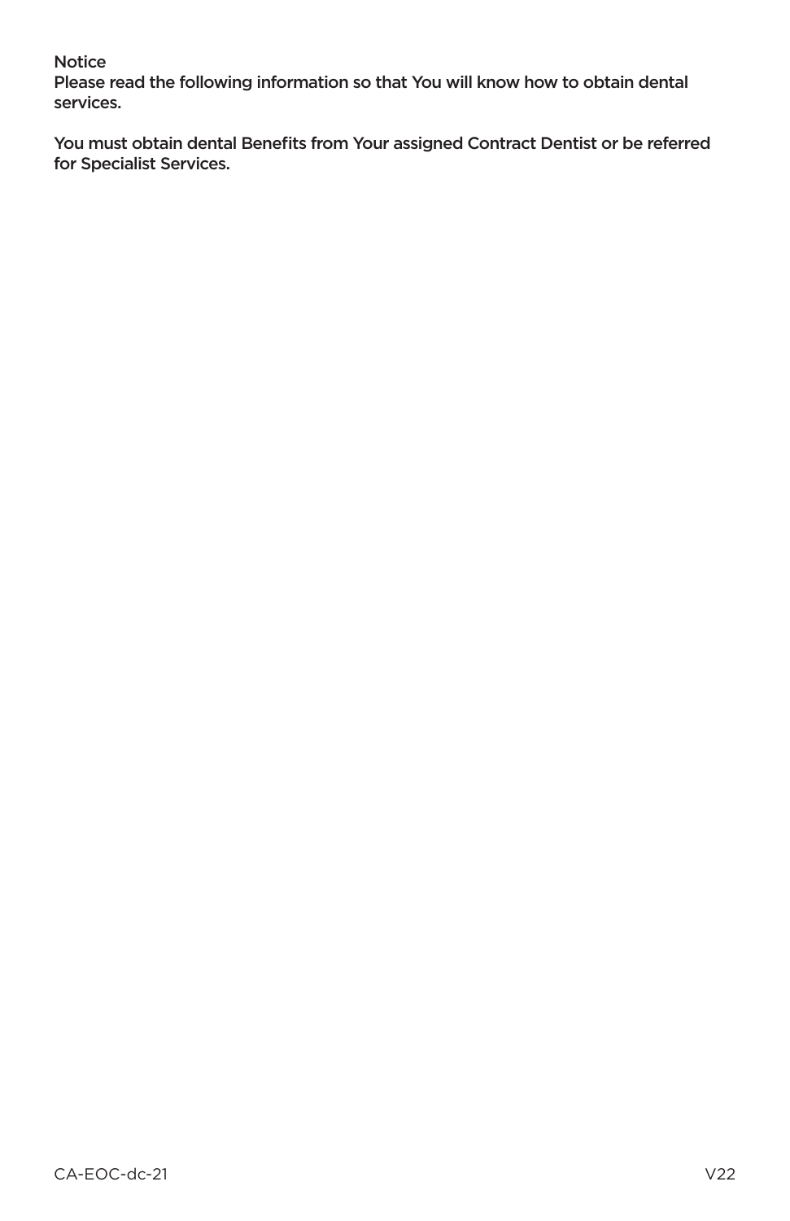**Notice**

**Please read the following information so that You will know how to obtain dental services.**

**You must obtain dental Benefits from Your assigned Contract Dentist or be referred for Specialist Services.**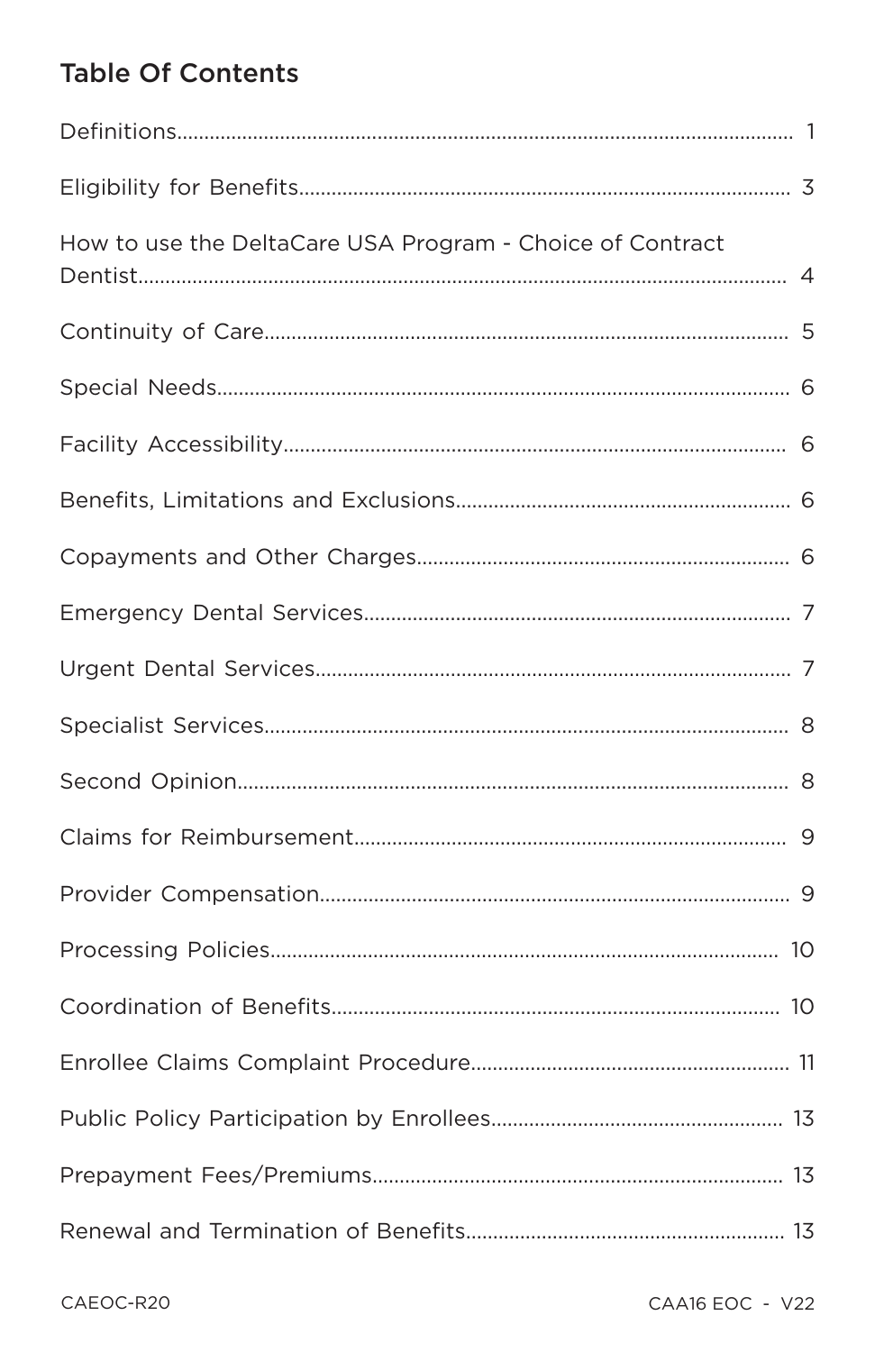## Table Of Contents

| | |
|---|---|
| Definitions | 1 |
| Eligibility for Benefits | 3 |
| How to use the DeltaCare USA Program - Choice of Contract Dentist | 4 |
| Continuity of Care | 5 |
| Special Needs | 6 |
| Facility Accessibility | 6 |
| Benefits, Limitations and Exclusions | 6 |
| Copayments and Other Charges | 6 |
| Emergency Dental Services | 7 |
| Urgent Dental Services | 7 |
| Specialist Services | 8 |
| Second Opinion | 8 |
| Claims for Reimbursement | 9 |
| Provider Compensation | 9 |
| Processing Policies | 10 |
| Coordination of Benefits | 10 |
| Enrollee Claims Complaint Procedure | 11 |
| Public Policy Participation by Enrollees | 13 |
| Prepayment Fees/Premiums | 13 |
| Renewal and Termination of Benefits | 13 |

CAEOC-R20

CAA16 EOC - V22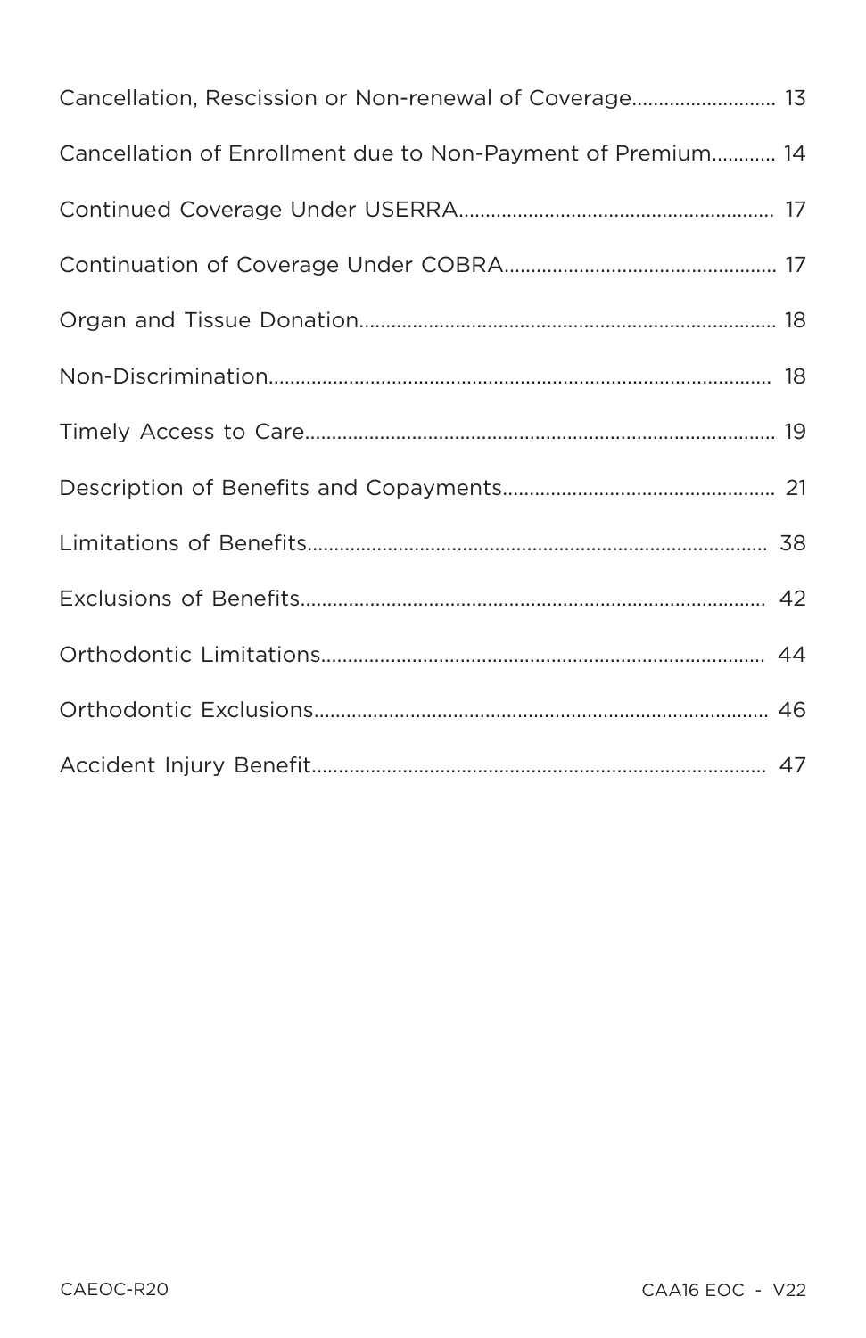Cancellation, Rescission or Non-renewal of Coverage.......................... 13

Cancellation of Enrollment due to Non-Payment of Premium........... 14

Continued Coverage Under USERRA.......................................................... 17

Continuation of Coverage Under COBRA.................................................. 17

Organ and Tissue Donation............................................................................ 18

Non-Discrimination............................................................................................ 18

Timely Access to Care....................................................................................... 19

Description of Benefits and Copayments.................................................. 21

Limitations of Benefits...................................................................................... 38

Exclusions of Benefits....................................................................................... 42

Orthodontic Limitations.................................................................................. 44

Orthodontic Exclusions.................................................................................... 46

Accident Injury Benefit..................................................................................... 47

CAEOC-R20

CAA16 EOC - V22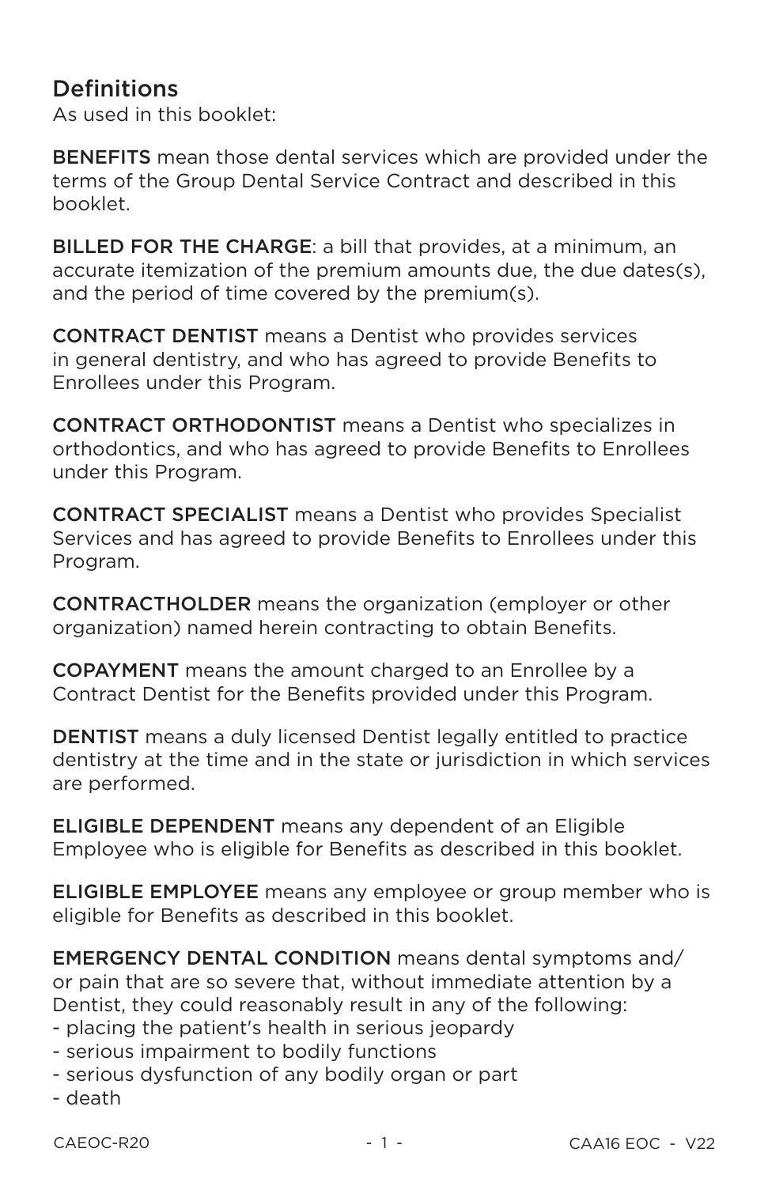## Definitions

As used in this booklet:

**BENEFITS** mean those dental services which are provided under the terms of the Group Dental Service Contract and described in this booklet.

**BILLED FOR THE CHARGE**: a bill that provides, at a minimum, an accurate itemization of the premium amounts due, the due dates(s), and the period of time covered by the premium(s).

**CONTRACT DENTIST** means a Dentist who provides services in general dentistry, and who has agreed to provide Benefits to Enrollees under this Program.

**CONTRACT ORTHODONTIST** means a Dentist who specializes in orthodontics, and who has agreed to provide Benefits to Enrollees under this Program.

**CONTRACT SPECIALIST** means a Dentist who provides Specialist Services and has agreed to provide Benefits to Enrollees under this Program.

**CONTRACTHOLDER** means the organization (employer or other organization) named herein contracting to obtain Benefits.

**COPAYMENT** means the amount charged to an Enrollee by a Contract Dentist for the Benefits provided under this Program.

**DENTIST** means a duly licensed Dentist legally entitled to practice dentistry at the time and in the state or jurisdiction in which services are performed.

**ELIGIBLE DEPENDENT** means any dependent of an Eligible Employee who is eligible for Benefits as described in this booklet.

**ELIGIBLE EMPLOYEE** means any employee or group member who is eligible for Benefits as described in this booklet.

**EMERGENCY DENTAL CONDITION** means dental symptoms and/or pain that are so severe that, without immediate attention by a Dentist, they could reasonably result in any of the following:

- placing the patient's health in serious jeopardy
- serious impairment to bodily functions
- serious dysfunction of any bodily organ or part
- death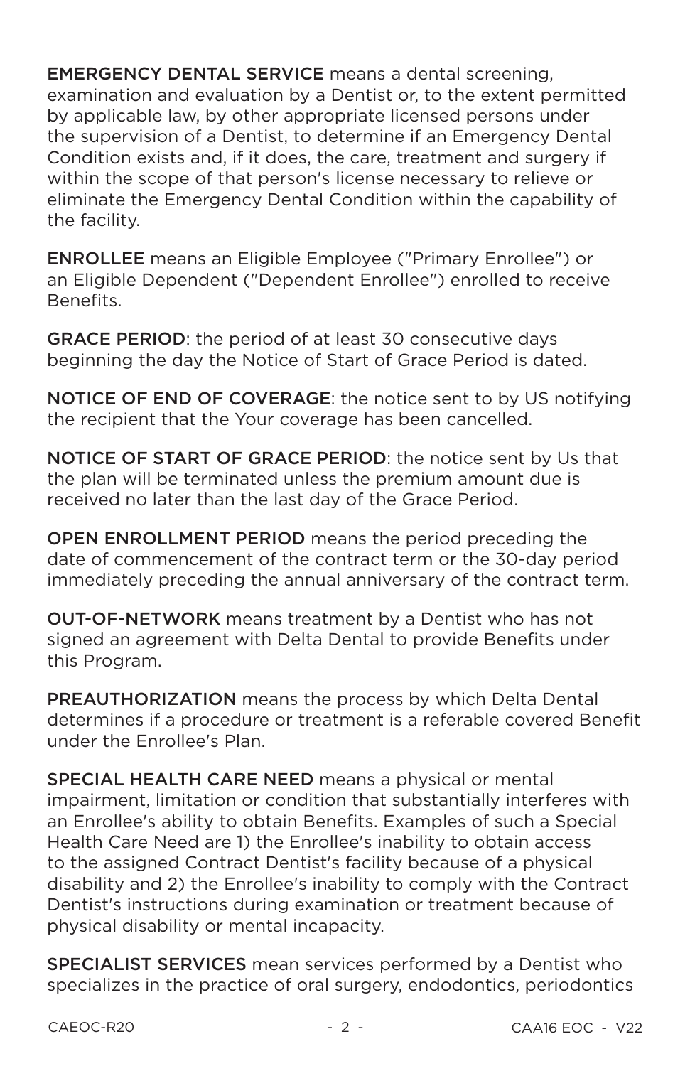**EMERGENCY DENTAL SERVICE** means a dental screening, examination and evaluation by a Dentist or, to the extent permitted by applicable law, by other appropriate licensed persons under the supervision of a Dentist, to determine if an Emergency Dental Condition exists and, if it does, the care, treatment and surgery if within the scope of that person's license necessary to relieve or eliminate the Emergency Dental Condition within the capability of the facility.

**ENROLLEE** means an Eligible Employee ("Primary Enrollee") or an Eligible Dependent ("Dependent Enrollee") enrolled to receive Benefits.

**GRACE PERIOD**: the period of at least 30 consecutive days beginning the day the Notice of Start of Grace Period is dated.

**NOTICE OF END OF COVERAGE**: the notice sent to by US notifying the recipient that the Your coverage has been cancelled.

**NOTICE OF START OF GRACE PERIOD**: the notice sent by Us that the plan will be terminated unless the premium amount due is received no later than the last day of the Grace Period.

**OPEN ENROLLMENT PERIOD** means the period preceding the date of commencement of the contract term or the 30-day period immediately preceding the annual anniversary of the contract term.

**OUT-OF-NETWORK** means treatment by a Dentist who has not signed an agreement with Delta Dental to provide Benefits under this Program.

**PREAUTHORIZATION** means the process by which Delta Dental determines if a procedure or treatment is a referable covered Benefit under the Enrollee's Plan.

**SPECIAL HEALTH CARE NEED** means a physical or mental impairment, limitation or condition that substantially interferes with an Enrollee's ability to obtain Benefits. Examples of such a Special Health Care Need are 1) the Enrollee's inability to obtain access to the assigned Contract Dentist's facility because of a physical disability and 2) the Enrollee's inability to comply with the Contract Dentist's instructions during examination or treatment because of physical disability or mental incapacity.

**SPECIALIST SERVICES** mean services performed by a Dentist who specializes in the practice of oral surgery, endodontics, periodontics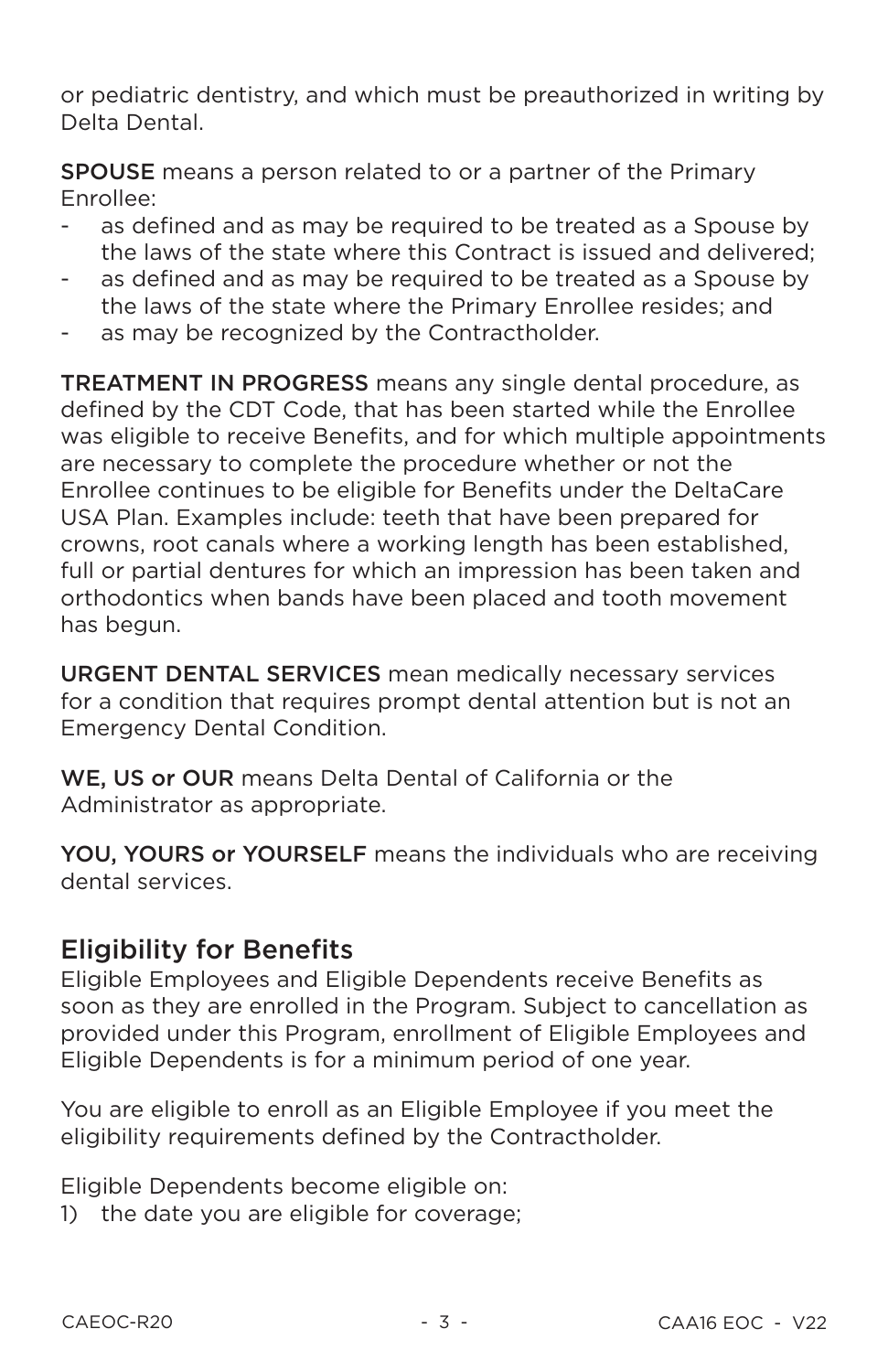or pediatric dentistry, and which must be preauthorized in writing by Delta Dental.

**SPOUSE** means a person related to or a partner of the Primary Enrollee:

- as defined and as may be required to be treated as a Spouse by the laws of the state where this Contract is issued and delivered;
- as defined and as may be required to be treated as a Spouse by the laws of the state where the Primary Enrollee resides; and
- as may be recognized by the Contractholder.

**TREATMENT IN PROGRESS** means any single dental procedure, as defined by the CDT Code, that has been started while the Enrollee was eligible to receive Benefits, and for which multiple appointments are necessary to complete the procedure whether or not the Enrollee continues to be eligible for Benefits under the DeltaCare USA Plan. Examples include: teeth that have been prepared for crowns, root canals where a working length has been established, full or partial dentures for which an impression has been taken and orthodontics when bands have been placed and tooth movement has begun.

**URGENT DENTAL SERVICES** mean medically necessary services for a condition that requires prompt dental attention but is not an Emergency Dental Condition.

**WE, US or OUR** means Delta Dental of California or the Administrator as appropriate.

**YOU, YOURS or YOURSELF** means the individuals who are receiving dental services.

## Eligibility for Benefits

Eligible Employees and Eligible Dependents receive Benefits as soon as they are enrolled in the Program. Subject to cancellation as provided under this Program, enrollment of Eligible Employees and Eligible Dependents is for a minimum period of one year.

You are eligible to enroll as an Eligible Employee if you meet the eligibility requirements defined by the Contractholder.

Eligible Dependents become eligible on:

1) the date you are eligible for coverage;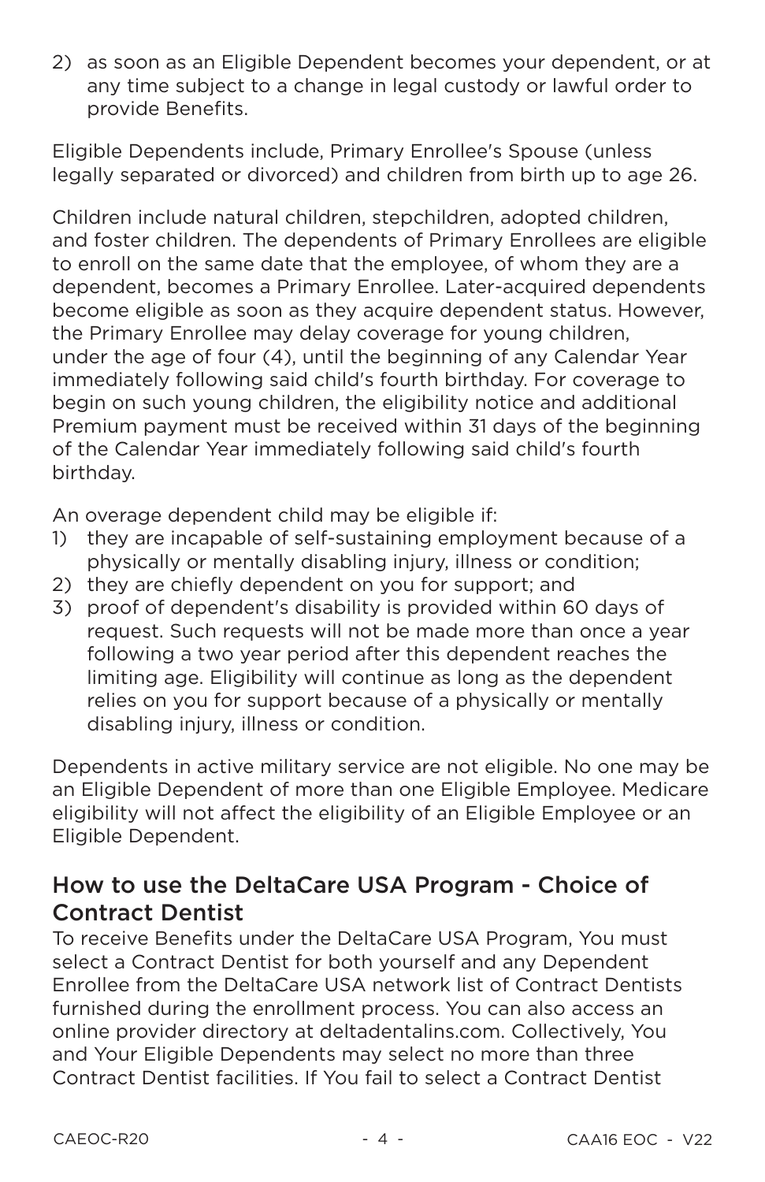2) as soon as an Eligible Dependent becomes your dependent, or at any time subject to a change in legal custody or lawful order to provide Benefits.

Eligible Dependents include, Primary Enrollee's Spouse (unless legally separated or divorced) and children from birth up to age 26.

Children include natural children, stepchildren, adopted children, and foster children. The dependents of Primary Enrollees are eligible to enroll on the same date that the employee, of whom they are a dependent, becomes a Primary Enrollee. Later-acquired dependents become eligible as soon as they acquire dependent status. However, the Primary Enrollee may delay coverage for young children, under the age of four (4), until the beginning of any Calendar Year immediately following said child's fourth birthday. For coverage to begin on such young children, the eligibility notice and additional Premium payment must be received within 31 days of the beginning of the Calendar Year immediately following said child's fourth birthday.

An overage dependent child may be eligible if:

1) they are incapable of self-sustaining employment because of a physically or mentally disabling injury, illness or condition;
2) they are chiefly dependent on you for support; and
3) proof of dependent's disability is provided within 60 days of request. Such requests will not be made more than once a year following a two year period after this dependent reaches the limiting age. Eligibility will continue as long as the dependent relies on you for support because of a physically or mentally disabling injury, illness or condition.

Dependents in active military service are not eligible. No one may be an Eligible Dependent of more than one Eligible Employee. Medicare eligibility will not affect the eligibility of an Eligible Employee or an Eligible Dependent.

## How to use the DeltaCare USA Program - Choice of Contract Dentist

To receive Benefits under the DeltaCare USA Program, You must select a Contract Dentist for both yourself and any Dependent Enrollee from the DeltaCare USA network list of Contract Dentists furnished during the enrollment process. You can also access an online provider directory at deltadentalins.com. Collectively, You and Your Eligible Dependents may select no more than three Contract Dentist facilities. If You fail to select a Contract Dentist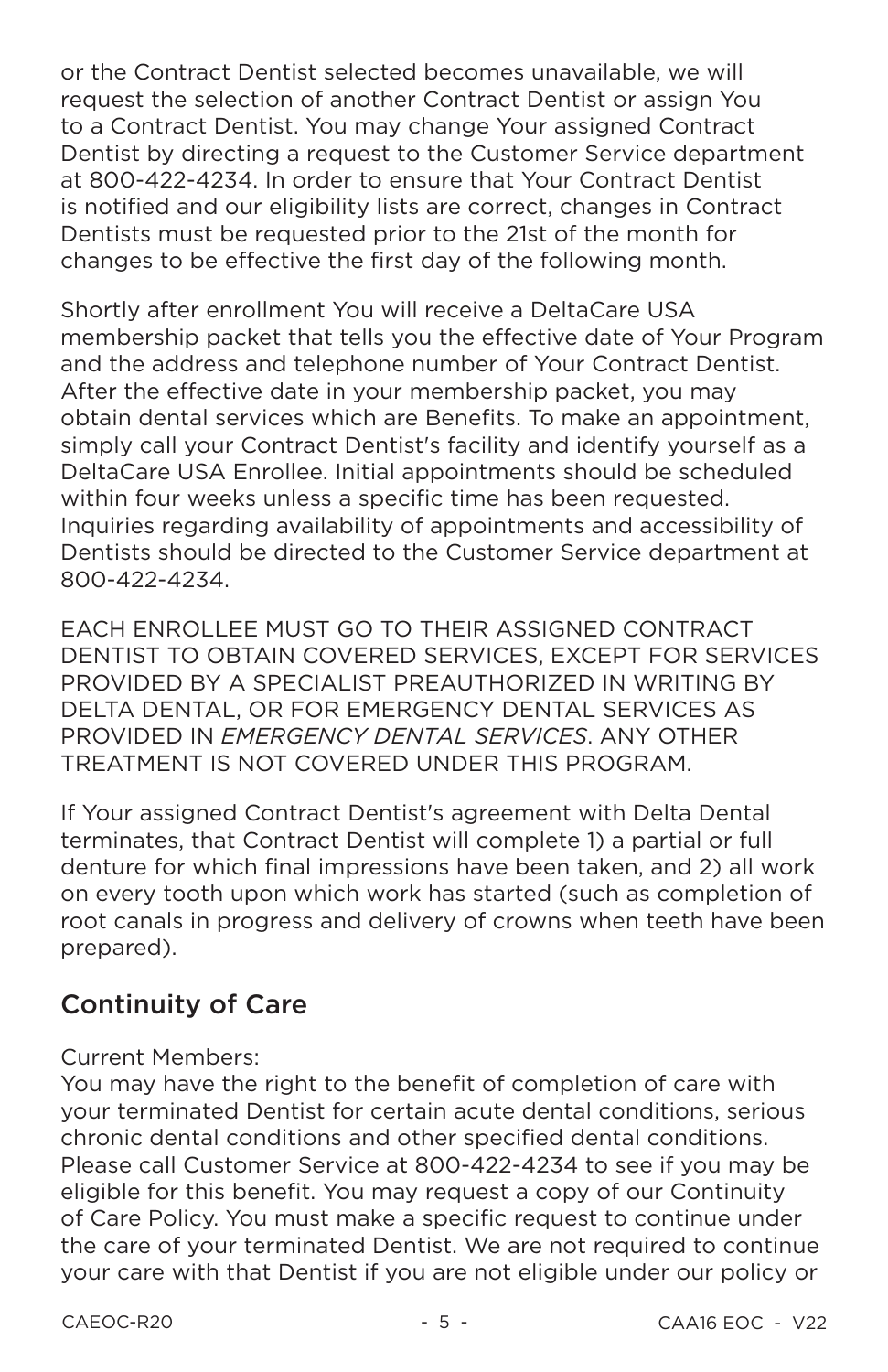or the Contract Dentist selected becomes unavailable, we will request the selection of another Contract Dentist or assign You to a Contract Dentist. You may change Your assigned Contract Dentist by directing a request to the Customer Service department at 800-422-4234. In order to ensure that Your Contract Dentist is notified and our eligibility lists are correct, changes in Contract Dentists must be requested prior to the 21st of the month for changes to be effective the first day of the following month.

Shortly after enrollment You will receive a DeltaCare USA membership packet that tells you the effective date of Your Program and the address and telephone number of Your Contract Dentist. After the effective date in your membership packet, you may obtain dental services which are Benefits. To make an appointment, simply call your Contract Dentist's facility and identify yourself as a DeltaCare USA Enrollee. Initial appointments should be scheduled within four weeks unless a specific time has been requested. Inquiries regarding availability of appointments and accessibility of Dentists should be directed to the Customer Service department at 800-422-4234.

EACH ENROLLEE MUST GO TO THEIR ASSIGNED CONTRACT DENTIST TO OBTAIN COVERED SERVICES, EXCEPT FOR SERVICES PROVIDED BY A SPECIALIST PREAUTHORIZED IN WRITING BY DELTA DENTAL, OR FOR EMERGENCY DENTAL SERVICES AS PROVIDED IN *EMERGENCY DENTAL SERVICES*. ANY OTHER TREATMENT IS NOT COVERED UNDER THIS PROGRAM.

If Your assigned Contract Dentist's agreement with Delta Dental terminates, that Contract Dentist will complete 1) a partial or full denture for which final impressions have been taken, and 2) all work on every tooth upon which work has started (such as completion of root canals in progress and delivery of crowns when teeth have been prepared).

## Continuity of Care

Current Members:
You may have the right to the benefit of completion of care with your terminated Dentist for certain acute dental conditions, serious chronic dental conditions and other specified dental conditions. Please call Customer Service at 800-422-4234 to see if you may be eligible for this benefit. You may request a copy of our Continuity of Care Policy. You must make a specific request to continue under the care of your terminated Dentist. We are not required to continue your care with that Dentist if you are not eligible under our policy or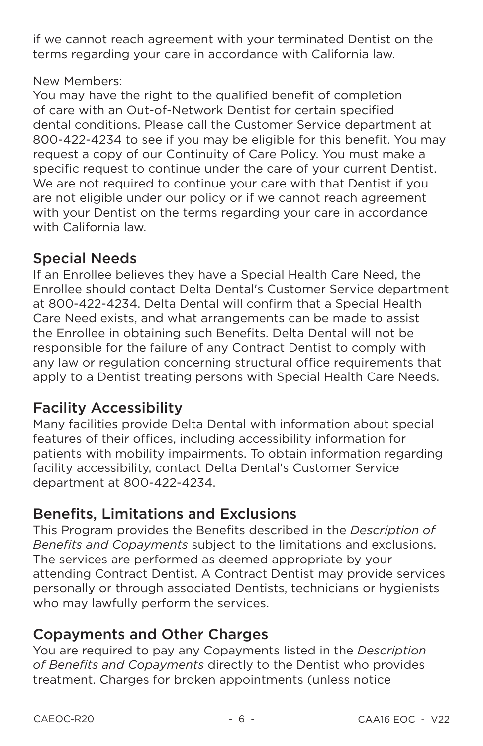if we cannot reach agreement with your terminated Dentist on the terms regarding your care in accordance with California law.

New Members:
You may have the right to the qualified benefit of completion of care with an Out-of-Network Dentist for certain specified dental conditions. Please call the Customer Service department at 800-422-4234 to see if you may be eligible for this benefit. You may request a copy of our Continuity of Care Policy. You must make a specific request to continue under the care of your current Dentist. We are not required to continue your care with that Dentist if you are not eligible under our policy or if we cannot reach agreement with your Dentist on the terms regarding your care in accordance with California law.

## Special Needs

If an Enrollee believes they have a Special Health Care Need, the Enrollee should contact Delta Dental's Customer Service department at 800-422-4234. Delta Dental will confirm that a Special Health Care Need exists, and what arrangements can be made to assist the Enrollee in obtaining such Benefits. Delta Dental will not be responsible for the failure of any Contract Dentist to comply with any law or regulation concerning structural office requirements that apply to a Dentist treating persons with Special Health Care Needs.

## Facility Accessibility

Many facilities provide Delta Dental with information about special features of their offices, including accessibility information for patients with mobility impairments. To obtain information regarding facility accessibility, contact Delta Dental's Customer Service department at 800-422-4234.

## Benefits, Limitations and Exclusions

This Program provides the Benefits described in the *Description of Benefits and Copayments* subject to the limitations and exclusions. The services are performed as deemed appropriate by your attending Contract Dentist. A Contract Dentist may provide services personally or through associated Dentists, technicians or hygienists who may lawfully perform the services.

## Copayments and Other Charges

You are required to pay any Copayments listed in the *Description of Benefits and Copayments* directly to the Dentist who provides treatment. Charges for broken appointments (unless notice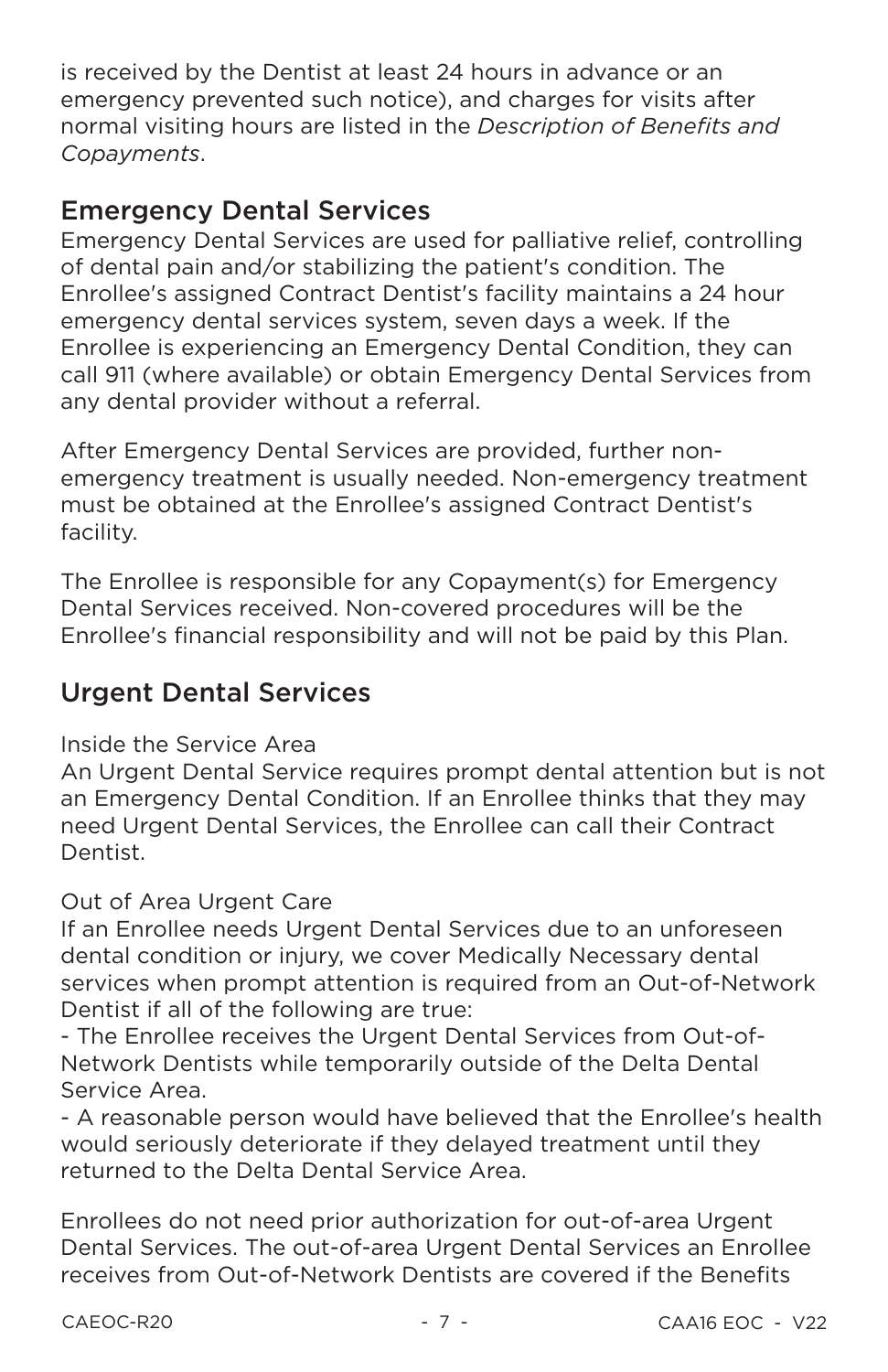is received by the Dentist at least 24 hours in advance or an emergency prevented such notice), and charges for visits after normal visiting hours are listed in the *Description of Benefits and Copayments*.

## Emergency Dental Services

Emergency Dental Services are used for palliative relief, controlling of dental pain and/or stabilizing the patient's condition. The Enrollee's assigned Contract Dentist's facility maintains a 24 hour emergency dental services system, seven days a week. If the Enrollee is experiencing an Emergency Dental Condition, they can call 911 (where available) or obtain Emergency Dental Services from any dental provider without a referral.

After Emergency Dental Services are provided, further non-emergency treatment is usually needed. Non-emergency treatment must be obtained at the Enrollee's assigned Contract Dentist's facility.

The Enrollee is responsible for any Copayment(s) for Emergency Dental Services received. Non-covered procedures will be the Enrollee's financial responsibility and will not be paid by this Plan.

## Urgent Dental Services

Inside the Service Area

An Urgent Dental Service requires prompt dental attention but is not an Emergency Dental Condition. If an Enrollee thinks that they may need Urgent Dental Services, the Enrollee can call their Contract Dentist.

Out of Area Urgent Care

If an Enrollee needs Urgent Dental Services due to an unforeseen dental condition or injury, we cover Medically Necessary dental services when prompt attention is required from an Out-of-Network Dentist if all of the following are true:

- The Enrollee receives the Urgent Dental Services from Out-of-Network Dentists while temporarily outside of the Delta Dental Service Area.
- A reasonable person would have believed that the Enrollee's health would seriously deteriorate if they delayed treatment until they returned to the Delta Dental Service Area.

Enrollees do not need prior authorization for out-of-area Urgent Dental Services. The out-of-area Urgent Dental Services an Enrollee receives from Out-of-Network Dentists are covered if the Benefits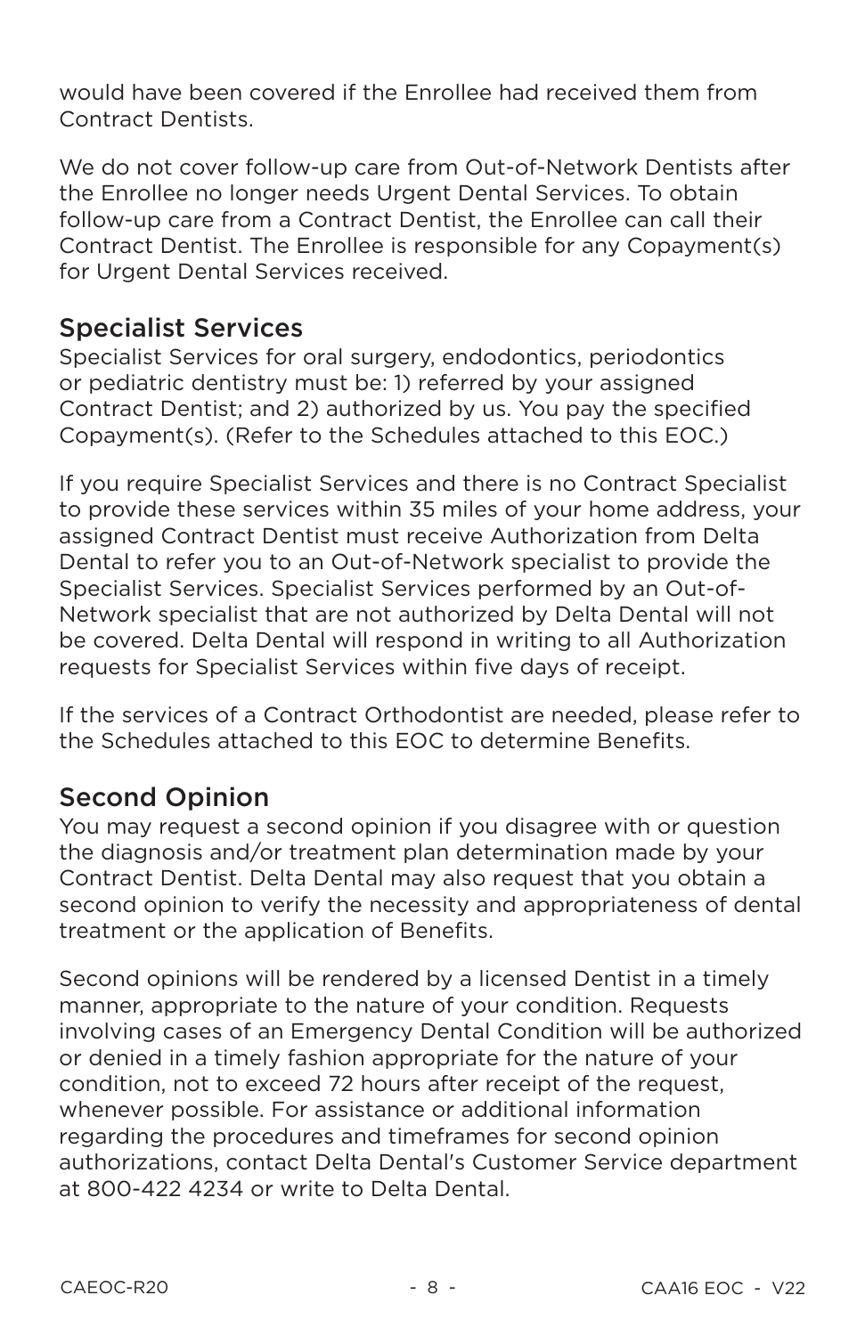would have been covered if the Enrollee had received them from Contract Dentists.

We do not cover follow-up care from Out-of-Network Dentists after the Enrollee no longer needs Urgent Dental Services. To obtain follow-up care from a Contract Dentist, the Enrollee can call their Contract Dentist. The Enrollee is responsible for any Copayment(s) for Urgent Dental Services received.

## Specialist Services

Specialist Services for oral surgery, endodontics, periodontics or pediatric dentistry must be: 1) referred by your assigned Contract Dentist; and 2) authorized by us. You pay the specified Copayment(s). (Refer to the Schedules attached to this EOC.)

If you require Specialist Services and there is no Contract Specialist to provide these services within 35 miles of your home address, your assigned Contract Dentist must receive Authorization from Delta Dental to refer you to an Out-of-Network specialist to provide the Specialist Services. Specialist Services performed by an Out-of-Network specialist that are not authorized by Delta Dental will not be covered. Delta Dental will respond in writing to all Authorization requests for Specialist Services within five days of receipt.

If the services of a Contract Orthodontist are needed, please refer to the Schedules attached to this EOC to determine Benefits.

## Second Opinion

You may request a second opinion if you disagree with or question the diagnosis and/or treatment plan determination made by your Contract Dentist. Delta Dental may also request that you obtain a second opinion to verify the necessity and appropriateness of dental treatment or the application of Benefits.

Second opinions will be rendered by a licensed Dentist in a timely manner, appropriate to the nature of your condition. Requests involving cases of an Emergency Dental Condition will be authorized or denied in a timely fashion appropriate for the nature of your condition, not to exceed 72 hours after receipt of the request, whenever possible. For assistance or additional information regarding the procedures and timeframes for second opinion authorizations, contact Delta Dental's Customer Service department at 800-422 4234 or write to Delta Dental.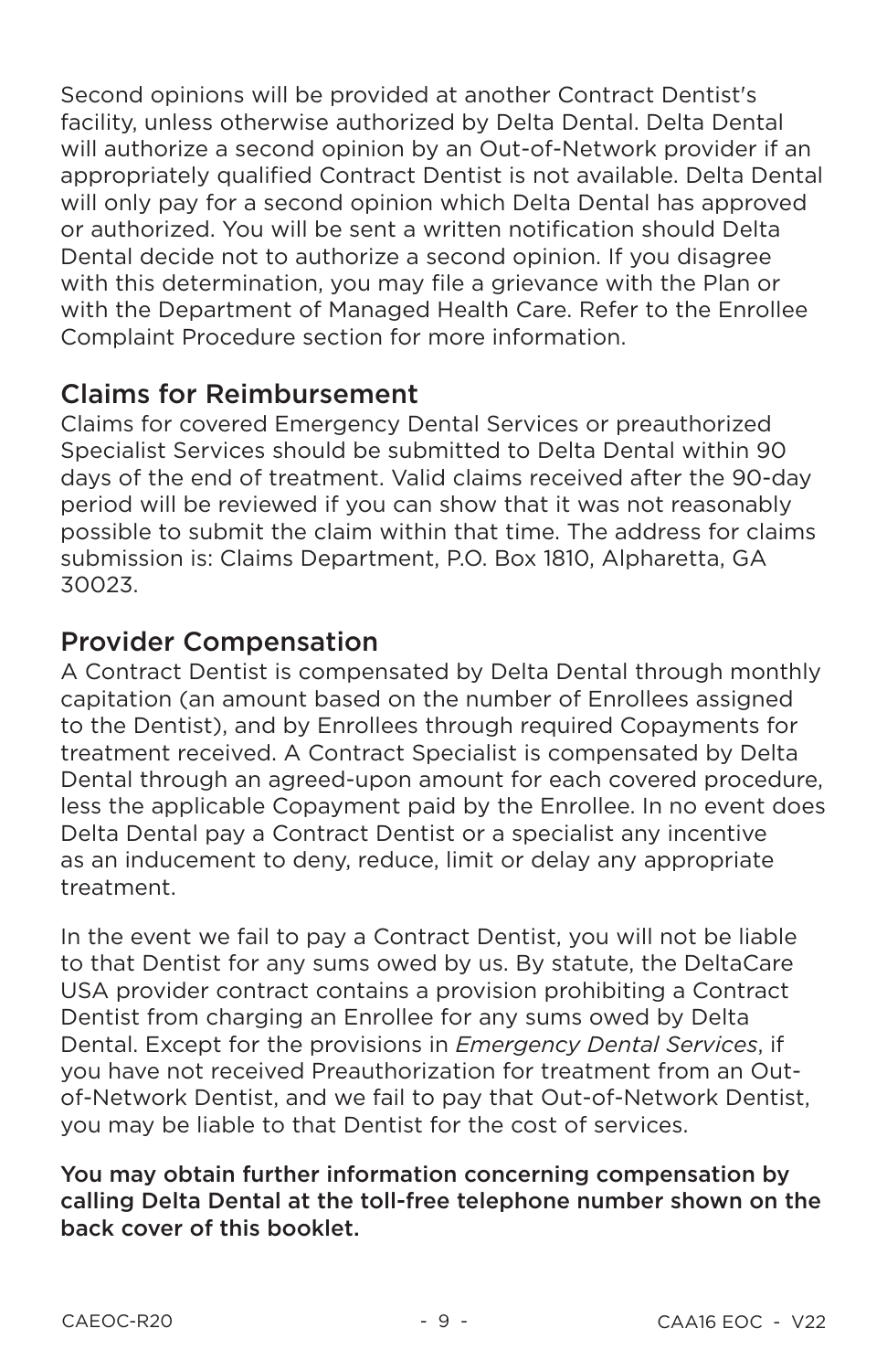Second opinions will be provided at another Contract Dentist's facility, unless otherwise authorized by Delta Dental. Delta Dental will authorize a second opinion by an Out-of-Network provider if an appropriately qualified Contract Dentist is not available. Delta Dental will only pay for a second opinion which Delta Dental has approved or authorized. You will be sent a written notification should Delta Dental decide not to authorize a second opinion. If you disagree with this determination, you may file a grievance with the Plan or with the Department of Managed Health Care. Refer to the Enrollee Complaint Procedure section for more information.

## Claims for Reimbursement

Claims for covered Emergency Dental Services or preauthorized Specialist Services should be submitted to Delta Dental within 90 days of the end of treatment. Valid claims received after the 90-day period will be reviewed if you can show that it was not reasonably possible to submit the claim within that time. The address for claims submission is: Claims Department, P.O. Box 1810, Alpharetta, GA 30023.

## Provider Compensation

A Contract Dentist is compensated by Delta Dental through monthly capitation (an amount based on the number of Enrollees assigned to the Dentist), and by Enrollees through required Copayments for treatment received. A Contract Specialist is compensated by Delta Dental through an agreed-upon amount for each covered procedure, less the applicable Copayment paid by the Enrollee. In no event does Delta Dental pay a Contract Dentist or a specialist any incentive as an inducement to deny, reduce, limit or delay any appropriate treatment.

In the event we fail to pay a Contract Dentist, you will not be liable to that Dentist for any sums owed by us. By statute, the DeltaCare USA provider contract contains a provision prohibiting a Contract Dentist from charging an Enrollee for any sums owed by Delta Dental. Except for the provisions in *Emergency Dental Services*, if you have not received Preauthorization for treatment from an Out-of-Network Dentist, and we fail to pay that Out-of-Network Dentist, you may be liable to that Dentist for the cost of services.

**You may obtain further information concerning compensation by calling Delta Dental at the toll-free telephone number shown on the back cover of this booklet.**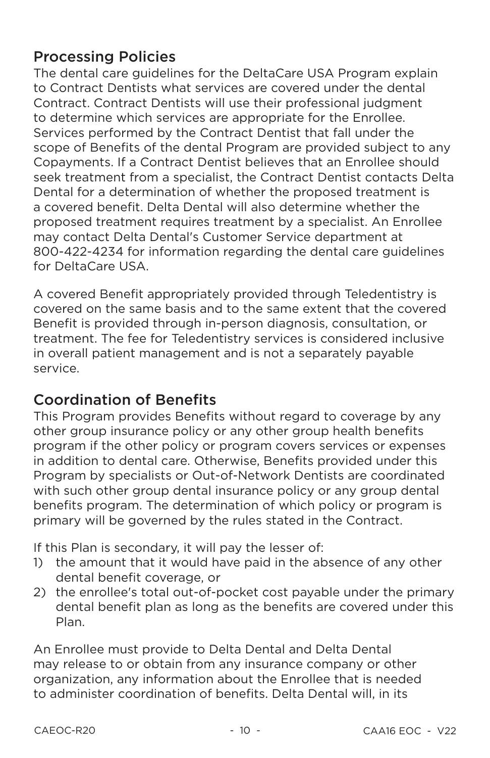## Processing Policies

The dental care guidelines for the DeltaCare USA Program explain to Contract Dentists what services are covered under the dental Contract. Contract Dentists will use their professional judgment to determine which services are appropriate for the Enrollee. Services performed by the Contract Dentist that fall under the scope of Benefits of the dental Program are provided subject to any Copayments. If a Contract Dentist believes that an Enrollee should seek treatment from a specialist, the Contract Dentist contacts Delta Dental for a determination of whether the proposed treatment is a covered benefit. Delta Dental will also determine whether the proposed treatment requires treatment by a specialist. An Enrollee may contact Delta Dental's Customer Service department at 800-422-4234 for information regarding the dental care guidelines for DeltaCare USA.

A covered Benefit appropriately provided through Teledentistry is covered on the same basis and to the same extent that the covered Benefit is provided through in-person diagnosis, consultation, or treatment. The fee for Teledentistry services is considered inclusive in overall patient management and is not a separately payable service.

## Coordination of Benefits

This Program provides Benefits without regard to coverage by any other group insurance policy or any other group health benefits program if the other policy or program covers services or expenses in addition to dental care. Otherwise, Benefits provided under this Program by specialists or Out-of-Network Dentists are coordinated with such other group dental insurance policy or any group dental benefits program. The determination of which policy or program is primary will be governed by the rules stated in the Contract.

If this Plan is secondary, it will pay the lesser of:

1) the amount that it would have paid in the absence of any other dental benefit coverage, or
2) the enrollee's total out-of-pocket cost payable under the primary dental benefit plan as long as the benefits are covered under this Plan.

An Enrollee must provide to Delta Dental and Delta Dental may release to or obtain from any insurance company or other organization, any information about the Enrollee that is needed to administer coordination of benefits. Delta Dental will, in its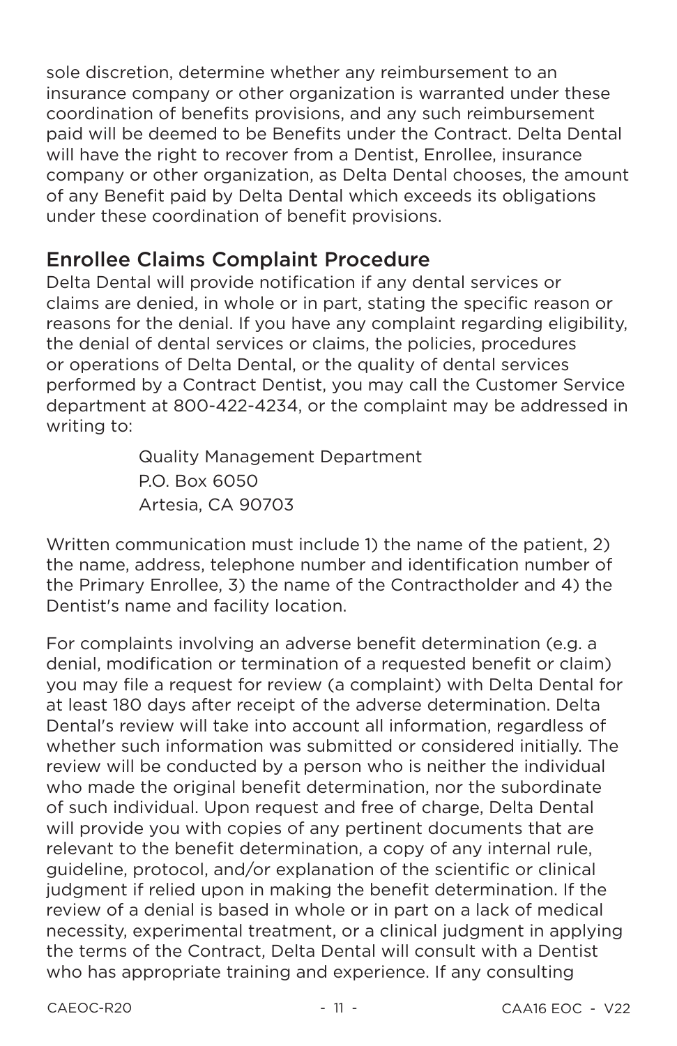sole discretion, determine whether any reimbursement to an insurance company or other organization is warranted under these coordination of benefits provisions, and any such reimbursement paid will be deemed to be Benefits under the Contract. Delta Dental will have the right to recover from a Dentist, Enrollee, insurance company or other organization, as Delta Dental chooses, the amount of any Benefit paid by Delta Dental which exceeds its obligations under these coordination of benefit provisions.

## Enrollee Claims Complaint Procedure

Delta Dental will provide notification if any dental services or claims are denied, in whole or in part, stating the specific reason or reasons for the denial. If you have any complaint regarding eligibility, the denial of dental services or claims, the policies, procedures or operations of Delta Dental, or the quality of dental services performed by a Contract Dentist, you may call the Customer Service department at 800-422-4234, or the complaint may be addressed in writing to:

Quality Management Department
P.O. Box 6050
Artesia, CA 90703

Written communication must include 1) the name of the patient, 2) the name, address, telephone number and identification number of the Primary Enrollee, 3) the name of the Contractholder and 4) the Dentist's name and facility location.

For complaints involving an adverse benefit determination (e.g. a denial, modification or termination of a requested benefit or claim) you may file a request for review (a complaint) with Delta Dental for at least 180 days after receipt of the adverse determination. Delta Dental's review will take into account all information, regardless of whether such information was submitted or considered initially. The review will be conducted by a person who is neither the individual who made the original benefit determination, nor the subordinate of such individual. Upon request and free of charge, Delta Dental will provide you with copies of any pertinent documents that are relevant to the benefit determination, a copy of any internal rule, guideline, protocol, and/or explanation of the scientific or clinical judgment if relied upon in making the benefit determination. If the review of a denial is based in whole or in part on a lack of medical necessity, experimental treatment, or a clinical judgment in applying the terms of the Contract, Delta Dental will consult with a Dentist who has appropriate training and experience. If any consulting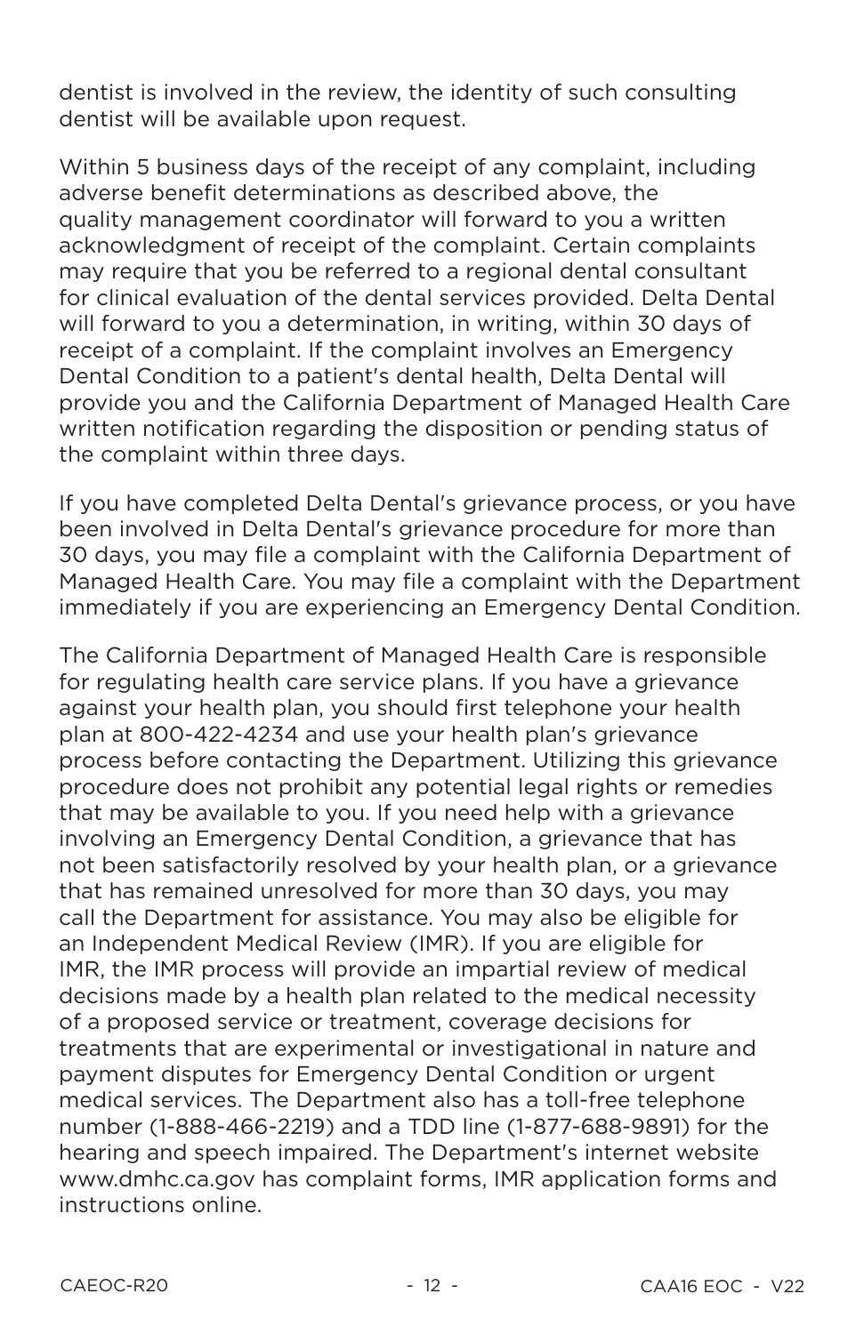dentist is involved in the review, the identity of such consulting dentist will be available upon request.

Within 5 business days of the receipt of any complaint, including adverse benefit determinations as described above, the quality management coordinator will forward to you a written acknowledgment of receipt of the complaint. Certain complaints may require that you be referred to a regional dental consultant for clinical evaluation of the dental services provided. Delta Dental will forward to you a determination, in writing, within 30 days of receipt of a complaint. If the complaint involves an Emergency Dental Condition to a patient's dental health, Delta Dental will provide you and the California Department of Managed Health Care written notification regarding the disposition or pending status of the complaint within three days.

If you have completed Delta Dental's grievance process, or you have been involved in Delta Dental's grievance procedure for more than 30 days, you may file a complaint with the California Department of Managed Health Care. You may file a complaint with the Department immediately if you are experiencing an Emergency Dental Condition.

The California Department of Managed Health Care is responsible for regulating health care service plans. If you have a grievance against your health plan, you should first telephone your health plan at 800-422-4234 and use your health plan's grievance process before contacting the Department. Utilizing this grievance procedure does not prohibit any potential legal rights or remedies that may be available to you. If you need help with a grievance involving an Emergency Dental Condition, a grievance that has not been satisfactorily resolved by your health plan, or a grievance that has remained unresolved for more than 30 days, you may call the Department for assistance. You may also be eligible for an Independent Medical Review (IMR). If you are eligible for IMR, the IMR process will provide an impartial review of medical decisions made by a health plan related to the medical necessity of a proposed service or treatment, coverage decisions for treatments that are experimental or investigational in nature and payment disputes for Emergency Dental Condition or urgent medical services. The Department also has a toll-free telephone number (1-888-466-2219) and a TDD line (1-877-688-9891) for the hearing and speech impaired. The Department's internet website www.dmhc.ca.gov has complaint forms, IMR application forms and instructions online.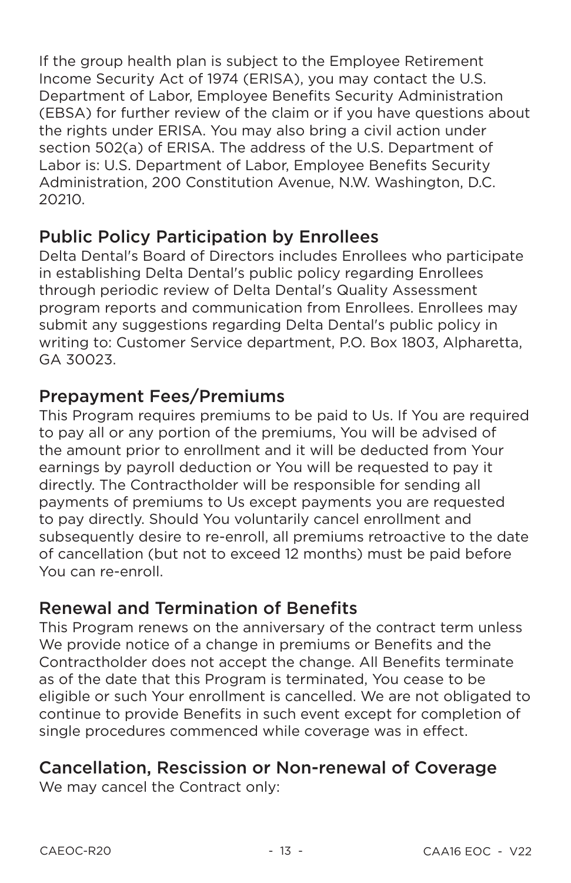If the group health plan is subject to the Employee Retirement Income Security Act of 1974 (ERISA), you may contact the U.S. Department of Labor, Employee Benefits Security Administration (EBSA) for further review of the claim or if you have questions about the rights under ERISA. You may also bring a civil action under section 502(a) of ERISA. The address of the U.S. Department of Labor is: U.S. Department of Labor, Employee Benefits Security Administration, 200 Constitution Avenue, N.W. Washington, D.C. 20210.

## Public Policy Participation by Enrollees

Delta Dental's Board of Directors includes Enrollees who participate in establishing Delta Dental's public policy regarding Enrollees through periodic review of Delta Dental's Quality Assessment program reports and communication from Enrollees. Enrollees may submit any suggestions regarding Delta Dental's public policy in writing to: Customer Service department, P.O. Box 1803, Alpharetta, GA 30023.

## Prepayment Fees/Premiums

This Program requires premiums to be paid to Us. If You are required to pay all or any portion of the premiums, You will be advised of the amount prior to enrollment and it will be deducted from Your earnings by payroll deduction or You will be requested to pay it directly. The Contractholder will be responsible for sending all payments of premiums to Us except payments you are requested to pay directly. Should You voluntarily cancel enrollment and subsequently desire to re-enroll, all premiums retroactive to the date of cancellation (but not to exceed 12 months) must be paid before You can re-enroll.

## Renewal and Termination of Benefits

This Program renews on the anniversary of the contract term unless We provide notice of a change in premiums or Benefits and the Contractholder does not accept the change. All Benefits terminate as of the date that this Program is terminated, You cease to be eligible or such Your enrollment is cancelled. We are not obligated to continue to provide Benefits in such event except for completion of single procedures commenced while coverage was in effect.

## Cancellation, Rescission or Non-renewal of Coverage

We may cancel the Contract only: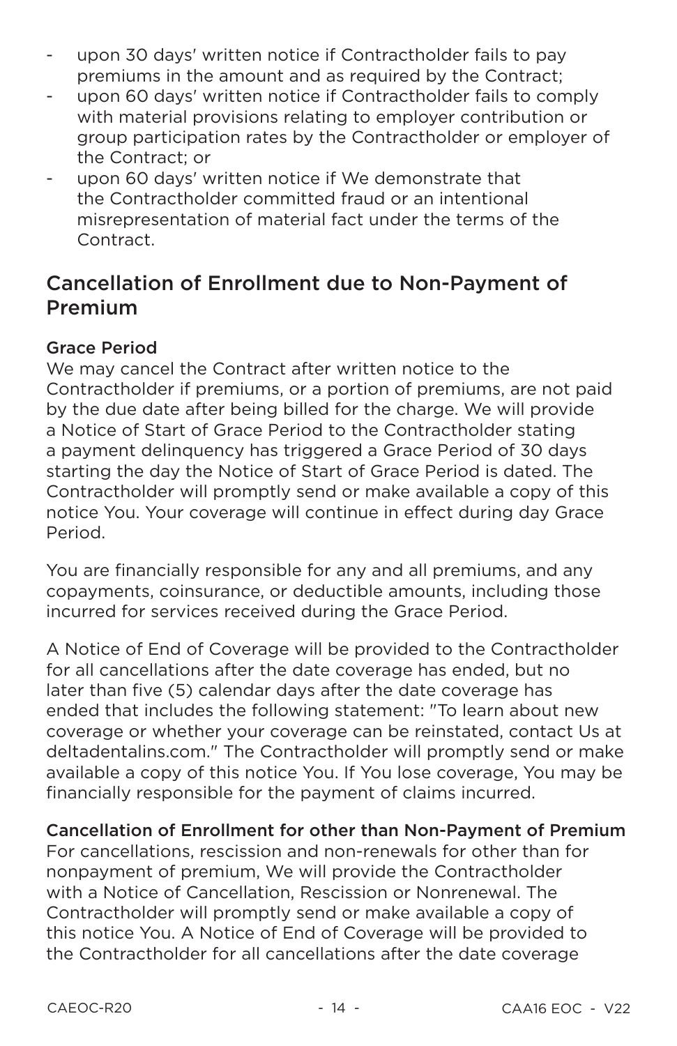- upon 30 days' written notice if Contractholder fails to pay premiums in the amount and as required by the Contract;
- upon 60 days' written notice if Contractholder fails to comply with material provisions relating to employer contribution or group participation rates by the Contractholder or employer of the Contract; or
- upon 60 days' written notice if We demonstrate that the Contractholder committed fraud or an intentional misrepresentation of material fact under the terms of the Contract.

## Cancellation of Enrollment due to Non-Payment of Premium

### Grace Period

We may cancel the Contract after written notice to the Contractholder if premiums, or a portion of premiums, are not paid by the due date after being billed for the charge. We will provide a Notice of Start of Grace Period to the Contractholder stating a payment delinquency has triggered a Grace Period of 30 days starting the day the Notice of Start of Grace Period is dated. The Contractholder will promptly send or make available a copy of this notice You. Your coverage will continue in effect during day Grace Period.

You are financially responsible for any and all premiums, and any copayments, coinsurance, or deductible amounts, including those incurred for services received during the Grace Period.

A Notice of End of Coverage will be provided to the Contractholder for all cancellations after the date coverage has ended, but no later than five (5) calendar days after the date coverage has ended that includes the following statement: "To learn about new coverage or whether your coverage can be reinstated, contact Us at deltadentalins.com." The Contractholder will promptly send or make available a copy of this notice You. If You lose coverage, You may be financially responsible for the payment of claims incurred.

### Cancellation of Enrollment for other than Non-Payment of Premium

For cancellations, rescission and non-renewals for other than for nonpayment of premium, We will provide the Contractholder with a Notice of Cancellation, Rescission or Nonrenewal. The Contractholder will promptly send or make available a copy of this notice You. A Notice of End of Coverage will be provided to the Contractholder for all cancellations after the date coverage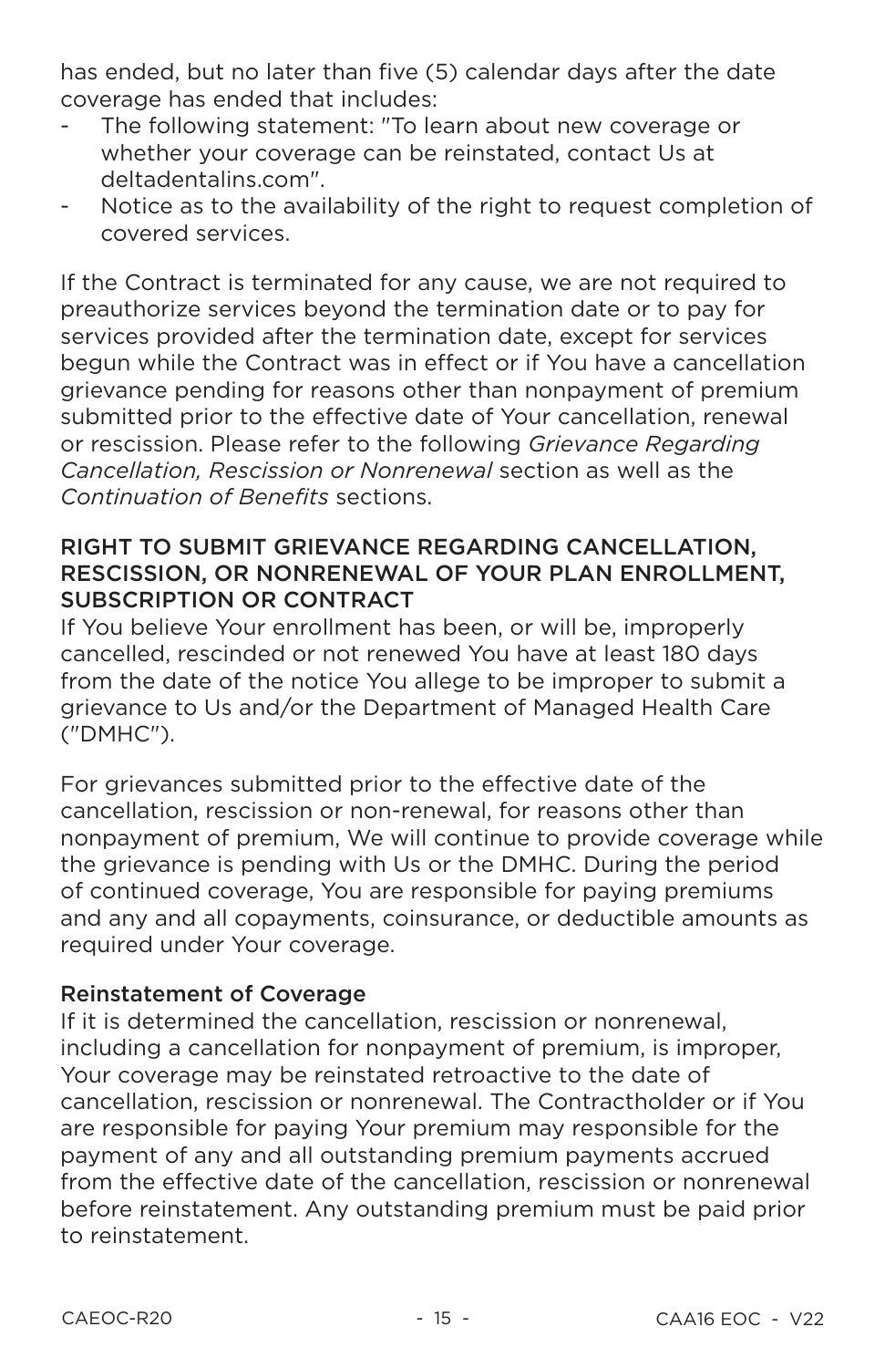has ended, but no later than five (5) calendar days after the date coverage has ended that includes:

- The following statement: "To learn about new coverage or whether your coverage can be reinstated, contact Us at deltadentalins.com".
- Notice as to the availability of the right to request completion of covered services.

If the Contract is terminated for any cause, we are not required to preauthorize services beyond the termination date or to pay for services provided after the termination date, except for services begun while the Contract was in effect or if You have a cancellation grievance pending for reasons other than nonpayment of premium submitted prior to the effective date of Your cancellation, renewal or rescission. Please refer to the following *Grievance Regarding Cancellation, Rescission or Nonrenewal* section as well as the *Continuation of Benefits* sections.

### RIGHT TO SUBMIT GRIEVANCE REGARDING CANCELLATION, RESCISSION, OR NONRENEWAL OF YOUR PLAN ENROLLMENT, SUBSCRIPTION OR CONTRACT

If You believe Your enrollment has been, or will be, improperly cancelled, rescinded or not renewed You have at least 180 days from the date of the notice You allege to be improper to submit a grievance to Us and/or the Department of Managed Health Care ("DMHC").

For grievances submitted prior to the effective date of the cancellation, rescission or non-renewal, for reasons other than nonpayment of premium, We will continue to provide coverage while the grievance is pending with Us or the DMHC. During the period of continued coverage, You are responsible for paying premiums and any and all copayments, coinsurance, or deductible amounts as required under Your coverage.

#### Reinstatement of Coverage

If it is determined the cancellation, rescission or nonrenewal, including a cancellation for nonpayment of premium, is improper, Your coverage may be reinstated retroactive to the date of cancellation, rescission or nonrenewal. The Contractholder or if You are responsible for paying Your premium may responsible for the payment of any and all outstanding premium payments accrued from the effective date of the cancellation, rescission or nonrenewal before reinstatement. Any outstanding premium must be paid prior to reinstatement.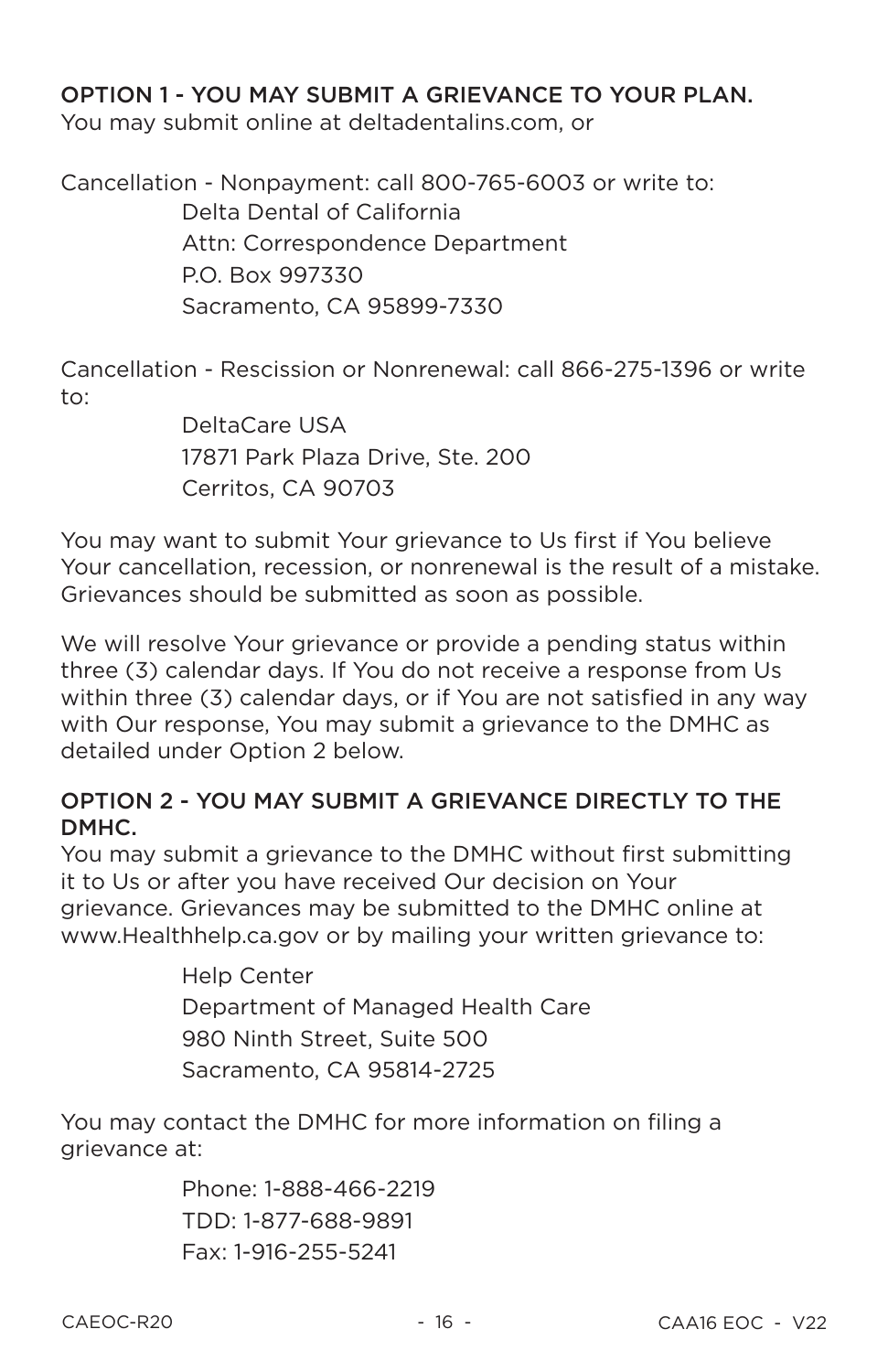### OPTION 1 - YOU MAY SUBMIT A GRIEVANCE TO YOUR PLAN.

You may submit online at deltadentalins.com, or

Cancellation - Nonpayment: call 800-765-6003 or write to:

Delta Dental of California
Attn: Correspondence Department
P.O. Box 997330
Sacramento, CA 95899-7330

Cancellation - Rescission or Nonrenewal: call 866-275-1396 or write to:

DeltaCare USA
17871 Park Plaza Drive, Ste. 200
Cerritos, CA 90703

You may want to submit Your grievance to Us first if You believe Your cancellation, recession, or nonrenewal is the result of a mistake. Grievances should be submitted as soon as possible.

We will resolve Your grievance or provide a pending status within three (3) calendar days. If You do not receive a response from Us within three (3) calendar days, or if You are not satisfied in any way with Our response, You may submit a grievance to the DMHC as detailed under Option 2 below.

### OPTION 2 - YOU MAY SUBMIT A GRIEVANCE DIRECTLY TO THE DMHC.

You may submit a grievance to the DMHC without first submitting it to Us or after you have received Our decision on Your grievance. Grievances may be submitted to the DMHC online at www.Healthhelp.ca.gov or by mailing your written grievance to:

Help Center
Department of Managed Health Care
980 Ninth Street, Suite 500
Sacramento, CA 95814-2725

You may contact the DMHC for more information on filing a grievance at:

Phone: 1-888-466-2219
TDD: 1-877-688-9891
Fax: 1-916-255-5241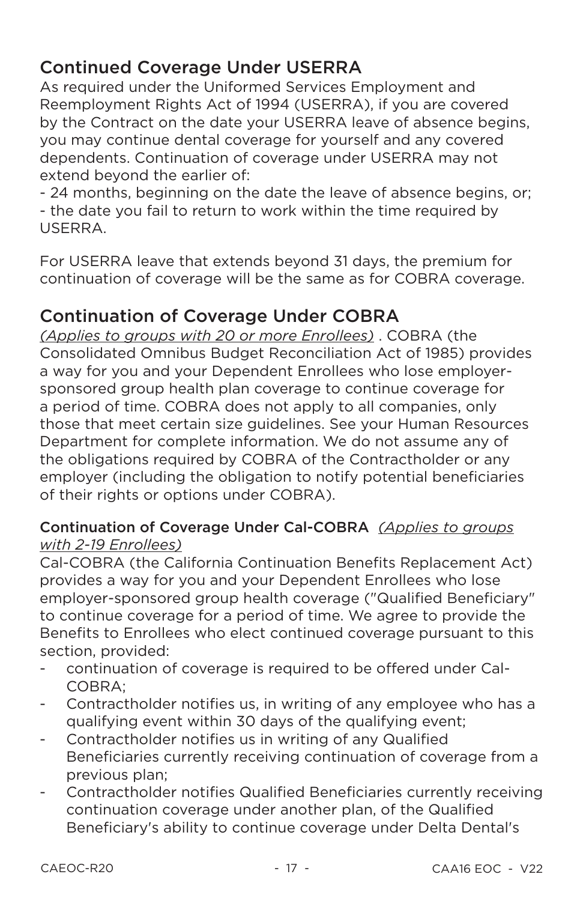## Continued Coverage Under USERRA

As required under the Uniformed Services Employment and Reemployment Rights Act of 1994 (USERRA), if you are covered by the Contract on the date your USERRA leave of absence begins, you may continue dental coverage for yourself and any covered dependents. Continuation of coverage under USERRA may not extend beyond the earlier of:

- 24 months, beginning on the date the leave of absence begins, or;
- the date you fail to return to work within the time required by USERRA.

For USERRA leave that extends beyond 31 days, the premium for continuation of coverage will be the same as for COBRA coverage.

## Continuation of Coverage Under COBRA

*(Applies to groups with 20 or more Enrollees)* . COBRA (the Consolidated Omnibus Budget Reconciliation Act of 1985) provides a way for you and your Dependent Enrollees who lose employer-sponsored group health plan coverage to continue coverage for a period of time. COBRA does not apply to all companies, only those that meet certain size guidelines. See your Human Resources Department for complete information. We do not assume any of the obligations required by COBRA of the Contractholder or any employer (including the obligation to notify potential beneficiaries of their rights or options under COBRA).

### Continuation of Coverage Under Cal-COBRA *(Applies to groups with 2-19 Enrollees)*

Cal-COBRA (the California Continuation Benefits Replacement Act) provides a way for you and your Dependent Enrollees who lose employer-sponsored group health coverage ("Qualified Beneficiary" to continue coverage for a period of time. We agree to provide the Benefits to Enrollees who elect continued coverage pursuant to this section, provided:

- continuation of coverage is required to be offered under Cal-COBRA;
- Contractholder notifies us, in writing of any employee who has a qualifying event within 30 days of the qualifying event;
- Contractholder notifies us in writing of any Qualified Beneficiaries currently receiving continuation of coverage from a previous plan;
- Contractholder notifies Qualified Beneficiaries currently receiving continuation coverage under another plan, of the Qualified Beneficiary's ability to continue coverage under Delta Dental's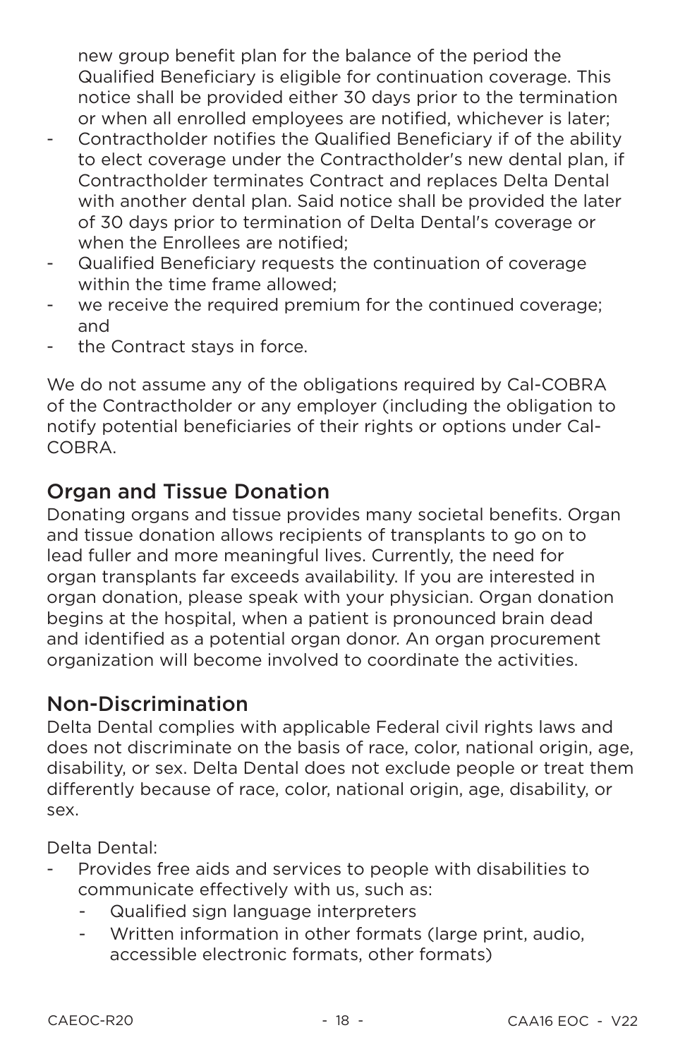new group benefit plan for the balance of the period the Qualified Beneficiary is eligible for continuation coverage. This notice shall be provided either 30 days prior to the termination or when all enrolled employees are notified, whichever is later;

- Contractholder notifies the Qualified Beneficiary if of the ability to elect coverage under the Contractholder's new dental plan, if Contractholder terminates Contract and replaces Delta Dental with another dental plan. Said notice shall be provided the later of 30 days prior to termination of Delta Dental's coverage or when the Enrollees are notified;
- Qualified Beneficiary requests the continuation of coverage within the time frame allowed;
- we receive the required premium for the continued coverage; and
- the Contract stays in force.

We do not assume any of the obligations required by Cal-COBRA of the Contractholder or any employer (including the obligation to notify potential beneficiaries of their rights or options under Cal-COBRA.

## Organ and Tissue Donation

Donating organs and tissue provides many societal benefits. Organ and tissue donation allows recipients of transplants to go on to lead fuller and more meaningful lives. Currently, the need for organ transplants far exceeds availability. If you are interested in organ donation, please speak with your physician. Organ donation begins at the hospital, when a patient is pronounced brain dead and identified as a potential organ donor. An organ procurement organization will become involved to coordinate the activities.

## Non-Discrimination

Delta Dental complies with applicable Federal civil rights laws and does not discriminate on the basis of race, color, national origin, age, disability, or sex. Delta Dental does not exclude people or treat them differently because of race, color, national origin, age, disability, or sex.

Delta Dental:

- Provides free aids and services to people with disabilities to communicate effectively with us, such as:
  - Qualified sign language interpreters
  - Written information in other formats (large print, audio, accessible electronic formats, other formats)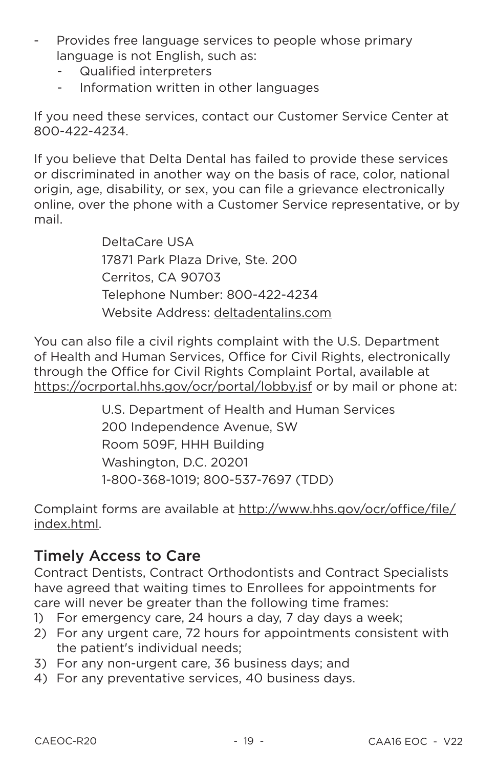- Provides free language services to people whose primary language is not English, such as:
  - Qualified interpreters
  - Information written in other languages

If you need these services, contact our Customer Service Center at 800-422-4234.

If you believe that Delta Dental has failed to provide these services or discriminated in another way on the basis of race, color, national origin, age, disability, or sex, you can file a grievance electronically online, over the phone with a Customer Service representative, or by mail.

DeltaCare USA
17871 Park Plaza Drive, Ste. 200
Cerritos, CA 90703
Telephone Number: 800-422-4234
Website Address: deltadentalins.com

You can also file a civil rights complaint with the U.S. Department of Health and Human Services, Office for Civil Rights, electronically through the Office for Civil Rights Complaint Portal, available at https://ocrportal.hhs.gov/ocr/portal/lobby.jsf or by mail or phone at:

U.S. Department of Health and Human Services
200 Independence Avenue, SW
Room 509F, HHH Building
Washington, D.C. 20201
1-800-368-1019; 800-537-7697 (TDD)

Complaint forms are available at http://www.hhs.gov/ocr/office/file/index.html.

## Timely Access to Care

Contract Dentists, Contract Orthodontists and Contract Specialists have agreed that waiting times to Enrollees for appointments for care will never be greater than the following time frames:

1) For emergency care, 24 hours a day, 7 day days a week;
2) For any urgent care, 72 hours for appointments consistent with the patient's individual needs;
3) For any non-urgent care, 36 business days; and
4) For any preventative services, 40 business days.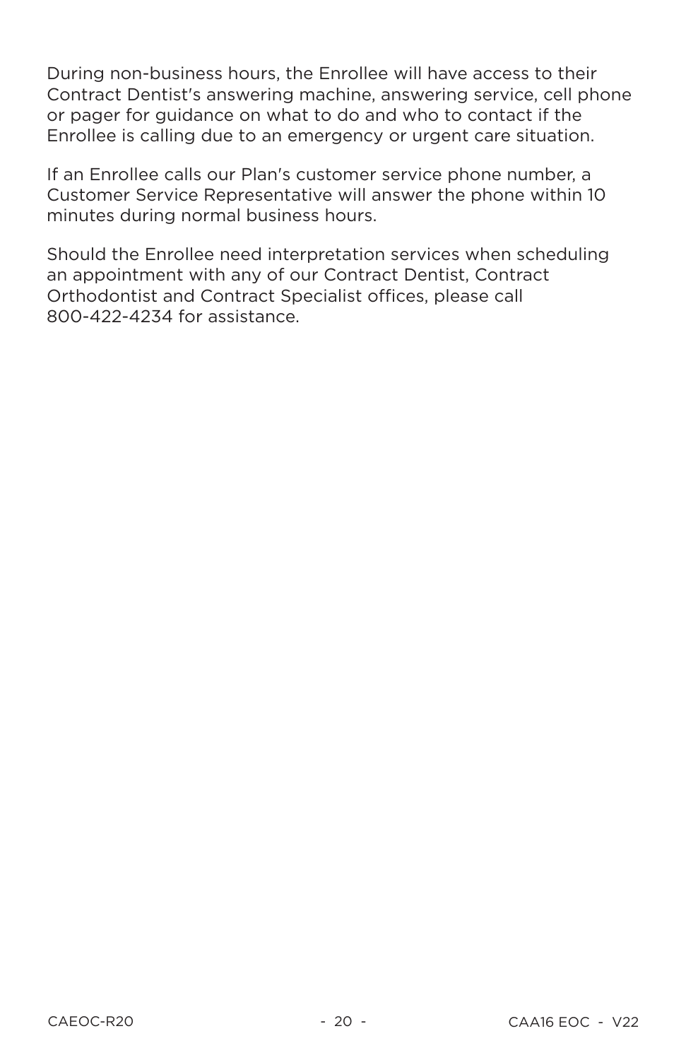During non-business hours, the Enrollee will have access to their Contract Dentist's answering machine, answering service, cell phone or pager for guidance on what to do and who to contact if the Enrollee is calling due to an emergency or urgent care situation.

If an Enrollee calls our Plan's customer service phone number, a Customer Service Representative will answer the phone within 10 minutes during normal business hours.

Should the Enrollee need interpretation services when scheduling an appointment with any of our Contract Dentist, Contract Orthodontist and Contract Specialist offices, please call 800-422-4234 for assistance.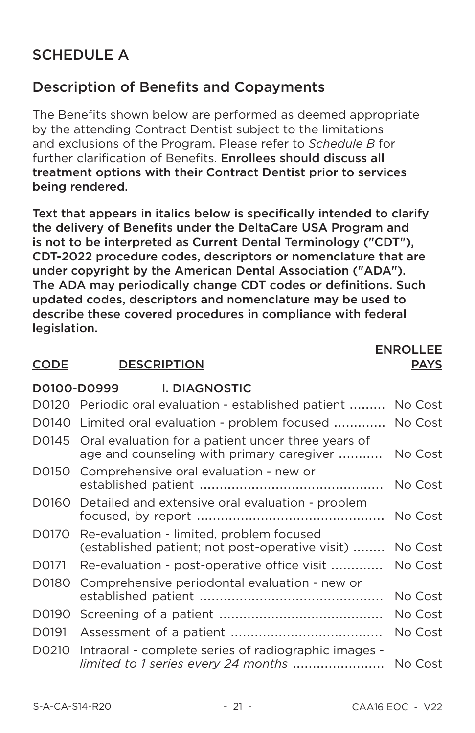## SCHEDULE A

## Description of Benefits and Copayments

The Benefits shown below are performed as deemed appropriate by the attending Contract Dentist subject to the limitations and exclusions of the Program. Please refer to *Schedule B* for further clarification of Benefits. **Enrollees should discuss all treatment options with their Contract Dentist prior to services being rendered.**

**Text that appears in italics below is specifically intended to clarify the delivery of Benefits under the DeltaCare USA Program and is not to be interpreted as Current Dental Terminology ("CDT"), CDT-2022 procedure codes, descriptors or nomenclature that are under copyright by the American Dental Association ("ADA"). The ADA may periodically change CDT codes or definitions. Such updated codes, descriptors and nomenclature may be used to describe these covered procedures in compliance with federal legislation.**

| CODE | DESCRIPTION | ENROLLEE PAYS |
|---|---|---|
| **D0100-D0999** | **I. DIAGNOSTIC** | |
| D0120 | Periodic oral evaluation - established patient | No Cost |
| D0140 | Limited oral evaluation - problem focused | No Cost |
| D0145 | Oral evaluation for a patient under three years of age and counseling with primary caregiver | No Cost |
| D0150 | Comprehensive oral evaluation - new or established patient | No Cost |
| D0160 | Detailed and extensive oral evaluation - problem focused, by report | No Cost |
| D0170 | Re-evaluation - limited, problem focused (established patient; not post-operative visit) | No Cost |
| D0171 | Re-evaluation - post-operative office visit | No Cost |
| D0180 | Comprehensive periodontal evaluation - new or established patient | No Cost |
| D0190 | Screening of a patient | No Cost |
| D0191 | Assessment of a patient | No Cost |
| D0210 | Intraoral - complete series of radiographic images - *limited to 1 series every 24 months* | No Cost |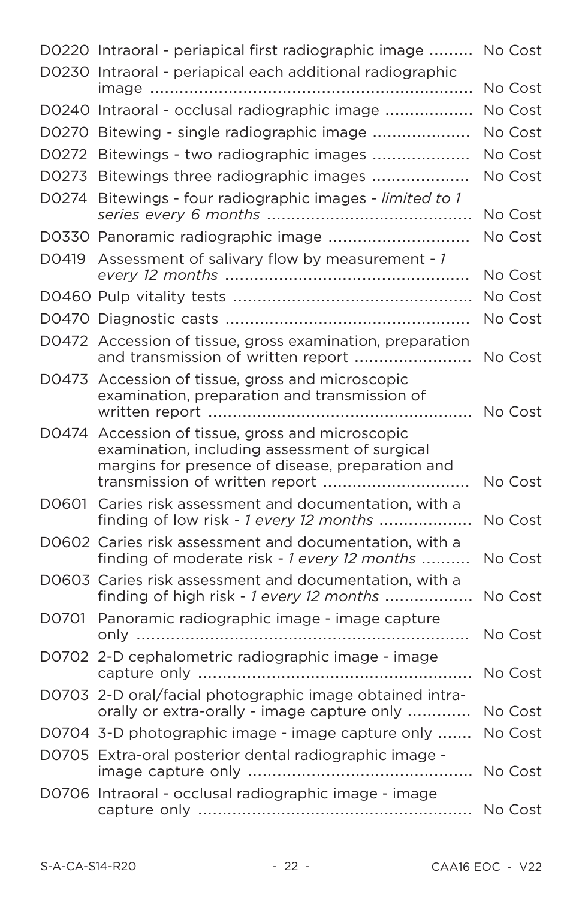| | | |
|---|---|---|
| D0220 | Intraoral - periapical first radiographic image | No Cost |
| D0230 | Intraoral - periapical each additional radiographic image | No Cost |
| D0240 | Intraoral - occlusal radiographic image | No Cost |
| D0270 | Bitewing - single radiographic image | No Cost |
| D0272 | Bitewings - two radiographic images | No Cost |
| D0273 | Bitewings three radiographic images | No Cost |
| D0274 | Bitewings - four radiographic images - *limited to 1 series every 6 months* | No Cost |
| D0330 | Panoramic radiographic image | No Cost |
| D0419 | Assessment of salivary flow by measurement - *1 every 12 months* | No Cost |
| D0460 | Pulp vitality tests | No Cost |
| D0470 | Diagnostic casts | No Cost |
| D0472 | Accession of tissue, gross examination, preparation and transmission of written report | No Cost |
| D0473 | Accession of tissue, gross and microscopic examination, preparation and transmission of written report | No Cost |
| D0474 | Accession of tissue, gross and microscopic examination, including assessment of surgical margins for presence of disease, preparation and transmission of written report | No Cost |
| D0601 | Caries risk assessment and documentation, with a finding of low risk - *1 every 12 months* | No Cost |
| D0602 | Caries risk assessment and documentation, with a finding of moderate risk - *1 every 12 months* | No Cost |
| D0603 | Caries risk assessment and documentation, with a finding of high risk - *1 every 12 months* | No Cost |
| D0701 | Panoramic radiographic image - image capture only | No Cost |
| D0702 | 2-D cephalometric radiographic image - image capture only | No Cost |
| D0703 | 2-D oral/facial photographic image obtained intra-orally or extra-orally - image capture only | No Cost |
| D0704 | 3-D photographic image - image capture only | No Cost |
| D0705 | Extra-oral posterior dental radiographic image - image capture only | No Cost |
| D0706 | Intraoral - occlusal radiographic image - image capture only | No Cost |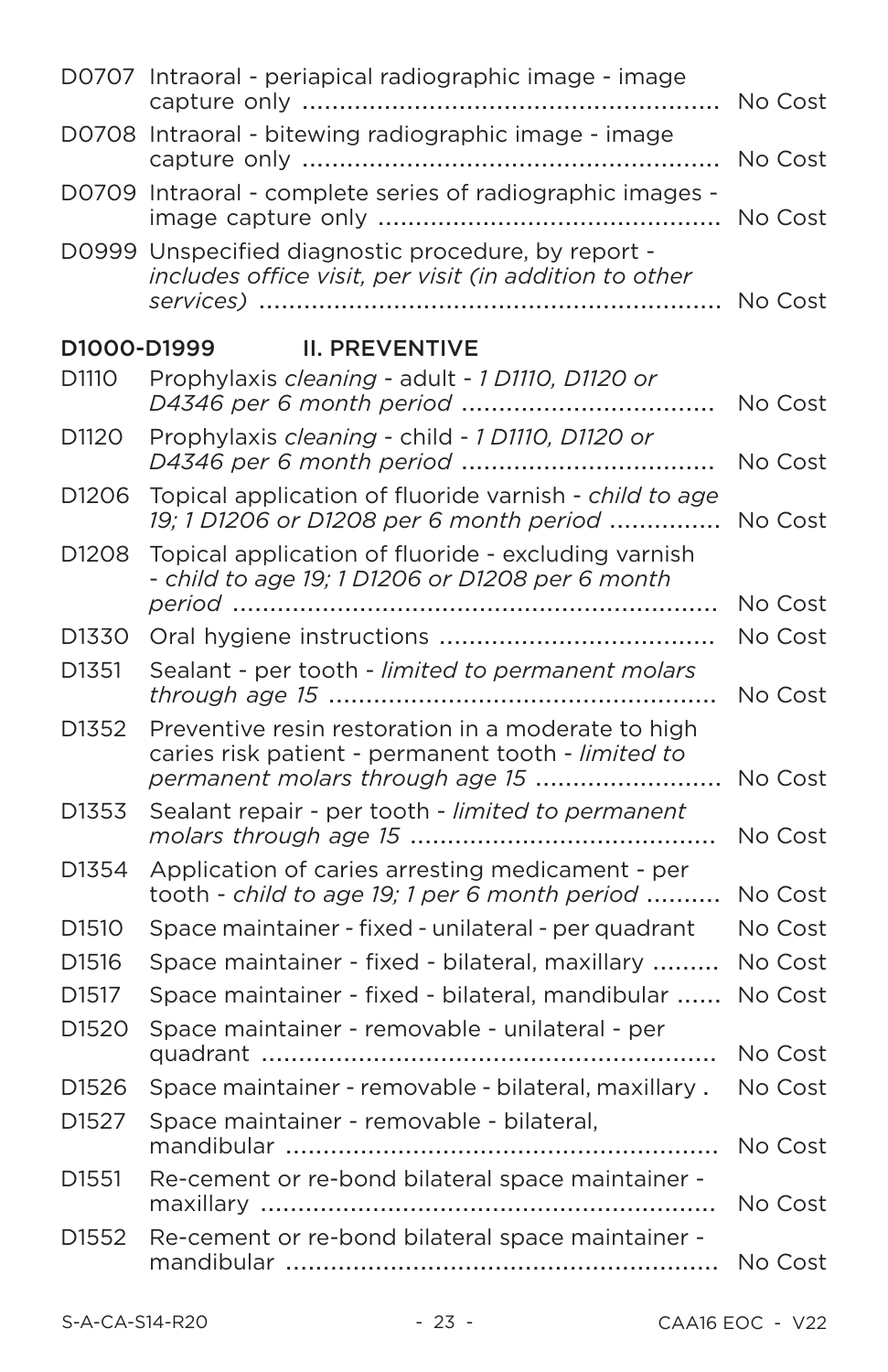| Code | Description | Cost |
|---|---|---|
| D0707 | Intraoral - periapical radiographic image - image capture only | No Cost |
| D0708 | Intraoral - bitewing radiographic image - image capture only | No Cost |
| D0709 | Intraoral - complete series of radiographic images - image capture only | No Cost |
| D0999 | Unspecified diagnostic procedure, by report - *includes office visit, per visit (in addition to other services)* | No Cost |

## D1000-D1999 II. PREVENTIVE

| Code | Description | Cost |
|---|---|---|
| D1110 | Prophylaxis *cleaning* - adult - *1 D1110, D1120 or D4346 per 6 month period* | No Cost |
| D1120 | Prophylaxis *cleaning* - child - *1 D1110, D1120 or D4346 per 6 month period* | No Cost |
| D1206 | Topical application of fluoride varnish - *child to age 19; 1 D1206 or D1208 per 6 month period* | No Cost |
| D1208 | Topical application of fluoride - excluding varnish - *child to age 19; 1 D1206 or D1208 per 6 month period* | No Cost |
| D1330 | Oral hygiene instructions | No Cost |
| D1351 | Sealant - per tooth - *limited to permanent molars through age 15* | No Cost |
| D1352 | Preventive resin restoration in a moderate to high caries risk patient - permanent tooth - *limited to permanent molars through age 15* | No Cost |
| D1353 | Sealant repair - per tooth - *limited to permanent molars through age 15* | No Cost |
| D1354 | Application of caries arresting medicament - per tooth - *child to age 19; 1 per 6 month period* | No Cost |
| D1510 | Space maintainer - fixed - unilateral - per quadrant | No Cost |
| D1516 | Space maintainer - fixed - bilateral, maxillary | No Cost |
| D1517 | Space maintainer - fixed - bilateral, mandibular | No Cost |
| D1520 | Space maintainer - removable - unilateral - per quadrant | No Cost |
| D1526 | Space maintainer - removable - bilateral, maxillary | No Cost |
| D1527 | Space maintainer - removable - bilateral, mandibular | No Cost |
| D1551 | Re-cement or re-bond bilateral space maintainer - maxillary | No Cost |
| D1552 | Re-cement or re-bond bilateral space maintainer - mandibular | No Cost |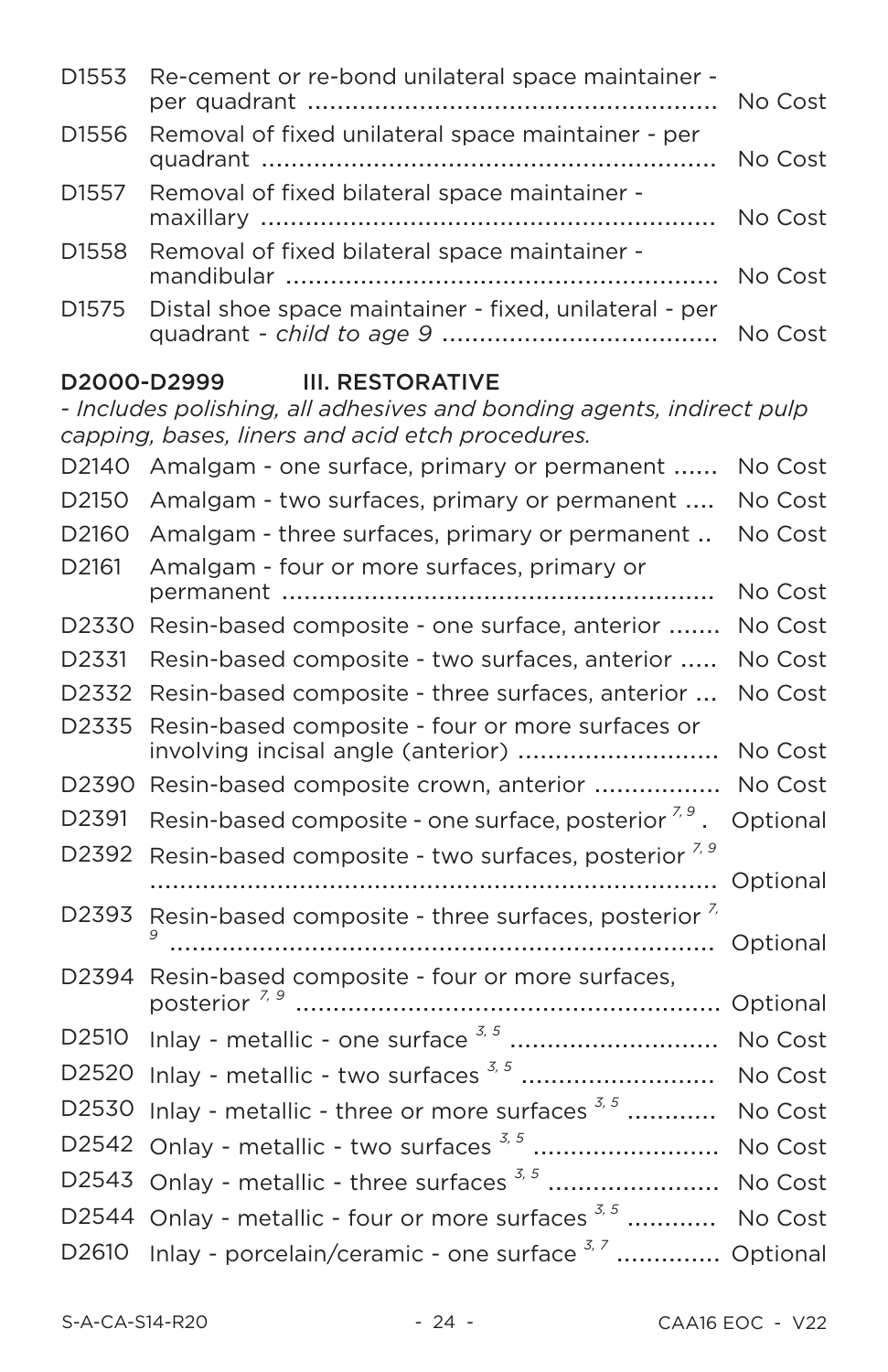| | | |
|---|---|---|
| D1553 | Re-cement or re-bond unilateral space maintainer - per quadrant | No Cost |
| D1556 | Removal of fixed unilateral space maintainer - per quadrant | No Cost |
| D1557 | Removal of fixed bilateral space maintainer - maxillary | No Cost |
| D1558 | Removal of fixed bilateral space maintainer - mandibular | No Cost |
| D1575 | Distal shoe space maintainer - fixed, unilateral - per quadrant - *child to age 9* | No Cost |

## D2000-D2999 III. RESTORATIVE

*- Includes polishing, all adhesives and bonding agents, indirect pulp capping, bases, liners and acid etch procedures.*

| | | |
|---|---|---|
| D2140 | Amalgam - one surface, primary or permanent | No Cost |
| D2150 | Amalgam - two surfaces, primary or permanent | No Cost |
| D2160 | Amalgam - three surfaces, primary or permanent | No Cost |
| D2161 | Amalgam - four or more surfaces, primary or permanent | No Cost |
| D2330 | Resin-based composite - one surface, anterior | No Cost |
| D2331 | Resin-based composite - two surfaces, anterior | No Cost |
| D2332 | Resin-based composite - three surfaces, anterior | No Cost |
| D2335 | Resin-based composite - four or more surfaces or involving incisal angle (anterior) | No Cost |
| D2390 | Resin-based composite crown, anterior | No Cost |
| D2391 | Resin-based composite - one surface, posterior [7, 9] | Optional |
| D2392 | Resin-based composite - two surfaces, posterior [7, 9] | Optional |
| D2393 | Resin-based composite - three surfaces, posterior [7, 9] | Optional |
| D2394 | Resin-based composite - four or more surfaces, posterior [7, 9] | Optional |
| D2510 | Inlay - metallic - one surface [3, 5] | No Cost |
| D2520 | Inlay - metallic - two surfaces [3, 5] | No Cost |
| D2530 | Inlay - metallic - three or more surfaces [3, 5] | No Cost |
| D2542 | Onlay - metallic - two surfaces [3, 5] | No Cost |
| D2543 | Onlay - metallic - three surfaces [3, 5] | No Cost |
| D2544 | Onlay - metallic - four or more surfaces [3, 5] | No Cost |
| D2610 | Inlay - porcelain/ceramic - one surface [3, 7] | Optional |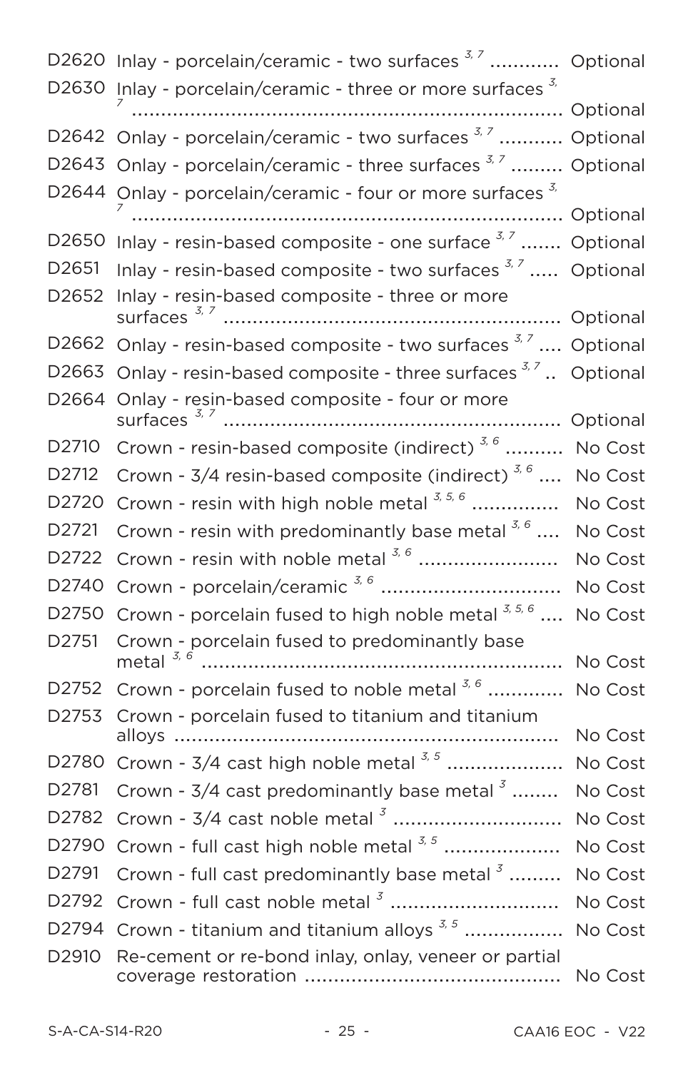| | | |
|---|---|---|
| D2620 | Inlay - porcelain/ceramic - two surfaces [3, 7] | Optional |
| D2630 | Inlay - porcelain/ceramic - three or more surfaces [3, 7] | Optional |
| D2642 | Onlay - porcelain/ceramic - two surfaces [3, 7] | Optional |
| D2643 | Onlay - porcelain/ceramic - three surfaces [3, 7] | Optional |
| D2644 | Onlay - porcelain/ceramic - four or more surfaces [3, 7] | Optional |
| D2650 | Inlay - resin-based composite - one surface [3, 7] | Optional |
| D2651 | Inlay - resin-based composite - two surfaces [3, 7] | Optional |
| D2652 | Inlay - resin-based composite - three or more surfaces [3, 7] | Optional |
| D2662 | Onlay - resin-based composite - two surfaces [3, 7] | Optional |
| D2663 | Onlay - resin-based composite - three surfaces [3, 7] | Optional |
| D2664 | Onlay - resin-based composite - four or more surfaces [3, 7] | Optional |
| D2710 | Crown - resin-based composite (indirect) [3, 6] | No Cost |
| D2712 | Crown - 3/4 resin-based composite (indirect) [3, 6] | No Cost |
| D2720 | Crown - resin with high noble metal [3, 5, 6] | No Cost |
| D2721 | Crown - resin with predominantly base metal [3, 6] | No Cost |
| D2722 | Crown - resin with noble metal [3, 6] | No Cost |
| D2740 | Crown - porcelain/ceramic [3, 6] | No Cost |
| D2750 | Crown - porcelain fused to high noble metal [3, 5, 6] | No Cost |
| D2751 | Crown - porcelain fused to predominantly base metal [3, 6] | No Cost |
| D2752 | Crown - porcelain fused to noble metal [3, 6] | No Cost |
| D2753 | Crown - porcelain fused to titanium and titanium alloys | No Cost |
| D2780 | Crown - 3/4 cast high noble metal [3, 5] | No Cost |
| D2781 | Crown - 3/4 cast predominantly base metal [3] | No Cost |
| D2782 | Crown - 3/4 cast noble metal [3] | No Cost |
| D2790 | Crown - full cast high noble metal [3, 5] | No Cost |
| D2791 | Crown - full cast predominantly base metal [3] | No Cost |
| D2792 | Crown - full cast noble metal [3] | No Cost |
| D2794 | Crown - titanium and titanium alloys [3, 5] | No Cost |
| D2910 | Re-cement or re-bond inlay, onlay, veneer or partial coverage restoration | No Cost |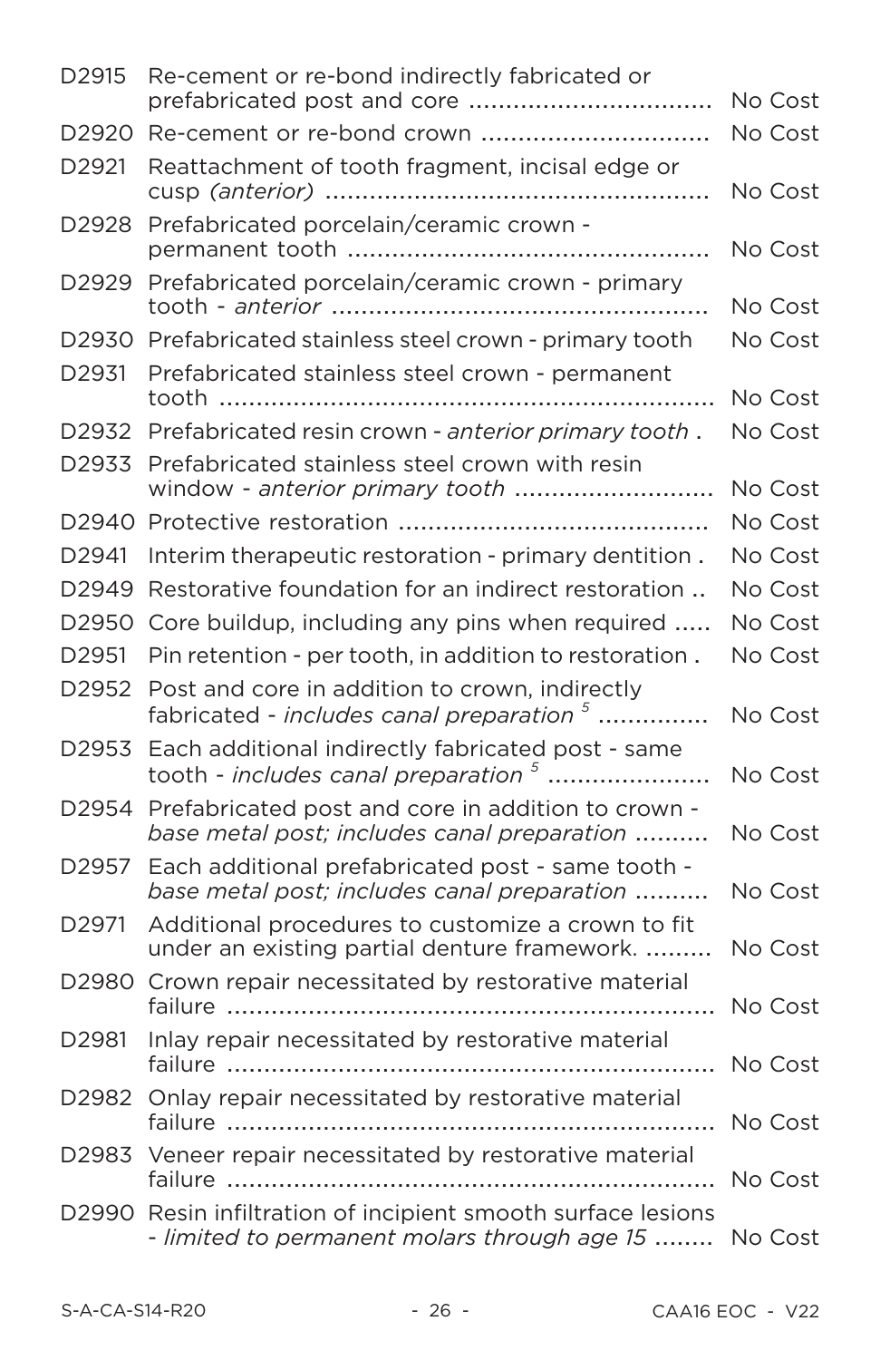| Code | Description | Cost |
|---|---|---|
| D2915 | Re-cement or re-bond indirectly fabricated or prefabricated post and core | No Cost |
| D2920 | Re-cement or re-bond crown | No Cost |
| D2921 | Reattachment of tooth fragment, incisal edge or cusp *(anterior)* | No Cost |
| D2928 | Prefabricated porcelain/ceramic crown - permanent tooth | No Cost |
| D2929 | Prefabricated porcelain/ceramic crown - primary tooth - *anterior* | No Cost |
| D2930 | Prefabricated stainless steel crown - primary tooth | No Cost |
| D2931 | Prefabricated stainless steel crown - permanent tooth | No Cost |
| D2932 | Prefabricated resin crown - *anterior primary tooth* | No Cost |
| D2933 | Prefabricated stainless steel crown with resin window - *anterior primary tooth* | No Cost |
| D2940 | Protective restoration | No Cost |
| D2941 | Interim therapeutic restoration - primary dentition | No Cost |
| D2949 | Restorative foundation for an indirect restoration | No Cost |
| D2950 | Core buildup, including any pins when required | No Cost |
| D2951 | Pin retention - per tooth, in addition to restoration | No Cost |
| D2952 | Post and core in addition to crown, indirectly fabricated - *includes canal preparation* [5] | No Cost |
| D2953 | Each additional indirectly fabricated post - same tooth - *includes canal preparation* [5] | No Cost |
| D2954 | Prefabricated post and core in addition to crown - *base metal post; includes canal preparation* | No Cost |
| D2957 | Each additional prefabricated post - same tooth - *base metal post; includes canal preparation* | No Cost |
| D2971 | Additional procedures to customize a crown to fit under an existing partial denture framework. | No Cost |
| D2980 | Crown repair necessitated by restorative material failure | No Cost |
| D2981 | Inlay repair necessitated by restorative material failure | No Cost |
| D2982 | Onlay repair necessitated by restorative material failure | No Cost |
| D2983 | Veneer repair necessitated by restorative material failure | No Cost |
| D2990 | Resin infiltration of incipient smooth surface lesions - *limited to permanent molars through age 15* | No Cost |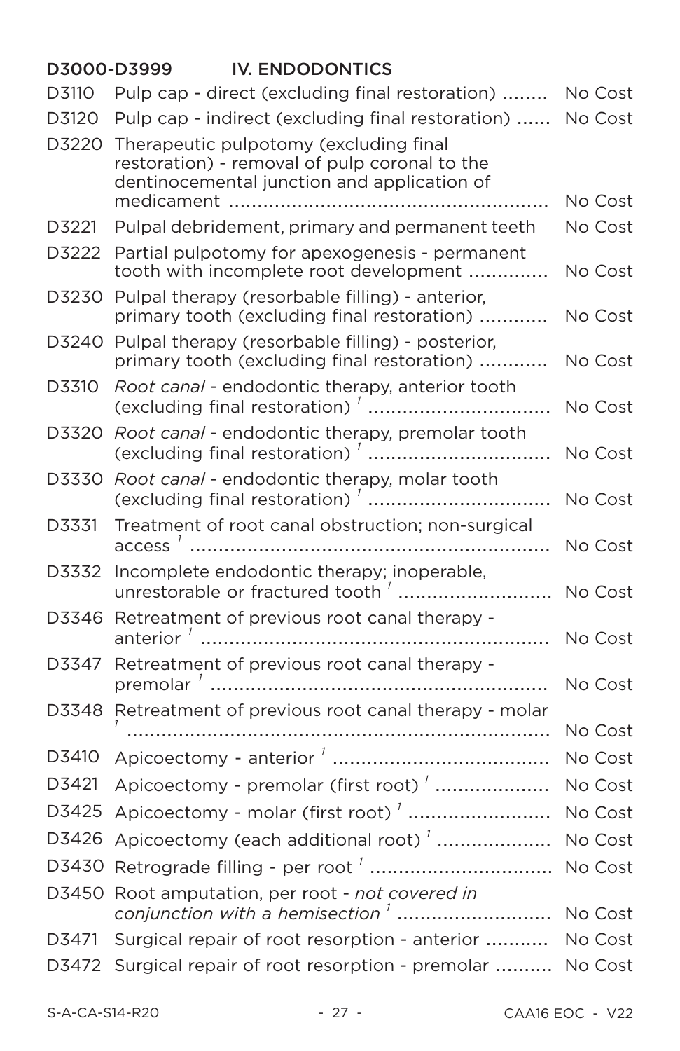## D3000-D3999 IV. ENDODONTICS

| Code | Description | Cost |
|---|---|---|
| D3110 | Pulp cap - direct (excluding final restoration) | No Cost |
| D3120 | Pulp cap - indirect (excluding final restoration) | No Cost |
| D3220 | Therapeutic pulpotomy (excluding final restoration) - removal of pulp coronal to the dentinocemental junction and application of medicament | No Cost |
| D3221 | Pulpal debridement, primary and permanent teeth | No Cost |
| D3222 | Partial pulpotomy for apexogenesis - permanent tooth with incomplete root development | No Cost |
| D3230 | Pulpal therapy (resorbable filling) - anterior, primary tooth (excluding final restoration) | No Cost |
| D3240 | Pulpal therapy (resorbable filling) - posterior, primary tooth (excluding final restoration) | No Cost |
| D3310 | *Root canal* - endodontic therapy, anterior tooth (excluding final restoration) [1] | No Cost |
| D3320 | *Root canal* - endodontic therapy, premolar tooth (excluding final restoration) [1] | No Cost |
| D3330 | *Root canal* - endodontic therapy, molar tooth (excluding final restoration) [1] | No Cost |
| D3331 | Treatment of root canal obstruction; non-surgical access [1] | No Cost |
| D3332 | Incomplete endodontic therapy; inoperable, unrestorable or fractured tooth [1] | No Cost |
| D3346 | Retreatment of previous root canal therapy - anterior [1] | No Cost |
| D3347 | Retreatment of previous root canal therapy - premolar [1] | No Cost |
| D3348 | Retreatment of previous root canal therapy - molar [1] | No Cost |
| D3410 | Apicoectomy - anterior [1] | No Cost |
| D3421 | Apicoectomy - premolar (first root) [1] | No Cost |
| D3425 | Apicoectomy - molar (first root) [1] | No Cost |
| D3426 | Apicoectomy (each additional root) [1] | No Cost |
| D3430 | Retrograde filling - per root [1] | No Cost |
| D3450 | Root amputation, per root - *not covered in conjunction with a hemisection* [1] | No Cost |
| D3471 | Surgical repair of root resorption - anterior | No Cost |
| D3472 | Surgical repair of root resorption - premolar | No Cost |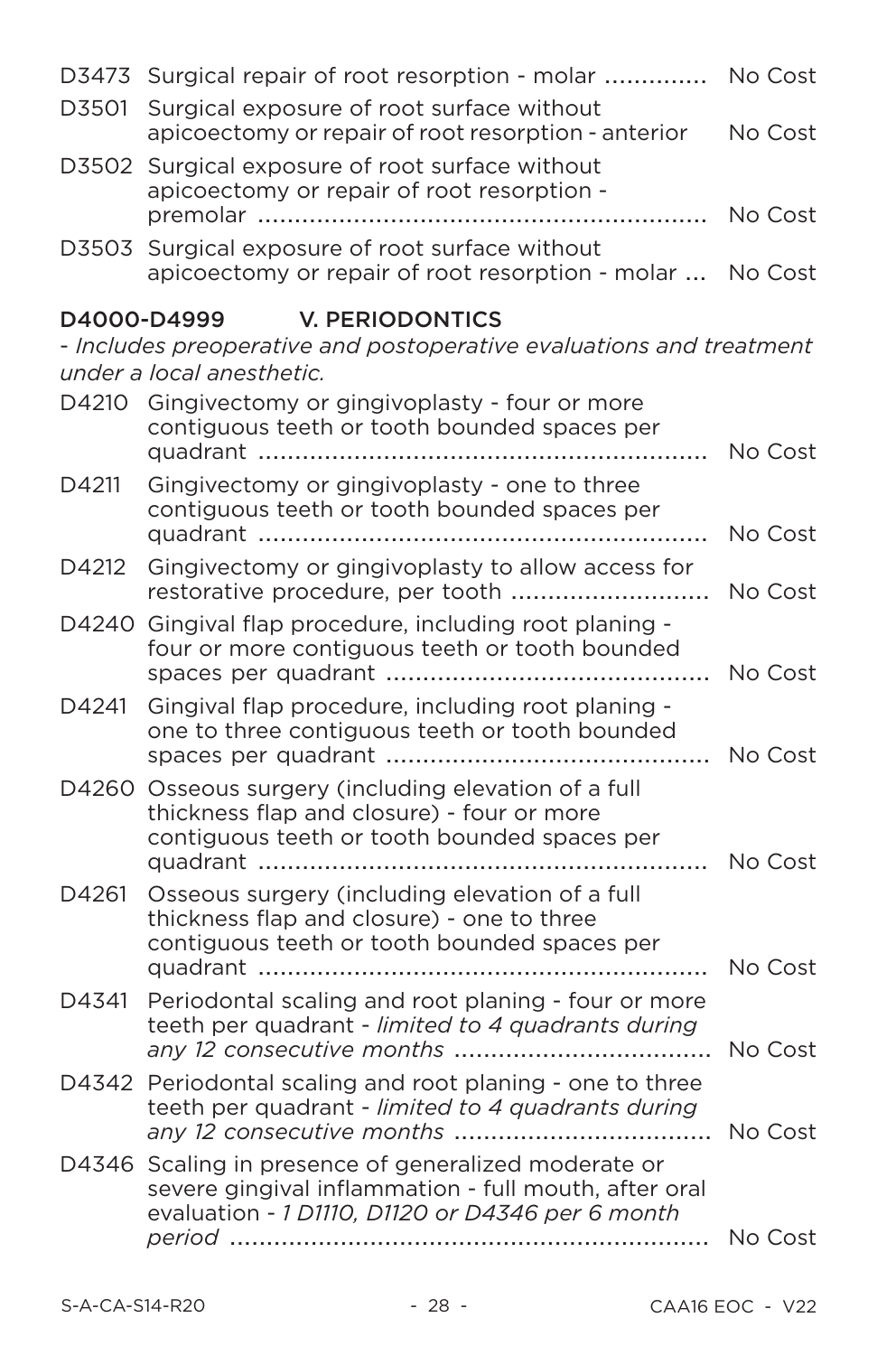| | | |
|---|---|---|
| D3473 | Surgical repair of root resorption - molar | No Cost |
| D3501 | Surgical exposure of root surface without apicoectomy or repair of root resorption - anterior | No Cost |
| D3502 | Surgical exposure of root surface without apicoectomy or repair of root resorption - premolar | No Cost |
| D3503 | Surgical exposure of root surface without apicoectomy or repair of root resorption - molar | No Cost |

## D4000-D4999 V. PERIODONTICS

*- Includes preoperative and postoperative evaluations and treatment under a local anesthetic.*

| | | |
|---|---|---|
| D4210 | Gingivectomy or gingivoplasty - four or more contiguous teeth or tooth bounded spaces per quadrant | No Cost |
| D4211 | Gingivectomy or gingivoplasty - one to three contiguous teeth or tooth bounded spaces per quadrant | No Cost |
| D4212 | Gingivectomy or gingivoplasty to allow access for restorative procedure, per tooth | No Cost |
| D4240 | Gingival flap procedure, including root planing - four or more contiguous teeth or tooth bounded spaces per quadrant | No Cost |
| D4241 | Gingival flap procedure, including root planing - one to three contiguous teeth or tooth bounded spaces per quadrant | No Cost |
| D4260 | Osseous surgery (including elevation of a full thickness flap and closure) - four or more contiguous teeth or tooth bounded spaces per quadrant | No Cost |
| D4261 | Osseous surgery (including elevation of a full thickness flap and closure) - one to three contiguous teeth or tooth bounded spaces per quadrant | No Cost |
| D4341 | Periodontal scaling and root planing - four or more teeth per quadrant - *limited to 4 quadrants during any 12 consecutive months* | No Cost |
| D4342 | Periodontal scaling and root planing - one to three teeth per quadrant - *limited to 4 quadrants during any 12 consecutive months* | No Cost |
| D4346 | Scaling in presence of generalized moderate or severe gingival inflammation - full mouth, after oral evaluation - *1 D1110, D1120 or D4346 per 6 month period* | No Cost |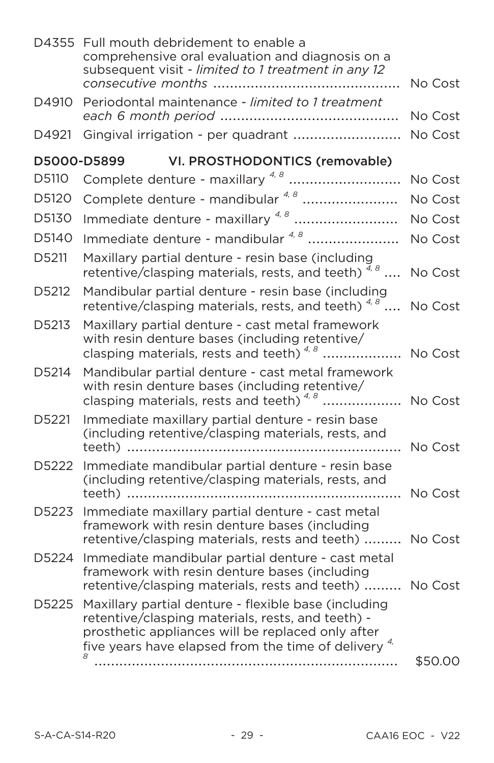| Code | Description | Cost |
|---|---|---|
| D4355 | Full mouth debridement to enable a comprehensive oral evaluation and diagnosis on a subsequent visit - *limited to 1 treatment in any 12 consecutive months* | No Cost |
| D4910 | Periodontal maintenance - *limited to 1 treatment each 6 month period* | No Cost |
| D4921 | Gingival irrigation - per quadrant | No Cost |

## D5000-D5899 VI. PROSTHODONTICS (removable)

| Code | Description | Cost |
|---|---|---|
| D5110 | Complete denture - maxillary [4, 8] | No Cost |
| D5120 | Complete denture - mandibular [4, 8] | No Cost |
| D5130 | Immediate denture - maxillary [4, 8] | No Cost |
| D5140 | Immediate denture - mandibular [4, 8] | No Cost |
| D5211 | Maxillary partial denture - resin base (including retentive/clasping materials, rests, and teeth) [4, 8] | No Cost |
| D5212 | Mandibular partial denture - resin base (including retentive/clasping materials, rests, and teeth) [4, 8] | No Cost |
| D5213 | Maxillary partial denture - cast metal framework with resin denture bases (including retentive/clasping materials, rests and teeth) [4, 8] | No Cost |
| D5214 | Mandibular partial denture - cast metal framework with resin denture bases (including retentive/clasping materials, rests and teeth) [4, 8] | No Cost |
| D5221 | Immediate maxillary partial denture - resin base (including retentive/clasping materials, rests, and teeth) | No Cost |
| D5222 | Immediate mandibular partial denture - resin base (including retentive/clasping materials, rests, and teeth) | No Cost |
| D5223 | Immediate maxillary partial denture - cast metal framework with resin denture bases (including retentive/clasping materials, rests and teeth) | No Cost |
| D5224 | Immediate mandibular partial denture - cast metal framework with resin denture bases (including retentive/clasping materials, rests and teeth) | No Cost |
| D5225 | Maxillary partial denture - flexible base (including retentive/clasping materials, rests, and teeth) - prosthetic appliances will be replaced only after five years have elapsed from the time of delivery [4, 8] | $50.00 |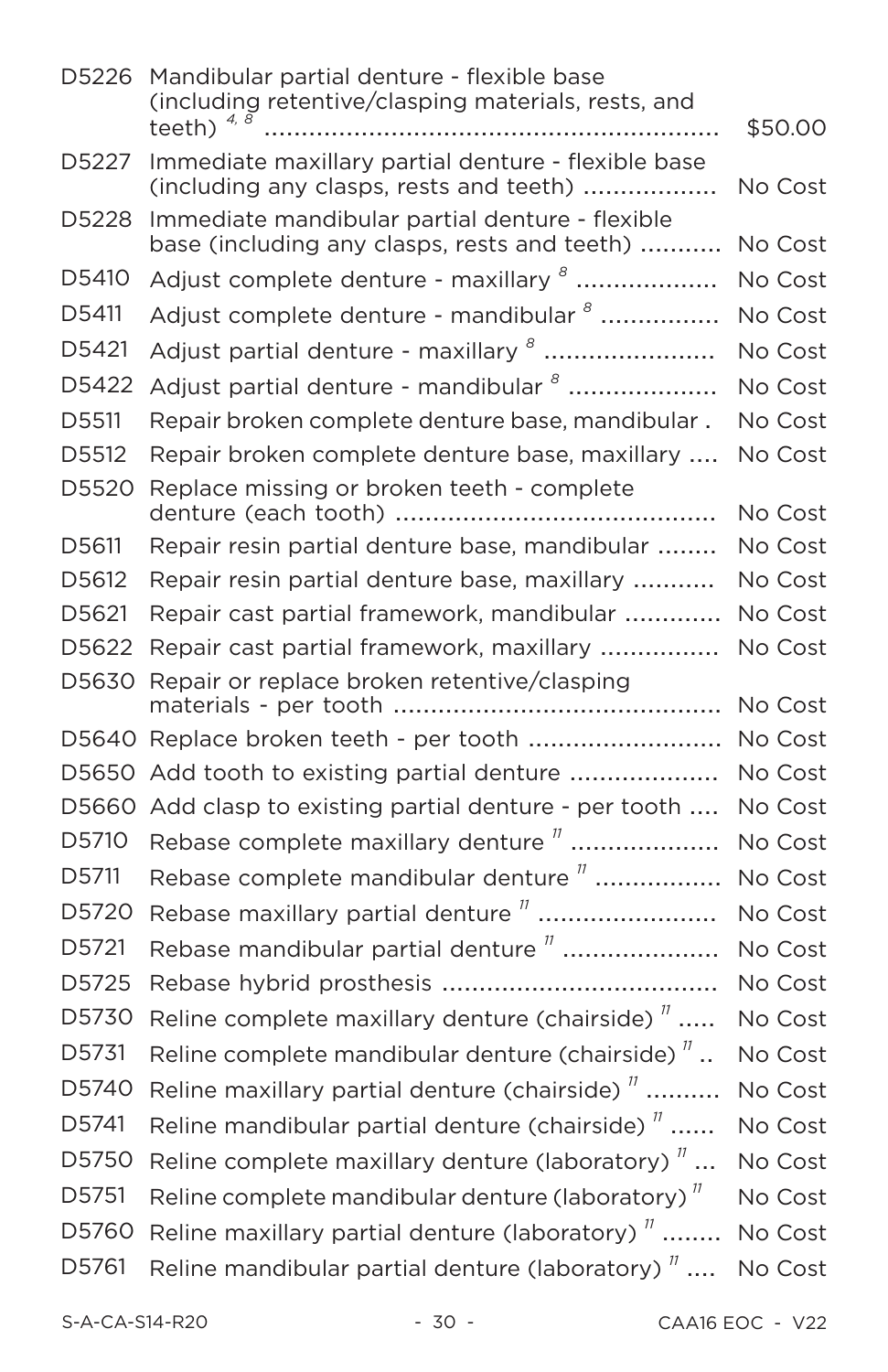| | | |
|---|---|---|
| D5226 | Mandibular partial denture - flexible base (including retentive/clasping materials, rests, and teeth) [4, 8] | $50.00 |
| D5227 | Immediate maxillary partial denture - flexible base (including any clasps, rests and teeth) | No Cost |
| D5228 | Immediate mandibular partial denture - flexible base (including any clasps, rests and teeth) | No Cost |
| D5410 | Adjust complete denture - maxillary [8] | No Cost |
| D5411 | Adjust complete denture - mandibular [8] | No Cost |
| D5421 | Adjust partial denture - maxillary [8] | No Cost |
| D5422 | Adjust partial denture - mandibular [8] | No Cost |
| D5511 | Repair broken complete denture base, mandibular | No Cost |
| D5512 | Repair broken complete denture base, maxillary | No Cost |
| D5520 | Replace missing or broken teeth - complete denture (each tooth) | No Cost |
| D5611 | Repair resin partial denture base, mandibular | No Cost |
| D5612 | Repair resin partial denture base, maxillary | No Cost |
| D5621 | Repair cast partial framework, mandibular | No Cost |
| D5622 | Repair cast partial framework, maxillary | No Cost |
| D5630 | Repair or replace broken retentive/clasping materials - per tooth | No Cost |
| D5640 | Replace broken teeth - per tooth | No Cost |
| D5650 | Add tooth to existing partial denture | No Cost |
| D5660 | Add clasp to existing partial denture - per tooth | No Cost |
| D5710 | Rebase complete maxillary denture [11] | No Cost |
| D5711 | Rebase complete mandibular denture [11] | No Cost |
| D5720 | Rebase maxillary partial denture [11] | No Cost |
| D5721 | Rebase mandibular partial denture [11] | No Cost |
| D5725 | Rebase hybrid prosthesis | No Cost |
| D5730 | Reline complete maxillary denture (chairside) [11] | No Cost |
| D5731 | Reline complete mandibular denture (chairside) [11] | No Cost |
| D5740 | Reline maxillary partial denture (chairside) [11] | No Cost |
| D5741 | Reline mandibular partial denture (chairside) [11] | No Cost |
| D5750 | Reline complete maxillary denture (laboratory) [11] | No Cost |
| D5751 | Reline complete mandibular denture (laboratory) [11] | No Cost |
| D5760 | Reline maxillary partial denture (laboratory) [11] | No Cost |
| D5761 | Reline mandibular partial denture (laboratory) [11] | No Cost |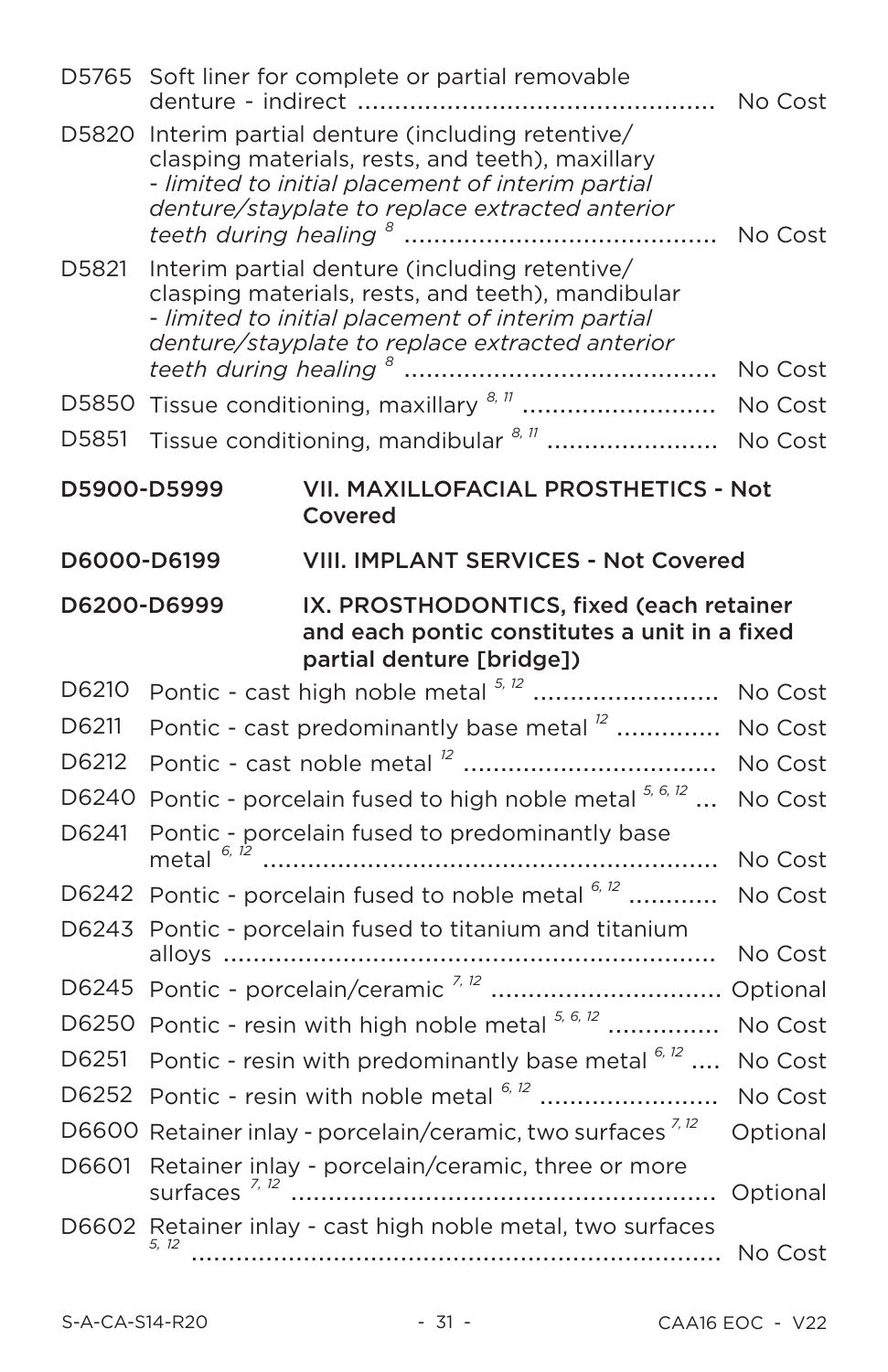| | | |
|---|---|---|
| D5765 | Soft liner for complete or partial removable denture - indirect | No Cost |
| D5820 | Interim partial denture (including retentive/ clasping materials, rests, and teeth), maxillary - *limited to initial placement of interim partial denture/stayplate to replace extracted anterior teeth during healing* [8] | No Cost |
| D5821 | Interim partial denture (including retentive/ clasping materials, rests, and teeth), mandibular - *limited to initial placement of interim partial denture/stayplate to replace extracted anterior teeth during healing* [8] | No Cost |
| D5850 | Tissue conditioning, maxillary [8, 11] | No Cost |
| D5851 | Tissue conditioning, mandibular [8, 11] | No Cost |

**D5900-D5999 VII. MAXILLOFACIAL PROSTHETICS - Not Covered**

**D6000-D6199 VIII. IMPLANT SERVICES - Not Covered**

**D6200-D6999 IX. PROSTHODONTICS, fixed (each retainer and each pontic constitutes a unit in a fixed partial denture [bridge])**

| | | |
|---|---|---|
| D6210 | Pontic - cast high noble metal [5, 12] | No Cost |
| D6211 | Pontic - cast predominantly base metal [12] | No Cost |
| D6212 | Pontic - cast noble metal [12] | No Cost |
| D6240 | Pontic - porcelain fused to high noble metal [5, 6, 12] | No Cost |
| D6241 | Pontic - porcelain fused to predominantly base metal [6, 12] | No Cost |
| D6242 | Pontic - porcelain fused to noble metal [6, 12] | No Cost |
| D6243 | Pontic - porcelain fused to titanium and titanium alloys | No Cost |
| D6245 | Pontic - porcelain/ceramic [7, 12] | Optional |
| D6250 | Pontic - resin with high noble metal [5, 6, 12] | No Cost |
| D6251 | Pontic - resin with predominantly base metal [6, 12] | No Cost |
| D6252 | Pontic - resin with noble metal [6, 12] | No Cost |
| D6600 | Retainer inlay - porcelain/ceramic, two surfaces [7, 12] | Optional |
| D6601 | Retainer inlay - porcelain/ceramic, three or more surfaces [7, 12] | Optional |
| D6602 | Retainer inlay - cast high noble metal, two surfaces [5, 12] | No Cost |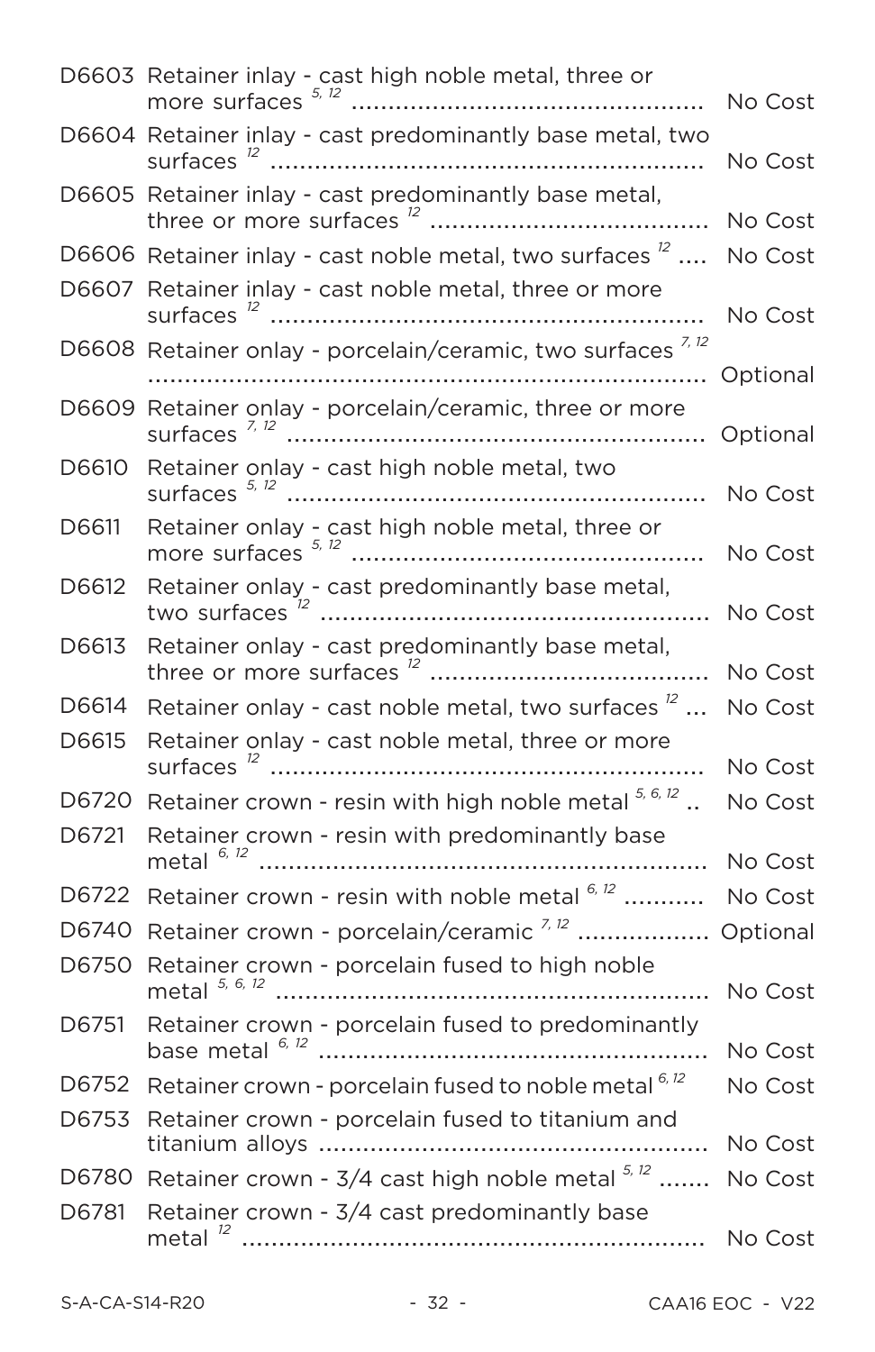| | | |
|---|---|---|
| D6603 | Retainer inlay - cast high noble metal, three or more surfaces [5, 12] | No Cost |
| D6604 | Retainer inlay - cast predominantly base metal, two surfaces [12] | No Cost |
| D6605 | Retainer inlay - cast predominantly base metal, three or more surfaces [12] | No Cost |
| D6606 | Retainer inlay - cast noble metal, two surfaces [12] | No Cost |
| D6607 | Retainer inlay - cast noble metal, three or more surfaces [12] | No Cost |
| D6608 | Retainer onlay - porcelain/ceramic, two surfaces [7, 12] | Optional |
| D6609 | Retainer onlay - porcelain/ceramic, three or more surfaces [7, 12] | Optional |
| D6610 | Retainer onlay - cast high noble metal, two surfaces [5, 12] | No Cost |
| D6611 | Retainer onlay - cast high noble metal, three or more surfaces [5, 12] | No Cost |
| D6612 | Retainer onlay - cast predominantly base metal, two surfaces [12] | No Cost |
| D6613 | Retainer onlay - cast predominantly base metal, three or more surfaces [12] | No Cost |
| D6614 | Retainer onlay - cast noble metal, two surfaces [12] | No Cost |
| D6615 | Retainer onlay - cast noble metal, three or more surfaces [12] | No Cost |
| D6720 | Retainer crown - resin with high noble metal [5, 6, 12] | No Cost |
| D6721 | Retainer crown - resin with predominantly base metal [6, 12] | No Cost |
| D6722 | Retainer crown - resin with noble metal [6, 12] | No Cost |
| D6740 | Retainer crown - porcelain/ceramic [7, 12] | Optional |
| D6750 | Retainer crown - porcelain fused to high noble metal [5, 6, 12] | No Cost |
| D6751 | Retainer crown - porcelain fused to predominantly base metal [6, 12] | No Cost |
| D6752 | Retainer crown - porcelain fused to noble metal [6, 12] | No Cost |
| D6753 | Retainer crown - porcelain fused to titanium and titanium alloys | No Cost |
| D6780 | Retainer crown - 3/4 cast high noble metal [5, 12] | No Cost |
| D6781 | Retainer crown - 3/4 cast predominantly base metal [12] | No Cost |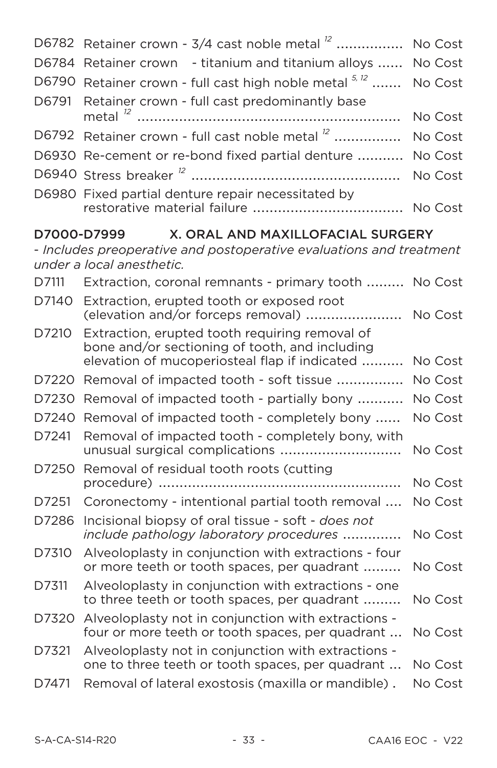| | | |
|---|---|---|
| D6782 | Retainer crown - 3/4 cast noble metal [12] | No Cost |
| D6784 | Retainer crown - titanium and titanium alloys | No Cost |
| D6790 | Retainer crown - full cast high noble metal [5, 12] | No Cost |
| D6791 | Retainer crown - full cast predominantly base metal [12] | No Cost |
| D6792 | Retainer crown - full cast noble metal [12] | No Cost |
| D6930 | Re-cement or re-bond fixed partial denture | No Cost |
| D6940 | Stress breaker [12] | No Cost |
| D6980 | Fixed partial denture repair necessitated by restorative material failure | No Cost |

## D7000-D7999 X. ORAL AND MAXILLOFACIAL SURGERY

*- Includes preoperative and postoperative evaluations and treatment under a local anesthetic.*

| | | |
|---|---|---|
| D7111 | Extraction, coronal remnants - primary tooth | No Cost |
| D7140 | Extraction, erupted tooth or exposed root (elevation and/or forceps removal) | No Cost |
| D7210 | Extraction, erupted tooth requiring removal of bone and/or sectioning of tooth, and including elevation of mucoperiosteal flap if indicated | No Cost |
| D7220 | Removal of impacted tooth - soft tissue | No Cost |
| D7230 | Removal of impacted tooth - partially bony | No Cost |
| D7240 | Removal of impacted tooth - completely bony | No Cost |
| D7241 | Removal of impacted tooth - completely bony, with unusual surgical complications | No Cost |
| D7250 | Removal of residual tooth roots (cutting procedure) | No Cost |
| D7251 | Coronectomy - intentional partial tooth removal | No Cost |
| D7286 | Incisional biopsy of oral tissue - soft - *does not include pathology laboratory procedures* | No Cost |
| D7310 | Alveoloplasty in conjunction with extractions - four or more teeth or tooth spaces, per quadrant | No Cost |
| D7311 | Alveoloplasty in conjunction with extractions - one to three teeth or tooth spaces, per quadrant | No Cost |
| D7320 | Alveoloplasty not in conjunction with extractions - four or more teeth or tooth spaces, per quadrant | No Cost |
| D7321 | Alveoloplasty not in conjunction with extractions - one to three teeth or tooth spaces, per quadrant | No Cost |
| D7471 | Removal of lateral exostosis (maxilla or mandible) | No Cost |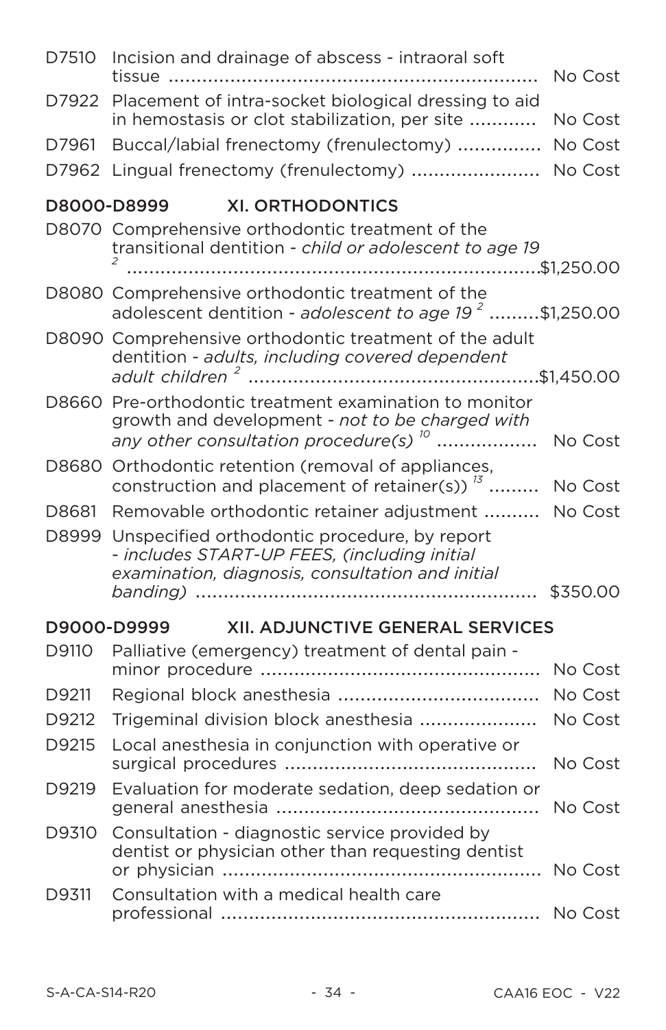| | | |
|---|---|---|
| D7510 | Incision and drainage of abscess - intraoral soft tissue | No Cost |
| D7922 | Placement of intra-socket biological dressing to aid in hemostasis or clot stabilization, per site | No Cost |
| D7961 | Buccal/labial frenectomy (frenulectomy) | No Cost |
| D7962 | Lingual frenectomy (frenulectomy) | No Cost |

## D8000-D8999 XI. ORTHODONTICS

| | | |
|---|---|---|
| D8070 | Comprehensive orthodontic treatment of the transitional dentition - *child or adolescent to age 19* [2] | $1,250.00 |
| D8080 | Comprehensive orthodontic treatment of the adolescent dentition - *adolescent to age 19* [2] | $1,250.00 |
| D8090 | Comprehensive orthodontic treatment of the adult dentition - *adults, including covered dependent adult children* [2] | $1,450.00 |
| D8660 | Pre-orthodontic treatment examination to monitor growth and development - *not to be charged with any other consultation procedure(s)* [10] | No Cost |
| D8680 | Orthodontic retention (removal of appliances, construction and placement of retainer(s)) [13] | No Cost |
| D8681 | Removable orthodontic retainer adjustment | No Cost |
| D8999 | Unspecified orthodontic procedure, by report - *includes START-UP FEES, (including initial examination, diagnosis, consultation and initial banding)* | $350.00 |

## D9000-D9999 XII. ADJUNCTIVE GENERAL SERVICES

| | | |
|---|---|---|
| D9110 | Palliative (emergency) treatment of dental pain - minor procedure | No Cost |
| D9211 | Regional block anesthesia | No Cost |
| D9212 | Trigeminal division block anesthesia | No Cost |
| D9215 | Local anesthesia in conjunction with operative or surgical procedures | No Cost |
| D9219 | Evaluation for moderate sedation, deep sedation or general anesthesia | No Cost |
| D9310 | Consultation - diagnostic service provided by dentist or physician other than requesting dentist or physician | No Cost |
| D9311 | Consultation with a medical health care professional | No Cost |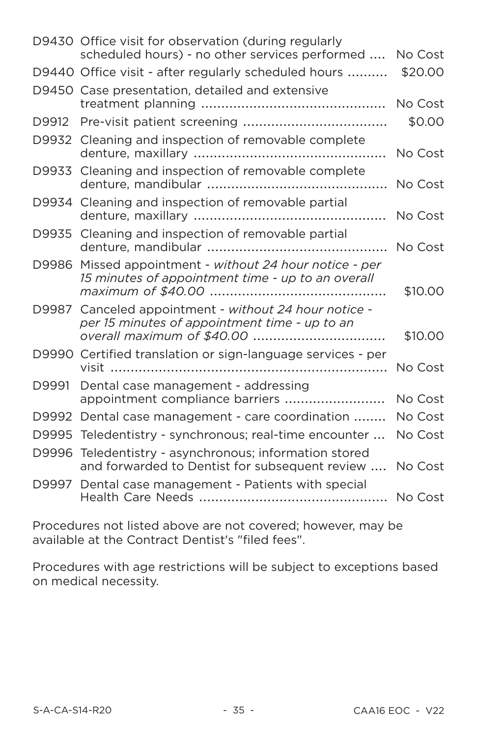| | | |
|---|---|---|
| D9430 | Office visit for observation (during regularly scheduled hours) - no other services performed | No Cost |
| D9440 | Office visit - after regularly scheduled hours | $20.00 |
| D9450 | Case presentation, detailed and extensive treatment planning | No Cost |
| D9912 | Pre-visit patient screening | $0.00 |
| D9932 | Cleaning and inspection of removable complete denture, maxillary | No Cost |
| D9933 | Cleaning and inspection of removable complete denture, mandibular | No Cost |
| D9934 | Cleaning and inspection of removable partial denture, maxillary | No Cost |
| D9935 | Cleaning and inspection of removable partial denture, mandibular | No Cost |
| D9986 | Missed appointment - *without 24 hour notice - per 15 minutes of appointment time - up to an overall maximum of $40.00* | $10.00 |
| D9987 | Canceled appointment - *without 24 hour notice - per 15 minutes of appointment time - up to an overall maximum of $40.00* | $10.00 |
| D9990 | Certified translation or sign-language services - per visit | No Cost |
| D9991 | Dental case management - addressing appointment compliance barriers | No Cost |
| D9992 | Dental case management - care coordination | No Cost |
| D9995 | Teledentistry - synchronous; real-time encounter | No Cost |
| D9996 | Teledentistry - asynchronous; information stored and forwarded to Dentist for subsequent review | No Cost |
| D9997 | Dental case management - Patients with special Health Care Needs | No Cost |

Procedures not listed above are not covered; however, may be available at the Contract Dentist's "filed fees".

Procedures with age restrictions will be subject to exceptions based on medical necessity.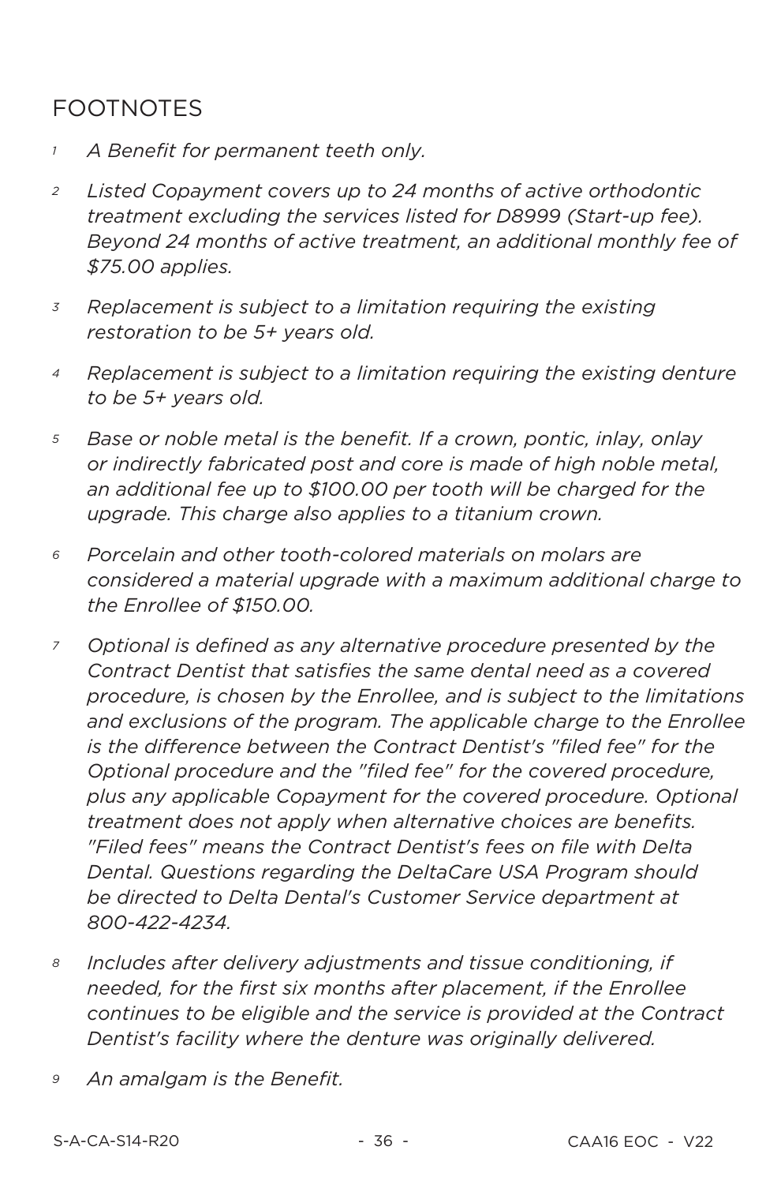## FOOTNOTES

1. *A Benefit for permanent teeth only.*

2. *Listed Copayment covers up to 24 months of active orthodontic treatment excluding the services listed for D8999 (Start-up fee). Beyond 24 months of active treatment, an additional monthly fee of $75.00 applies.*

3. *Replacement is subject to a limitation requiring the existing restoration to be 5+ years old.*

4. *Replacement is subject to a limitation requiring the existing denture to be 5+ years old.*

5. *Base or noble metal is the benefit. If a crown, pontic, inlay, onlay or indirectly fabricated post and core is made of high noble metal, an additional fee up to $100.00 per tooth will be charged for the upgrade. This charge also applies to a titanium crown.*

6. *Porcelain and other tooth-colored materials on molars are considered a material upgrade with a maximum additional charge to the Enrollee of $150.00.*

7. *Optional is defined as any alternative procedure presented by the Contract Dentist that satisfies the same dental need as a covered procedure, is chosen by the Enrollee, and is subject to the limitations and exclusions of the program. The applicable charge to the Enrollee is the difference between the Contract Dentist's "filed fee" for the Optional procedure and the "filed fee" for the covered procedure, plus any applicable Copayment for the covered procedure. Optional treatment does not apply when alternative choices are benefits. "Filed fees" means the Contract Dentist's fees on file with Delta Dental. Questions regarding the DeltaCare USA Program should be directed to Delta Dental's Customer Service department at 800-422-4234.*

8. *Includes after delivery adjustments and tissue conditioning, if needed, for the first six months after placement, if the Enrollee continues to be eligible and the service is provided at the Contract Dentist's facility where the denture was originally delivered.*

9. *An amalgam is the Benefit.*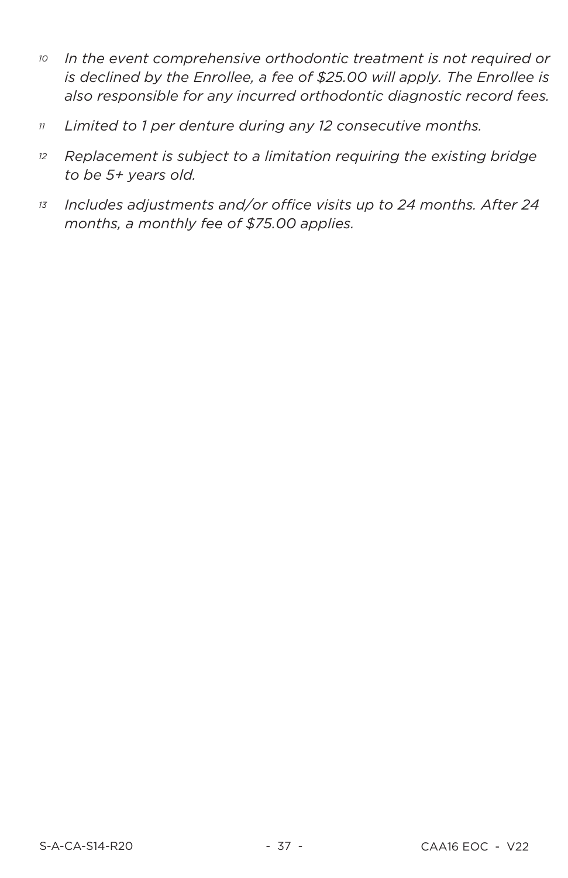[10] *In the event comprehensive orthodontic treatment is not required or is declined by the Enrollee, a fee of $25.00 will apply. The Enrollee is also responsible for any incurred orthodontic diagnostic record fees.*

[11] *Limited to 1 per denture during any 12 consecutive months.*

[12] *Replacement is subject to a limitation requiring the existing bridge to be 5+ years old.*

[13] *Includes adjustments and/or office visits up to 24 months. After 24 months, a monthly fee of $75.00 applies.*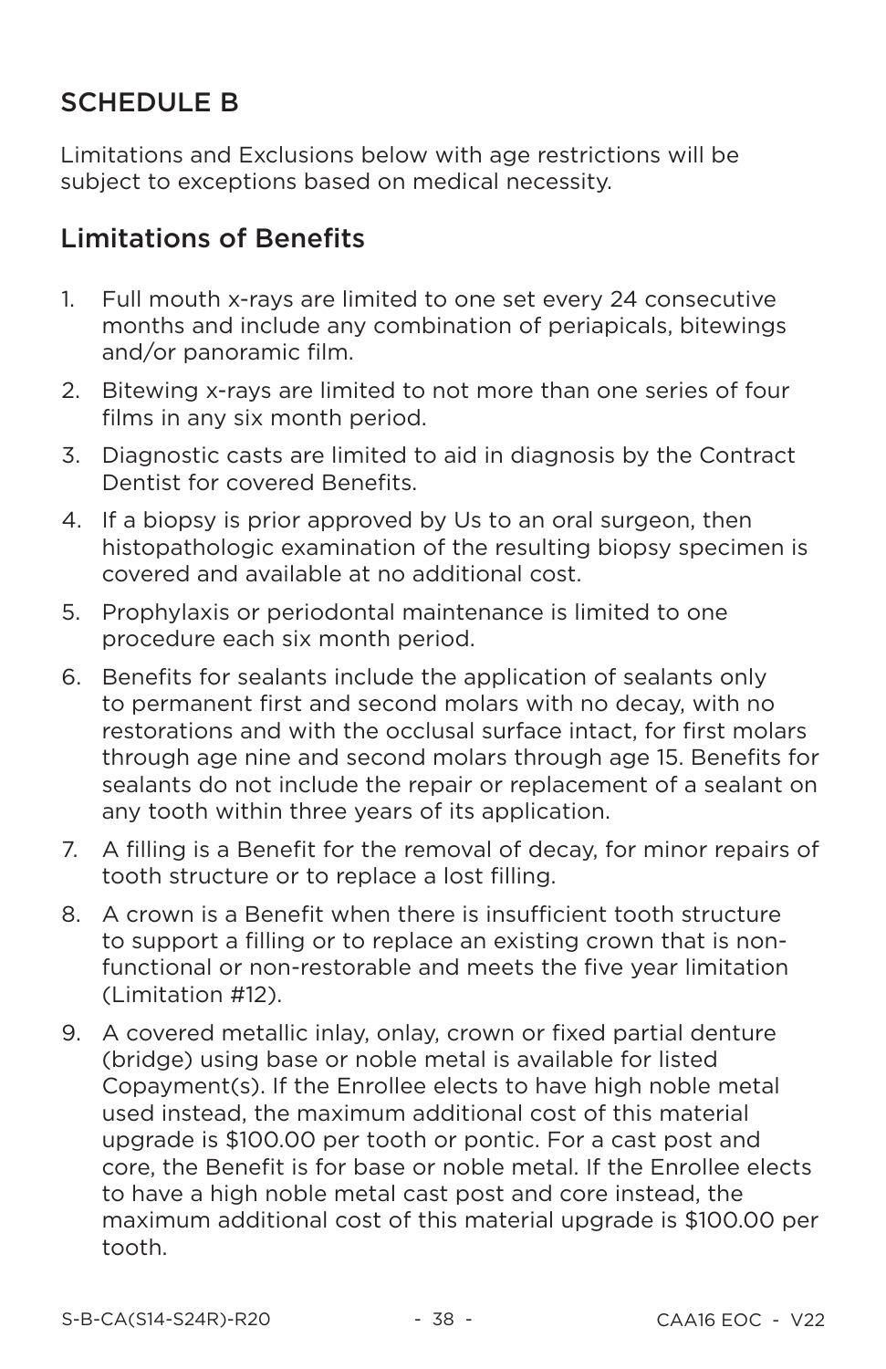## SCHEDULE B

Limitations and Exclusions below with age restrictions will be subject to exceptions based on medical necessity.

### Limitations of Benefits

1. Full mouth x-rays are limited to one set every 24 consecutive months and include any combination of periapicals, bitewings and/or panoramic film.
2. Bitewing x-rays are limited to not more than one series of four films in any six month period.
3. Diagnostic casts are limited to aid in diagnosis by the Contract Dentist for covered Benefits.
4. If a biopsy is prior approved by Us to an oral surgeon, then histopathologic examination of the resulting biopsy specimen is covered and available at no additional cost.
5. Prophylaxis or periodontal maintenance is limited to one procedure each six month period.
6. Benefits for sealants include the application of sealants only to permanent first and second molars with no decay, with no restorations and with the occlusal surface intact, for first molars through age nine and second molars through age 15. Benefits for sealants do not include the repair or replacement of a sealant on any tooth within three years of its application.
7. A filling is a Benefit for the removal of decay, for minor repairs of tooth structure or to replace a lost filling.
8. A crown is a Benefit when there is insufficient tooth structure to support a filling or to replace an existing crown that is non-functional or non-restorable and meets the five year limitation (Limitation #12).
9. A covered metallic inlay, onlay, crown or fixed partial denture (bridge) using base or noble metal is available for listed Copayment(s). If the Enrollee elects to have high noble metal used instead, the maximum additional cost of this material upgrade is $100.00 per tooth or pontic. For a cast post and core, the Benefit is for base or noble metal. If the Enrollee elects to have a high noble metal cast post and core instead, the maximum additional cost of this material upgrade is $100.00 per tooth.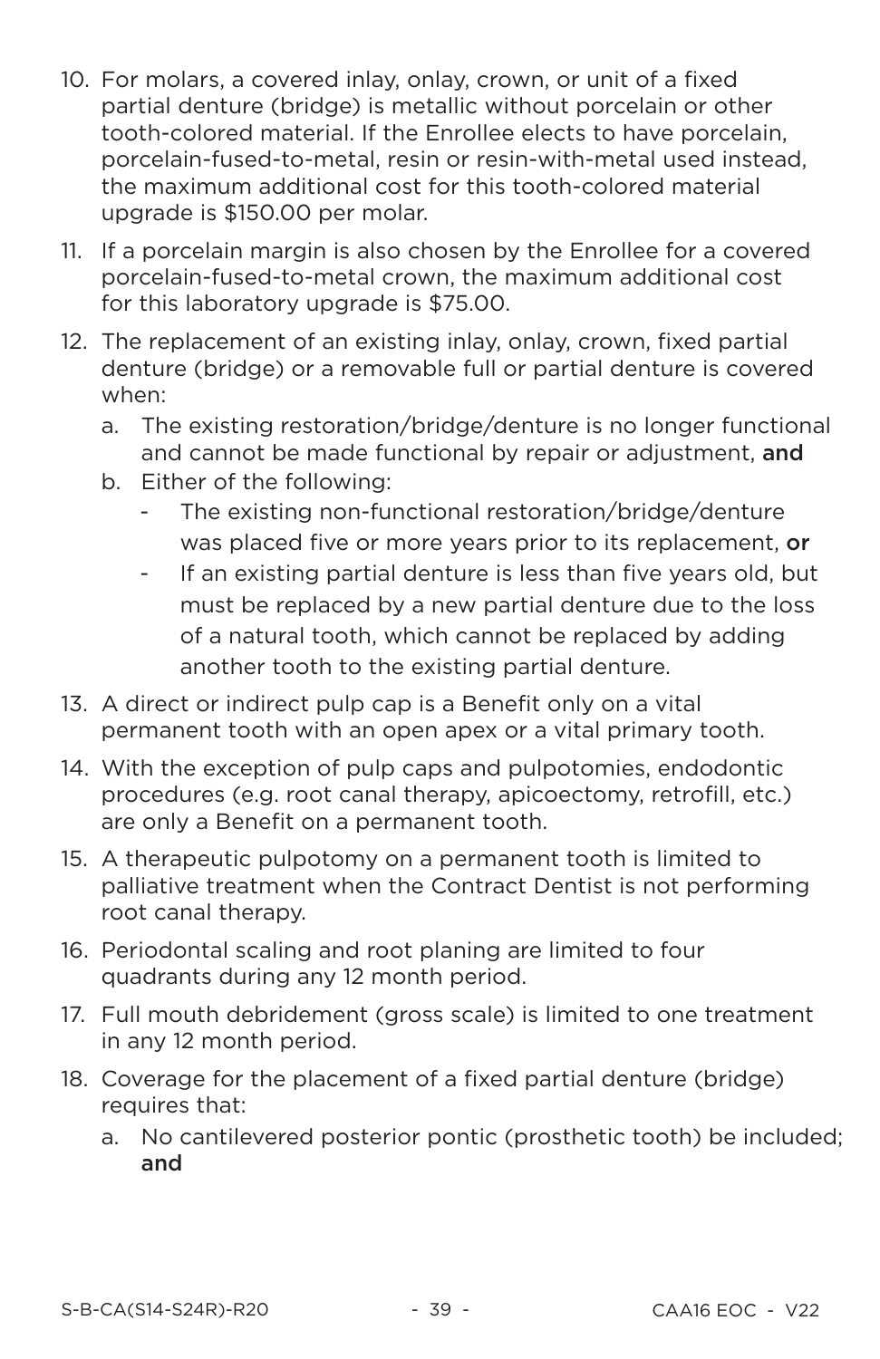10. For molars, a covered inlay, onlay, crown, or unit of a fixed partial denture (bridge) is metallic without porcelain or other tooth-colored material. If the Enrollee elects to have porcelain, porcelain-fused-to-metal, resin or resin-with-metal used instead, the maximum additional cost for this tooth-colored material upgrade is $150.00 per molar.
11. If a porcelain margin is also chosen by the Enrollee for a covered porcelain-fused-to-metal crown, the maximum additional cost for this laboratory upgrade is $75.00.
12. The replacement of an existing inlay, onlay, crown, fixed partial denture (bridge) or a removable full or partial denture is covered when:
    a. The existing restoration/bridge/denture is no longer functional and cannot be made functional by repair or adjustment, **and**
    b. Either of the following:
       - The existing non-functional restoration/bridge/denture was placed five or more years prior to its replacement, **or**
       - If an existing partial denture is less than five years old, but must be replaced by a new partial denture due to the loss of a natural tooth, which cannot be replaced by adding another tooth to the existing partial denture.
13. A direct or indirect pulp cap is a Benefit only on a vital permanent tooth with an open apex or a vital primary tooth.
14. With the exception of pulp caps and pulpotomies, endodontic procedures (e.g. root canal therapy, apicoectomy, retrofill, etc.) are only a Benefit on a permanent tooth.
15. A therapeutic pulpotomy on a permanent tooth is limited to palliative treatment when the Contract Dentist is not performing root canal therapy.
16. Periodontal scaling and root planing are limited to four quadrants during any 12 month period.
17. Full mouth debridement (gross scale) is limited to one treatment in any 12 month period.
18. Coverage for the placement of a fixed partial denture (bridge) requires that:
    a. No cantilevered posterior pontic (prosthetic tooth) be included; **and**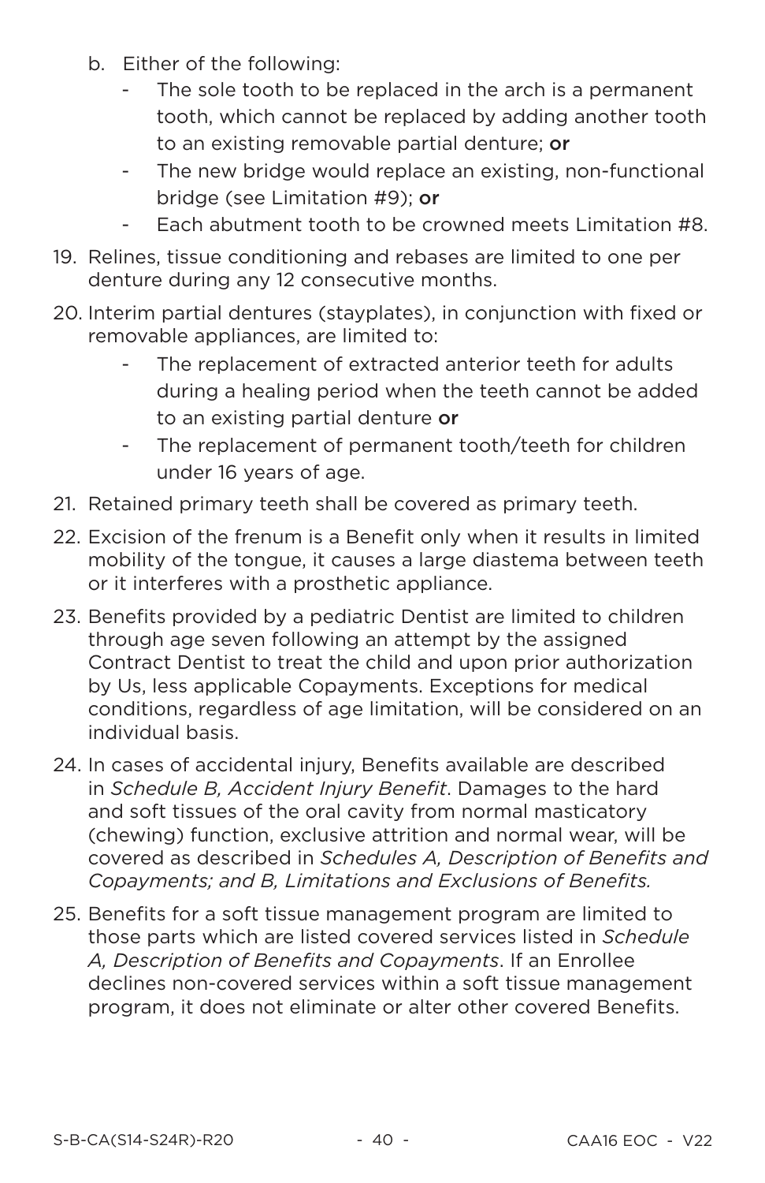b. Either of the following:
   - The sole tooth to be replaced in the arch is a permanent tooth, which cannot be replaced by adding another tooth to an existing removable partial denture; **or**
   - The new bridge would replace an existing, non-functional bridge (see Limitation #9); **or**
   - Each abutment tooth to be crowned meets Limitation #8.

19. Relines, tissue conditioning and rebases are limited to one per denture during any 12 consecutive months.

20. Interim partial dentures (stayplates), in conjunction with fixed or removable appliances, are limited to:
    - The replacement of extracted anterior teeth for adults during a healing period when the teeth cannot be added to an existing partial denture **or**
    - The replacement of permanent tooth/teeth for children under 16 years of age.

21. Retained primary teeth shall be covered as primary teeth.

22. Excision of the frenum is a Benefit only when it results in limited mobility of the tongue, it causes a large diastema between teeth or it interferes with a prosthetic appliance.

23. Benefits provided by a pediatric Dentist are limited to children through age seven following an attempt by the assigned Contract Dentist to treat the child and upon prior authorization by Us, less applicable Copayments. Exceptions for medical conditions, regardless of age limitation, will be considered on an individual basis.

24. In cases of accidental injury, Benefits available are described in *Schedule B, Accident Injury Benefit*. Damages to the hard and soft tissues of the oral cavity from normal masticatory (chewing) function, exclusive attrition and normal wear, will be covered as described in *Schedules A, Description of Benefits and Copayments; and B, Limitations and Exclusions of Benefits.*

25. Benefits for a soft tissue management program are limited to those parts which are listed covered services listed in *Schedule A, Description of Benefits and Copayments*. If an Enrollee declines non-covered services within a soft tissue management program, it does not eliminate or alter other covered Benefits.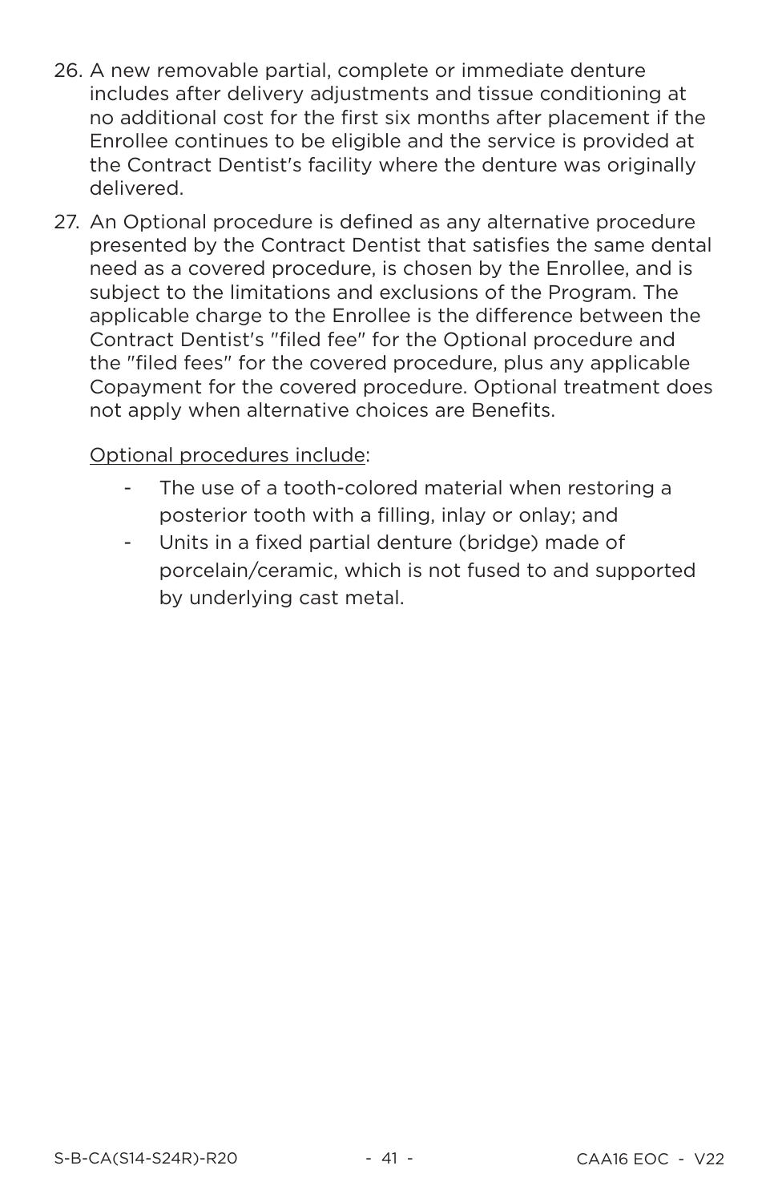26. A new removable partial, complete or immediate denture includes after delivery adjustments and tissue conditioning at no additional cost for the first six months after placement if the Enrollee continues to be eligible and the service is provided at the Contract Dentist's facility where the denture was originally delivered.

27. An Optional procedure is defined as any alternative procedure presented by the Contract Dentist that satisfies the same dental need as a covered procedure, is chosen by the Enrollee, and is subject to the limitations and exclusions of the Program. The applicable charge to the Enrollee is the difference between the Contract Dentist's "filed fee" for the Optional procedure and the "filed fees" for the covered procedure, plus any applicable Copayment for the covered procedure. Optional treatment does not apply when alternative choices are Benefits.

    <u>Optional procedures include</u>:

    - The use of a tooth-colored material when restoring a posterior tooth with a filling, inlay or onlay; and
    - Units in a fixed partial denture (bridge) made of porcelain/ceramic, which is not fused to and supported by underlying cast metal.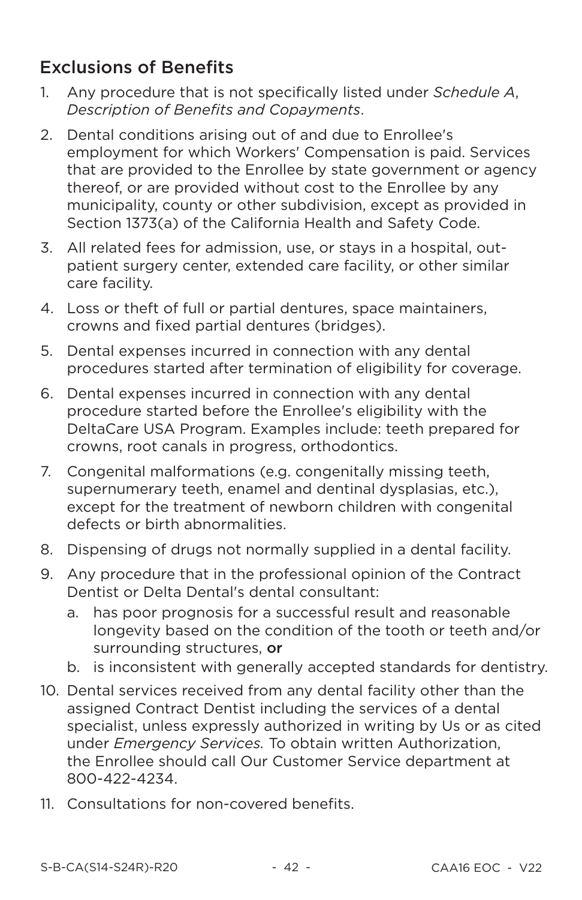## Exclusions of Benefits

1. Any procedure that is not specifically listed under *Schedule A, Description of Benefits and Copayments*.
2. Dental conditions arising out of and due to Enrollee's employment for which Workers' Compensation is paid. Services that are provided to the Enrollee by state government or agency thereof, or are provided without cost to the Enrollee by any municipality, county or other subdivision, except as provided in Section 1373(a) of the California Health and Safety Code.
3. All related fees for admission, use, or stays in a hospital, out-patient surgery center, extended care facility, or other similar care facility.
4. Loss or theft of full or partial dentures, space maintainers, crowns and fixed partial dentures (bridges).
5. Dental expenses incurred in connection with any dental procedures started after termination of eligibility for coverage.
6. Dental expenses incurred in connection with any dental procedure started before the Enrollee's eligibility with the DeltaCare USA Program. Examples include: teeth prepared for crowns, root canals in progress, orthodontics.
7. Congenital malformations (e.g. congenitally missing teeth, supernumerary teeth, enamel and dentinal dysplasias, etc.), except for the treatment of newborn children with congenital defects or birth abnormalities.
8. Dispensing of drugs not normally supplied in a dental facility.
9. Any procedure that in the professional opinion of the Contract Dentist or Delta Dental's dental consultant:
   a. has poor prognosis for a successful result and reasonable longevity based on the condition of the tooth or teeth and/or surrounding structures, **or**
   b. is inconsistent with generally accepted standards for dentistry.
10. Dental services received from any dental facility other than the assigned Contract Dentist including the services of a dental specialist, unless expressly authorized in writing by Us or as cited under *Emergency Services.* To obtain written Authorization, the Enrollee should call Our Customer Service department at 800-422-4234.
11. Consultations for non-covered benefits.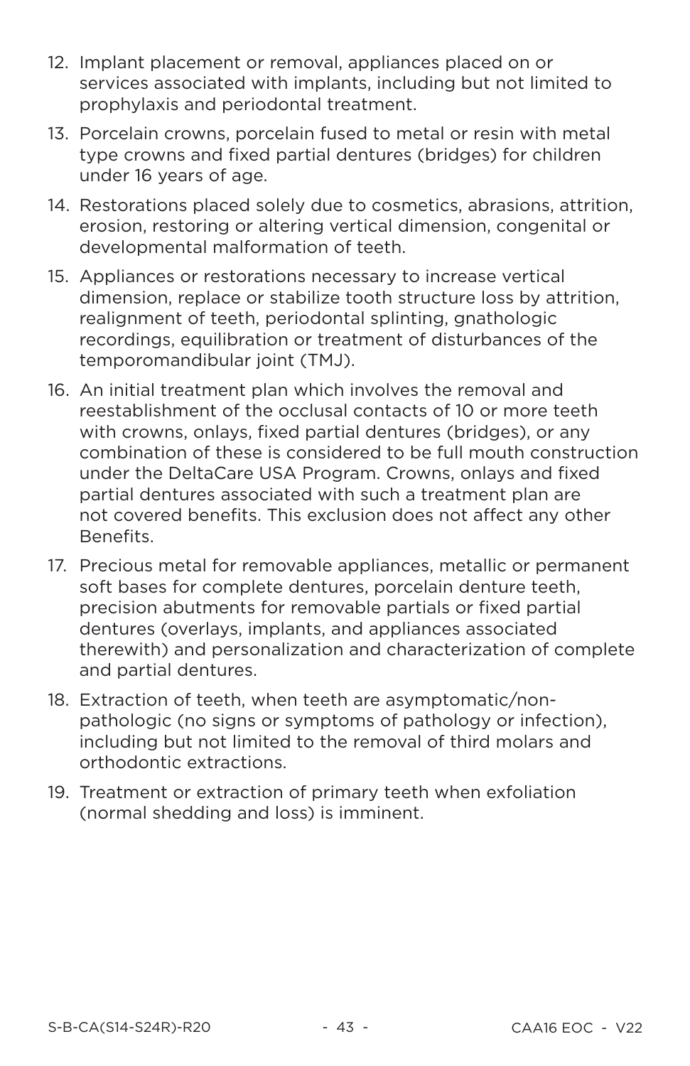12. Implant placement or removal, appliances placed on or services associated with implants, including but not limited to prophylaxis and periodontal treatment.
13. Porcelain crowns, porcelain fused to metal or resin with metal type crowns and fixed partial dentures (bridges) for children under 16 years of age.
14. Restorations placed solely due to cosmetics, abrasions, attrition, erosion, restoring or altering vertical dimension, congenital or developmental malformation of teeth.
15. Appliances or restorations necessary to increase vertical dimension, replace or stabilize tooth structure loss by attrition, realignment of teeth, periodontal splinting, gnathologic recordings, equilibration or treatment of disturbances of the temporomandibular joint (TMJ).
16. An initial treatment plan which involves the removal and reestablishment of the occlusal contacts of 10 or more teeth with crowns, onlays, fixed partial dentures (bridges), or any combination of these is considered to be full mouth construction under the DeltaCare USA Program. Crowns, onlays and fixed partial dentures associated with such a treatment plan are not covered benefits. This exclusion does not affect any other Benefits.
17. Precious metal for removable appliances, metallic or permanent soft bases for complete dentures, porcelain denture teeth, precision abutments for removable partials or fixed partial dentures (overlays, implants, and appliances associated therewith) and personalization and characterization of complete and partial dentures.
18. Extraction of teeth, when teeth are asymptomatic/non-pathologic (no signs or symptoms of pathology or infection), including but not limited to the removal of third molars and orthodontic extractions.
19. Treatment or extraction of primary teeth when exfoliation (normal shedding and loss) is imminent.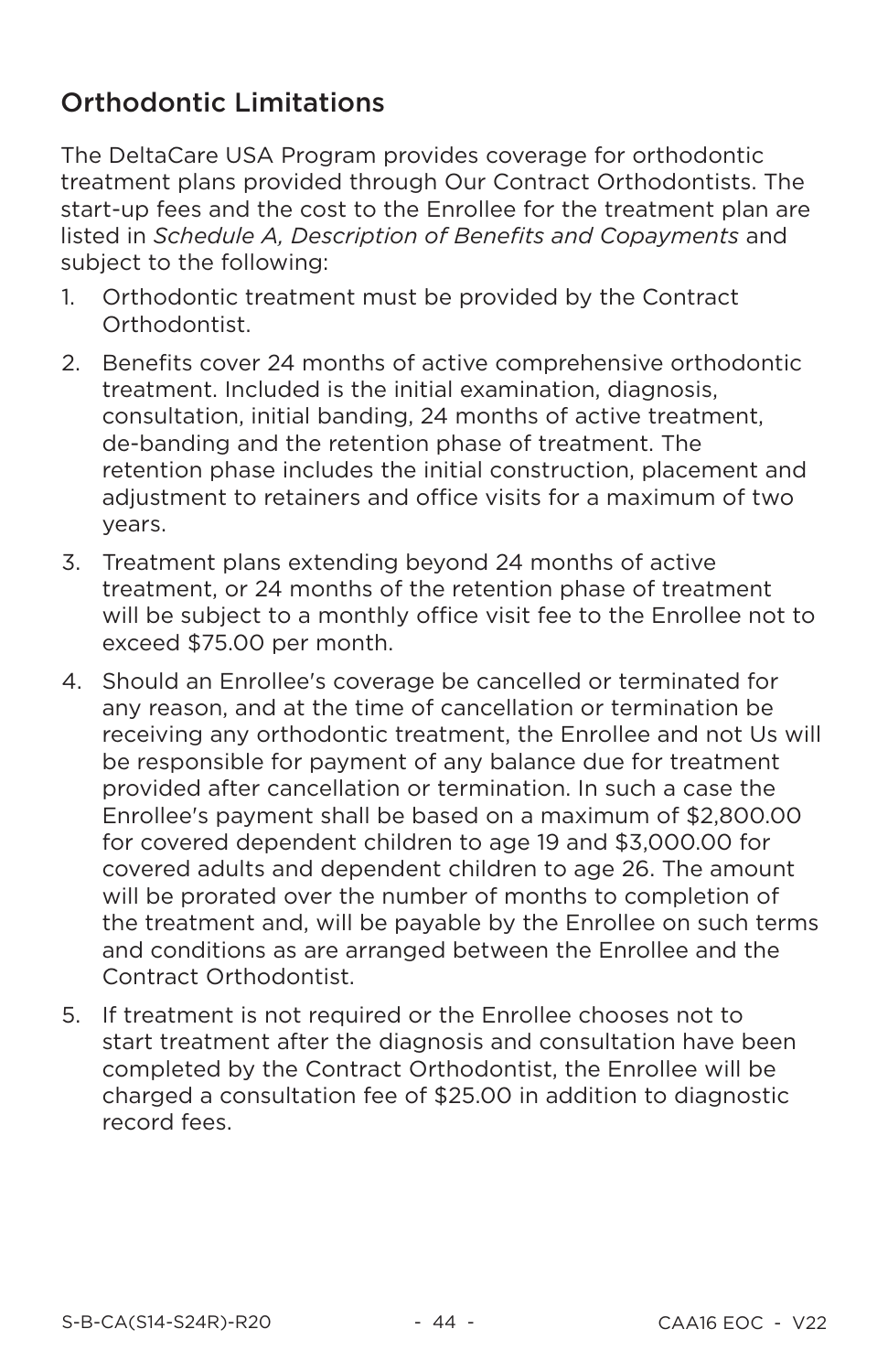## Orthodontic Limitations

The DeltaCare USA Program provides coverage for orthodontic treatment plans provided through Our Contract Orthodontists. The start-up fees and the cost to the Enrollee for the treatment plan are listed in *Schedule A, Description of Benefits and Copayments* and subject to the following:

1. Orthodontic treatment must be provided by the Contract Orthodontist.
2. Benefits cover 24 months of active comprehensive orthodontic treatment. Included is the initial examination, diagnosis, consultation, initial banding, 24 months of active treatment, de-banding and the retention phase of treatment. The retention phase includes the initial construction, placement and adjustment to retainers and office visits for a maximum of two years.
3. Treatment plans extending beyond 24 months of active treatment, or 24 months of the retention phase of treatment will be subject to a monthly office visit fee to the Enrollee not to exceed $75.00 per month.
4. Should an Enrollee's coverage be cancelled or terminated for any reason, and at the time of cancellation or termination be receiving any orthodontic treatment, the Enrollee and not Us will be responsible for payment of any balance due for treatment provided after cancellation or termination. In such a case the Enrollee's payment shall be based on a maximum of $2,800.00 for covered dependent children to age 19 and $3,000.00 for covered adults and dependent children to age 26. The amount will be prorated over the number of months to completion of the treatment and, will be payable by the Enrollee on such terms and conditions as are arranged between the Enrollee and the Contract Orthodontist.
5. If treatment is not required or the Enrollee chooses not to start treatment after the diagnosis and consultation have been completed by the Contract Orthodontist, the Enrollee will be charged a consultation fee of $25.00 in addition to diagnostic record fees.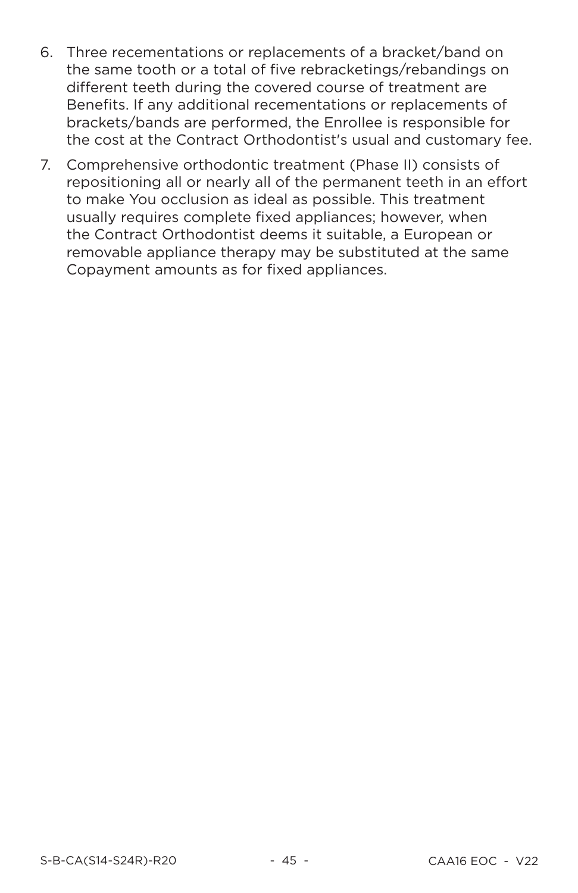6. Three recementations or replacements of a bracket/band on the same tooth or a total of five rebracketings/rebandings on different teeth during the covered course of treatment are Benefits. If any additional recementations or replacements of brackets/bands are performed, the Enrollee is responsible for the cost at the Contract Orthodontist's usual and customary fee.
7. Comprehensive orthodontic treatment (Phase II) consists of repositioning all or nearly all of the permanent teeth in an effort to make You occlusion as ideal as possible. This treatment usually requires complete fixed appliances; however, when the Contract Orthodontist deems it suitable, a European or removable appliance therapy may be substituted at the same Copayment amounts as for fixed appliances.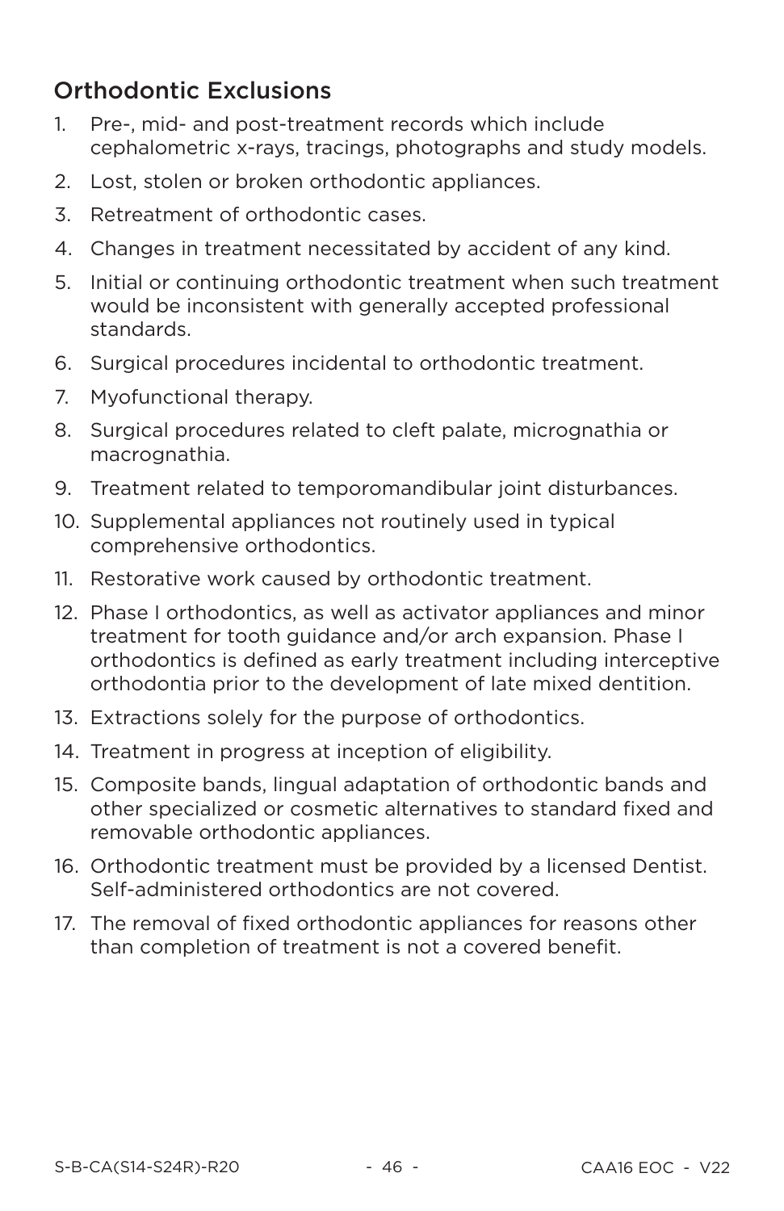## Orthodontic Exclusions

1. Pre-, mid- and post-treatment records which include cephalometric x-rays, tracings, photographs and study models.
2. Lost, stolen or broken orthodontic appliances.
3. Retreatment of orthodontic cases.
4. Changes in treatment necessitated by accident of any kind.
5. Initial or continuing orthodontic treatment when such treatment would be inconsistent with generally accepted professional standards.
6. Surgical procedures incidental to orthodontic treatment.
7. Myofunctional therapy.
8. Surgical procedures related to cleft palate, micrognathia or macrognathia.
9. Treatment related to temporomandibular joint disturbances.
10. Supplemental appliances not routinely used in typical comprehensive orthodontics.
11. Restorative work caused by orthodontic treatment.
12. Phase I orthodontics, as well as activator appliances and minor treatment for tooth guidance and/or arch expansion. Phase I orthodontics is defined as early treatment including interceptive orthodontia prior to the development of late mixed dentition.
13. Extractions solely for the purpose of orthodontics.
14. Treatment in progress at inception of eligibility.
15. Composite bands, lingual adaptation of orthodontic bands and other specialized or cosmetic alternatives to standard fixed and removable orthodontic appliances.
16. Orthodontic treatment must be provided by a licensed Dentist. Self-administered orthodontics are not covered.
17. The removal of fixed orthodontic appliances for reasons other than completion of treatment is not a covered benefit.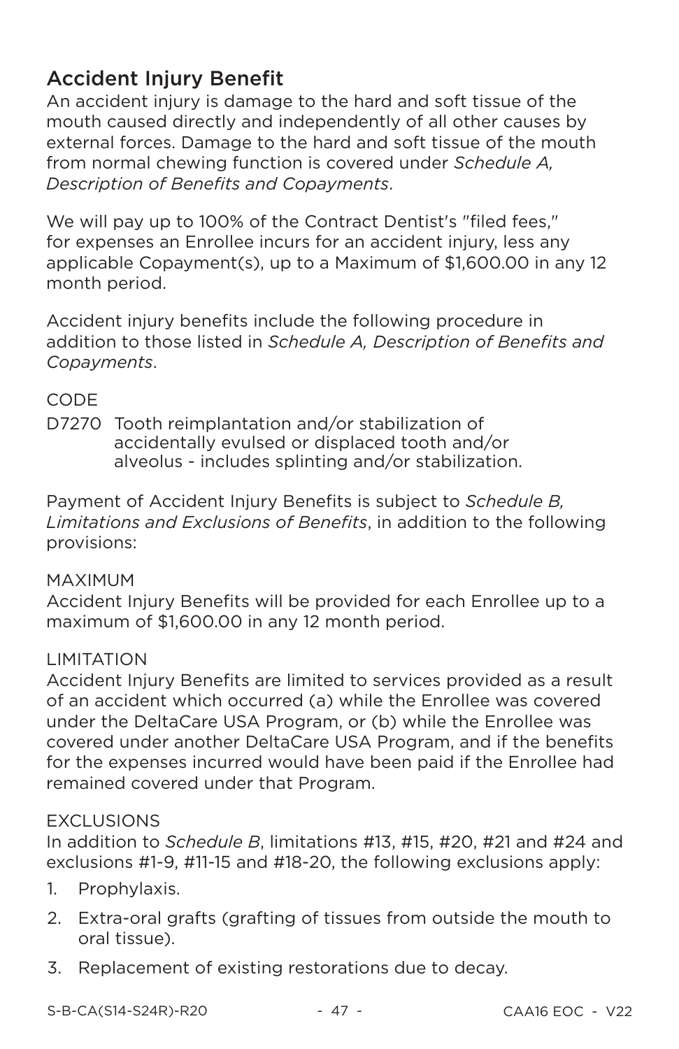## Accident Injury Benefit

An accident injury is damage to the hard and soft tissue of the mouth caused directly and independently of all other causes by external forces. Damage to the hard and soft tissue of the mouth from normal chewing function is covered under *Schedule A, Description of Benefits and Copayments*.

We will pay up to 100% of the Contract Dentist's "filed fees," for expenses an Enrollee incurs for an accident injury, less any applicable Copayment(s), up to a Maximum of $1,600.00 in any 12 month period.

Accident injury benefits include the following procedure in addition to those listed in *Schedule A, Description of Benefits and Copayments*.

CODE

D7270 Tooth reimplantation and/or stabilization of accidentally evulsed or displaced tooth and/or alveolus - includes splinting and/or stabilization.

Payment of Accident Injury Benefits is subject to *Schedule B, Limitations and Exclusions of Benefits*, in addition to the following provisions:

MAXIMUM

Accident Injury Benefits will be provided for each Enrollee up to a maximum of $1,600.00 in any 12 month period.

LIMITATION

Accident Injury Benefits are limited to services provided as a result of an accident which occurred (a) while the Enrollee was covered under the DeltaCare USA Program, or (b) while the Enrollee was covered under another DeltaCare USA Program, and if the benefits for the expenses incurred would have been paid if the Enrollee had remained covered under that Program.

EXCLUSIONS

In addition to *Schedule B*, limitations #13, #15, #20, #21 and #24 and exclusions #1-9, #11-15 and #18-20, the following exclusions apply:

1. Prophylaxis.
2. Extra-oral grafts (grafting of tissues from outside the mouth to oral tissue).
3. Replacement of existing restorations due to decay.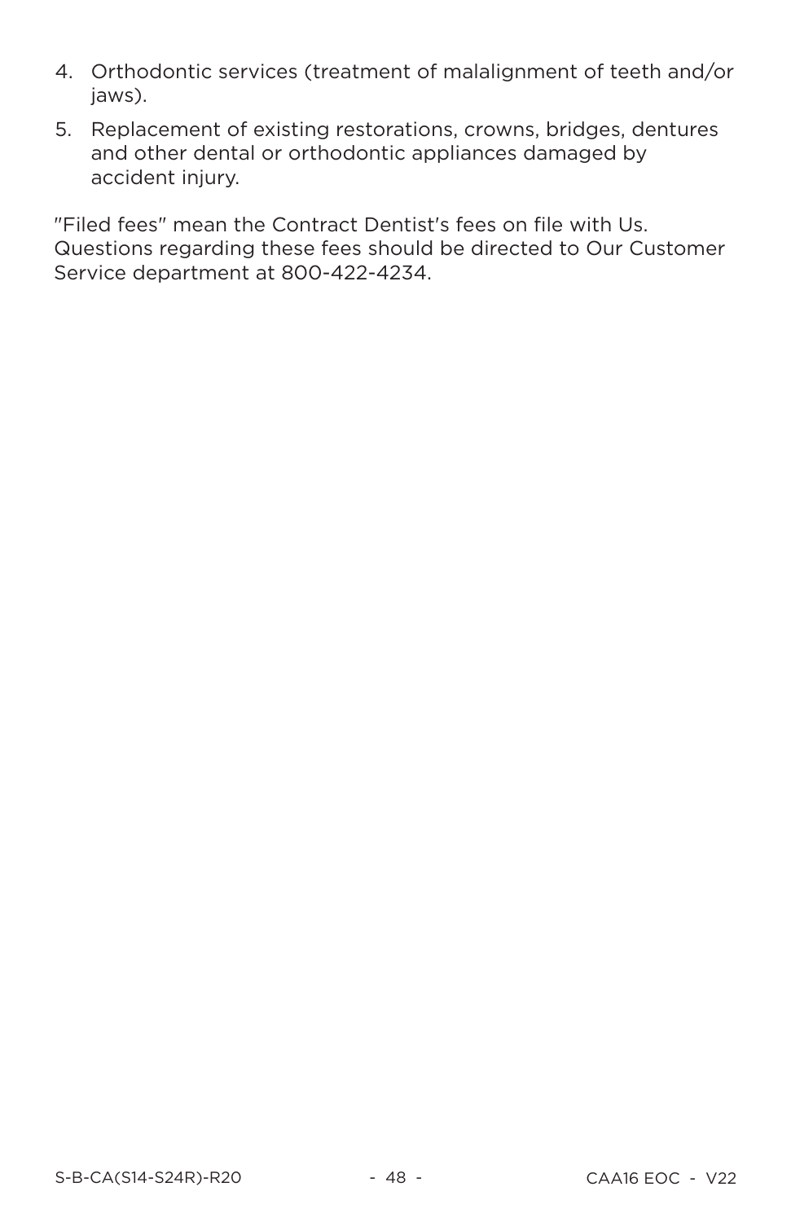4. Orthodontic services (treatment of malalignment of teeth and/or jaws).
5. Replacement of existing restorations, crowns, bridges, dentures and other dental or orthodontic appliances damaged by accident injury.

"Filed fees" mean the Contract Dentist's fees on file with Us. Questions regarding these fees should be directed to Our Customer Service department at 800-422-4234.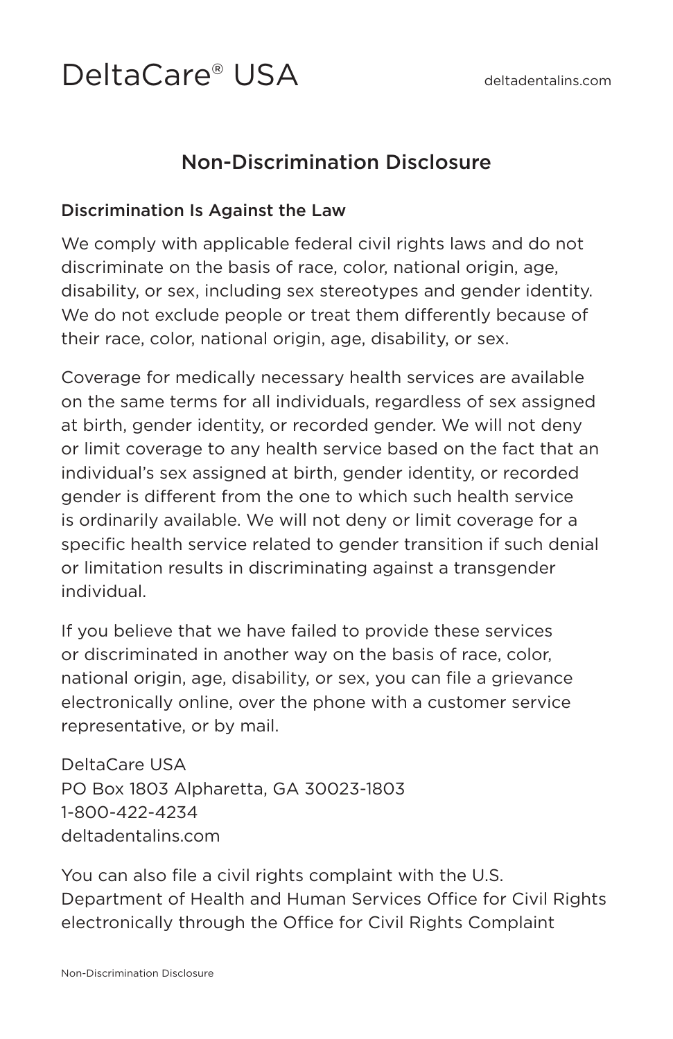DeltaCare® USA deltadentalins.com

## Non-Discrimination Disclosure

### Discrimination Is Against the Law

We comply with applicable federal civil rights laws and do not discriminate on the basis of race, color, national origin, age, disability, or sex, including sex stereotypes and gender identity. We do not exclude people or treat them differently because of their race, color, national origin, age, disability, or sex.

Coverage for medically necessary health services are available on the same terms for all individuals, regardless of sex assigned at birth, gender identity, or recorded gender. We will not deny or limit coverage to any health service based on the fact that an individual's sex assigned at birth, gender identity, or recorded gender is different from the one to which such health service is ordinarily available. We will not deny or limit coverage for a specific health service related to gender transition if such denial or limitation results in discriminating against a transgender individual.

If you believe that we have failed to provide these services or discriminated in another way on the basis of race, color, national origin, age, disability, or sex, you can file a grievance electronically online, over the phone with a customer service representative, or by mail.

DeltaCare USA
PO Box 1803 Alpharetta, GA 30023-1803
1-800-422-4234
deltadentalins.com

You can also file a civil rights complaint with the U.S. Department of Health and Human Services Office for Civil Rights electronically through the Office for Civil Rights Complaint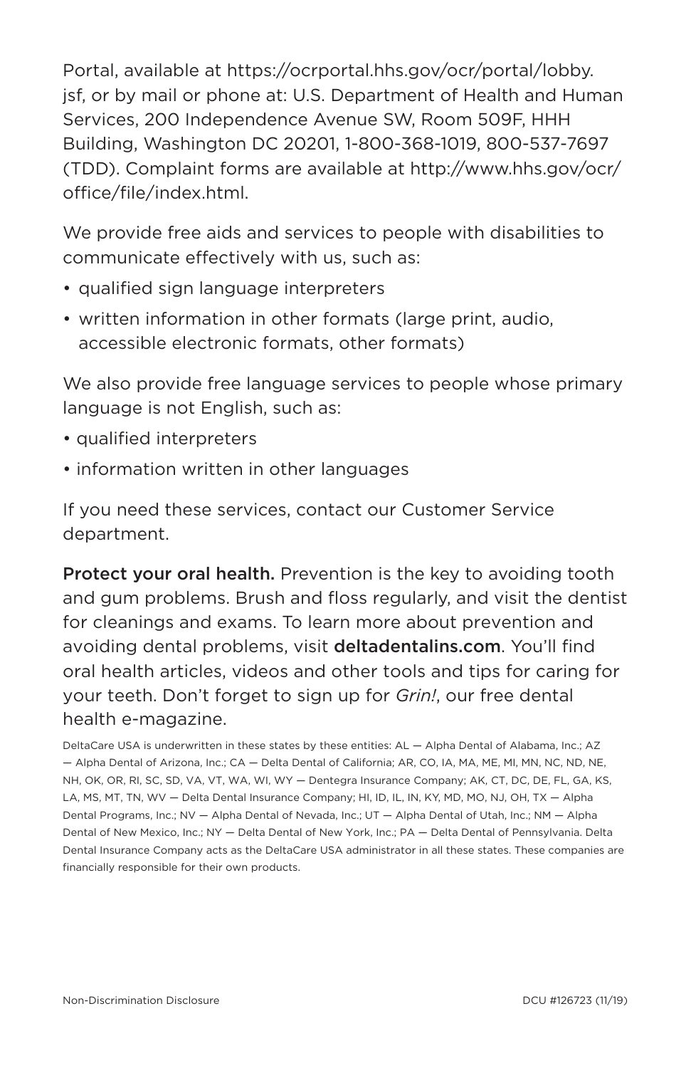Portal, available at https://ocrportal.hhs.gov/ocr/portal/lobby.jsf, or by mail or phone at: U.S. Department of Health and Human Services, 200 Independence Avenue SW, Room 509F, HHH Building, Washington DC 20201, 1-800-368-1019, 800-537-7697 (TDD). Complaint forms are available at http://www.hhs.gov/ocr/office/file/index.html.

We provide free aids and services to people with disabilities to communicate effectively with us, such as:

- qualified sign language interpreters
- written information in other formats (large print, audio, accessible electronic formats, other formats)

We also provide free language services to people whose primary language is not English, such as:

- qualified interpreters
- information written in other languages

If you need these services, contact our Customer Service department.

**Protect your oral health.** Prevention is the key to avoiding tooth and gum problems. Brush and floss regularly, and visit the dentist for cleanings and exams. To learn more about prevention and avoiding dental problems, visit **deltadentalins.com**. You'll find oral health articles, videos and other tools and tips for caring for your teeth. Don't forget to sign up for *Grin!*, our free dental health e-magazine.

DeltaCare USA is underwritten in these states by these entities: AL — Alpha Dental of Alabama, Inc.; AZ — Alpha Dental of Arizona, Inc.; CA — Delta Dental of California; AR, CO, IA, MA, ME, MI, MN, NC, ND, NE, NH, OK, OR, RI, SC, SD, VA, VT, WA, WI, WY — Dentegra Insurance Company; AK, CT, DC, DE, FL, GA, KS, LA, MS, MT, TN, WV — Delta Dental Insurance Company; HI, ID, IL, IN, KY, MD, MO, NJ, OH, TX — Alpha Dental Programs, Inc.; NV — Alpha Dental of Nevada, Inc.; UT — Alpha Dental of Utah, Inc.; NM — Alpha Dental of New Mexico, Inc.; NY — Delta Dental of New York, Inc.; PA — Delta Dental of Pennsylvania. Delta Dental Insurance Company acts as the DeltaCare USA administrator in all these states. These companies are financially responsible for their own products.

Non-Discrimination Disclosure DCU #126723 (11/19)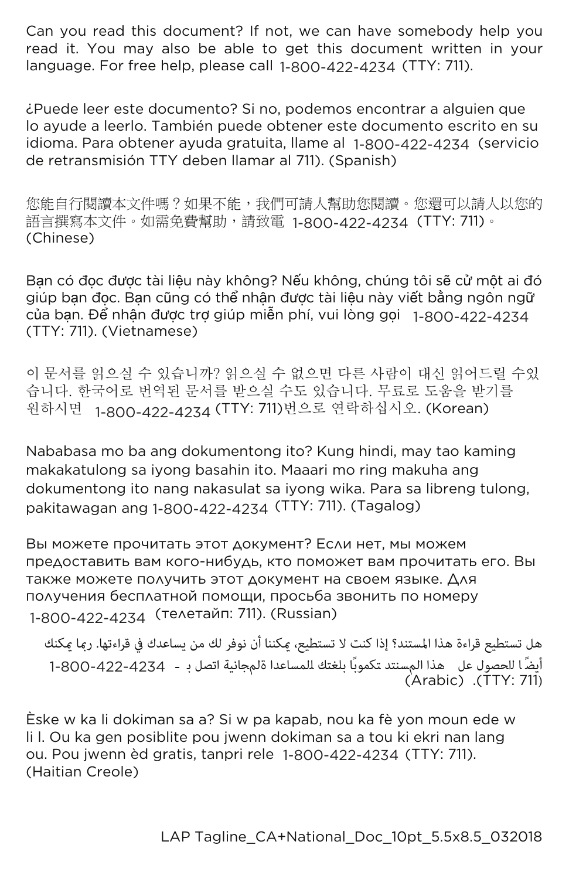Can you read this document? If not, we can have somebody help you read it. You may also be able to get this document written in your language. For free help, please call 1-800-422-4234 (TTY: 711).

¿Puede leer este documento? Si no, podemos encontrar a alguien que lo ayude a leerlo. También puede obtener este documento escrito en su idioma. Para obtener ayuda gratuita, llame al 1-800-422-4234 (servicio de retransmisión TTY deben llamar al 711). (Spanish)

您能自行閱讀本文件嗎？如果不能，我們可請人幫助您閱讀。您還可以請人以您的語言撰寫本文件。如需免費幫助，請致電 1-800-422-4234 (TTY: 711)。(Chinese)

Bạn có đọc được tài liệu này không? Nếu không, chúng tôi sẽ cử một ai đó giúp bạn đọc. Bạn cũng có thể nhận được tài liệu này viết bằng ngôn ngữ của bạn. Để nhận được trợ giúp miễn phí, vui lòng gọi 1-800-422-4234 (TTY: 711). (Vietnamese)

이 문서를 읽으실 수 있습니까? 읽으실 수 없으면 다른 사람이 대신 읽어드릴 수있습니다. 한국어로 번역된 문서를 받으실 수도 있습니다. 무료로 도움을 받기를 원하시면 1-800-422-4234 (TTY: 711)번으로 연락하십시오. (Korean)

Nababasa mo ba ang dokumentong ito? Kung hindi, may tao kaming makakatulong sa iyong basahin ito. Maaari mo ring makuha ang dokumentong ito nang nakasulat sa iyong wika. Para sa libreng tulong, pakitawagan ang 1-800-422-4234 (TTY: 711). (Tagalog)

Вы можете прочитать этот документ? Если нет, мы можем предоставить вам кого-нибудь, кто поможет вам прочитать его. Вы также можете получить этот документ на своем языке. Для получения бесплатной помощи, просьба звонить по номеру 1-800-422-4234 (телетайп: 711). (Russian)

هل تستطيع قراءة هذا المستند؟ إذا كنت لا تستطيع، يمكننا أن نوفر لك من يساعدك في قراءتها. ربما يمكنك أيضًا للحصول على هذا المستند تكموبًا بلغتك للمساعدة المجانية اتصل بـ - 1-800-422-4234 (TTY: 711). (Arabic)

Èske w ka li dokiman sa a? Si w pa kapab, nou ka fè yon moun ede w li l. Ou ka gen posiblite pou jwenn dokiman sa a tou ki ekri nan lang ou. Pou jwenn èd gratis, tanpri rele 1-800-422-4234 (TTY: 711). (Haitian Creole)

LAP Tagline_CA+National_Doc_10pt_5.5x8.5_032018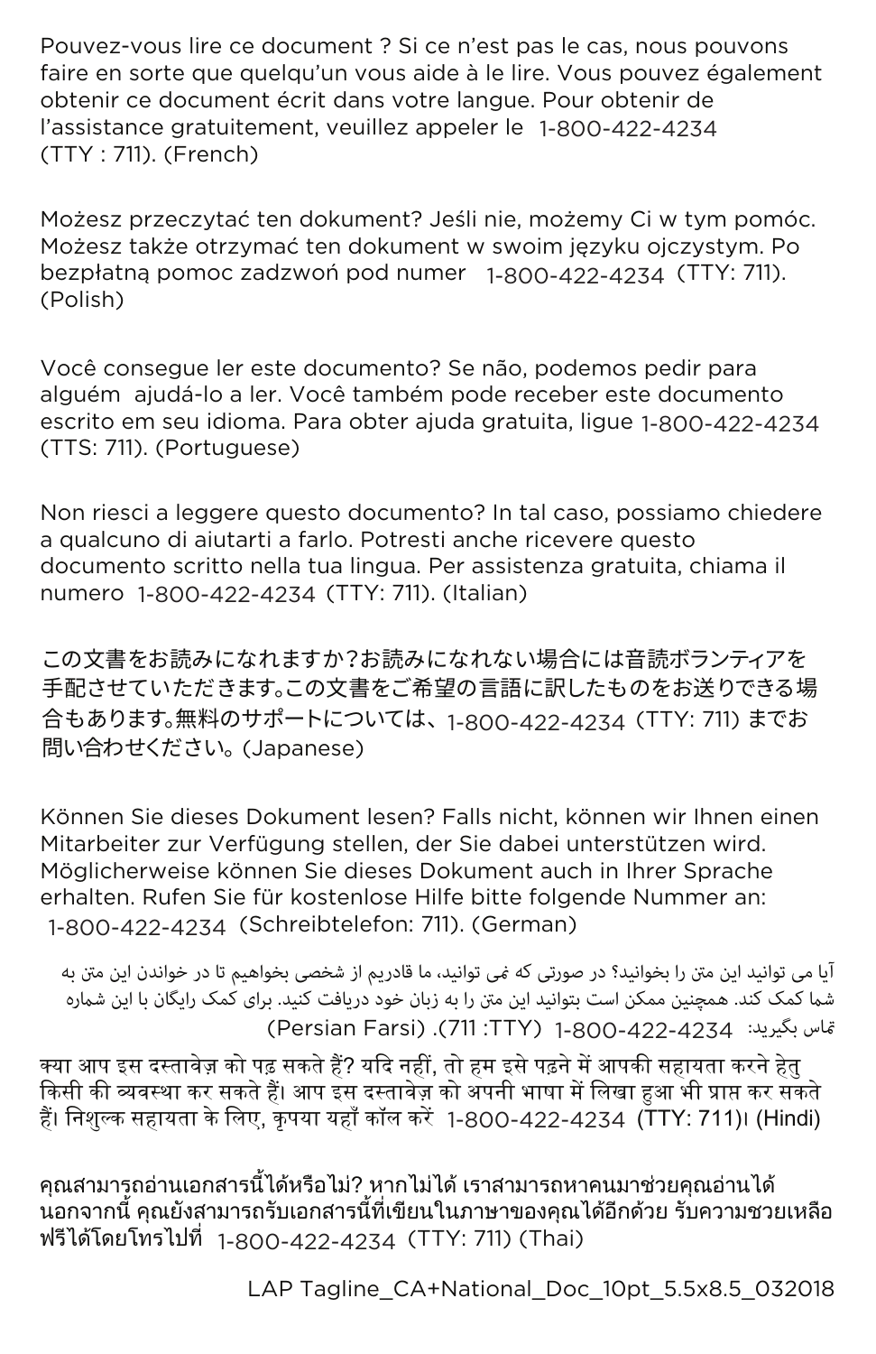Pouvez-vous lire ce document ? Si ce n'est pas le cas, nous pouvons faire en sorte que quelqu'un vous aide à le lire. Vous pouvez également obtenir ce document écrit dans votre langue. Pour obtenir de l'assistance gratuitement, veuillez appeler le 1-800-422-4234 (TTY : 711). (French)

Możesz przeczytać ten dokument? Jeśli nie, możemy Ci w tym pomóc. Możesz także otrzymać ten dokument w swoim języku ojczystym. Po bezpłatną pomoc zadzwoń pod numer 1-800-422-4234 (TTY: 711). (Polish)

Você consegue ler este documento? Se não, podemos pedir para alguém ajudá-lo a ler. Você também pode receber este documento escrito em seu idioma. Para obter ajuda gratuita, ligue 1-800-422-4234 (TTS: 711). (Portuguese)

Non riesci a leggere questo documento? In tal caso, possiamo chiedere a qualcuno di aiutarti a farlo. Potresti anche ricevere questo documento scritto nella tua lingua. Per assistenza gratuita, chiama il numero 1-800-422-4234 (TTY: 711). (Italian)

この文書をお読みになれますか?お読みになれない場合には音読ボランティアを手配させていただきます。この文書をご希望の言語に訳したものをお送りできる場合もあります。無料のサポートについては、1-800-422-4234（TTY: 711）までお問い合わせください。(Japanese)

Können Sie dieses Dokument lesen? Falls nicht, können wir Ihnen einen Mitarbeiter zur Verfügung stellen, der Sie dabei unterstützen wird. Möglicherweise können Sie dieses Dokument auch in Ihrer Sprache erhalten. Rufen Sie für kostenlose Hilfe bitte folgende Nummer an: 1-800-422-4234 (Schreibtelefon: 711). (German)

آیا می توانید این متن را بخوانید؟ در صورتی که نمی توانید، ما قادریم از شخصی بخواهیم تا در خواندن این متن به شما کمک کند. همچنین ممکن است بتوانید این متن را به زبان خود دریافت کنید. برای کمک رایگان با این شماره تماس بگیرید: 1-800-422-4234 (TTY: 711). (Persian Farsi)

क्या आप इस दस्तावेज़ को पढ़ सकते हैं? यदि नहीं, तो हम इसे पढ़ने में आपकी सहायता करने हेतु किसी की व्यवस्था कर सकते हैं। आप इस दस्तावेज़ को अपनी भाषा में लिखा हुआ भी प्राप्त कर सकते हैं। निशुल्क सहायता के लिए, कृपया यहाँ कॉल करें 1-800-422-4234 (TTY: 711)। (Hindi)

คุณสามารถอ่านเอกสารนี้ได้หรือไม่? หากไม่ได้ เราสามารถหาคนมาช่วยคุณอ่านได้ นอกจากนี้ คุณยังสามารถรับเอกสารนี้ที่เขียนในภาษาของคุณได้อีกด้วย รับความชวยเหลือฟรีได้โดยโทรไปที่ 1-800-422-4234 (TTY: 711) (Thai)

LAP Tagline_CA+National_Doc_10pt_5.5x8.5_032018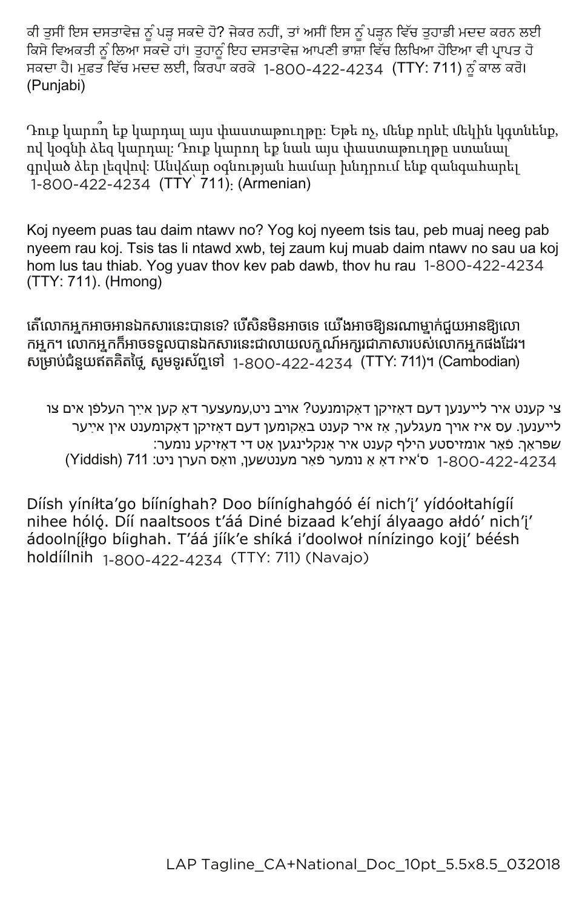ਕੀ ਤੁਸੀਂ ਇਸ ਦਸਤਾਵੇਜ਼ ਨੂੰ ਪੜ੍ਹ ਸਕਦੇ ਹੋ? ਜੇਕਰ ਨਹੀਂ, ਤਾਂ ਅਸੀਂ ਇਸ ਨੂੰ ਪੜ੍ਹਨ ਵਿੱਚ ਤੁਹਾਡੀ ਮਦਦ ਕਰਨ ਲਈ ਕਿਸੇ ਵਿਅਕਤੀ ਨੂੰ ਲਿਆ ਸਕਦੇ ਹਾਂ। ਤੁਹਾਨੂੰ ਇਹ ਦਸਤਾਵੇਜ਼ ਆਪਣੀ ਭਾਸ਼ਾ ਵਿੱਚ ਲਿਖਿਆ ਹੋਇਆ ਵੀ ਪ੍ਰਾਪਤ ਹੋ ਸਕਦਾ ਹੈ। ਮੁਫ਼ਤ ਵਿੱਚ ਮਦਦ ਲਈ, ਕਿਰਪਾ ਕਰਕੇ 1-800-422-4234 (TTY: 711) ਨੂੰ ਕਾਲ ਕਰੋ। (Punjabi)

Դուք կարո՞ղ եք կարդալ այս փաստաթուղթը: Եթե ոչ, մենք որևէ մեկին կգտնենք, ով կօգնի ձեզ կարդալ: Դուք կարող եք նաև այս փաստաթուղթը ստանալ գրված ձեր լեզվով: Անվճար օգնության համար խնդրում ենք զանգահարել 1-800-422-4234 (TTY՝ 711): (Armenian)

Koj nyeem puas tau daim ntawv no? Yog koj nyeem tsis tau, peb muaj neeg pab nyeem rau koj. Tsis tas li ntawd xwb, tej zaum kuj muab daim ntawv no sau ua koj hom lus tau thiab. Yog yuav thov kev pab dawb, thov hu rau 1-800-422-4234 (TTY: 711). (Hmong)

តើលោកអ្នកអាចអានឯកសារនេះបានទេ? បើសិនមិនអាចទេ យើងអាចឱ្យនរណាម្នាក់ជួយអានឱ្យលោកអ្នក។ លោកអ្នកក៏អាចទទួលបានឯកសារនេះជាលាយលក្ខណ៍អក្សរជាភាសារបស់លោកអ្នកផងដែរ។ សម្រាប់ជំនួយឥតគិតថ្លៃ សូមទូរស័ព្ទទៅ 1-800-422-4234 (TTY: 711)។ (Cambodian)

צי קענט איר לייענען דעם דאָזיקן דאָקומנעט? אויב ניט,עמעצער דאָ קען אייך העלפֿן אים צו לייענען. עס איז אויך מעגלעך, אַז איר קענט באַקומען דעם דאָזיקן דאָקומענט אין אייַער שפּראַך. פֿאַר אומזיסטע הילף קענט איר אָנקלינגען אָט די דאָזיקע נומער:
ס'איז דאָ אַ נומער פֿאַר מענטשען, וואָס הערן ניט: 711 1-800-422-4234 (Yiddish)

Díísh yíníłta'go bííníghah? Doo bííníghahgóó éí nich'į' yídóołtahígíí nihee hóló. Díí naaltsoos t'áá Diné bizaad k'ehjí ályaago ałdó' nich'į' ádoolnííłgo bíighah. T'áá jíík'e shíká i'doolwoł nínízingo kojį' béésh holdíílnih 1-800-422-4234 (TTY: 711) (Navajo)

LAP Tagline_CA+National_Doc_10pt_5.5x8.5_032018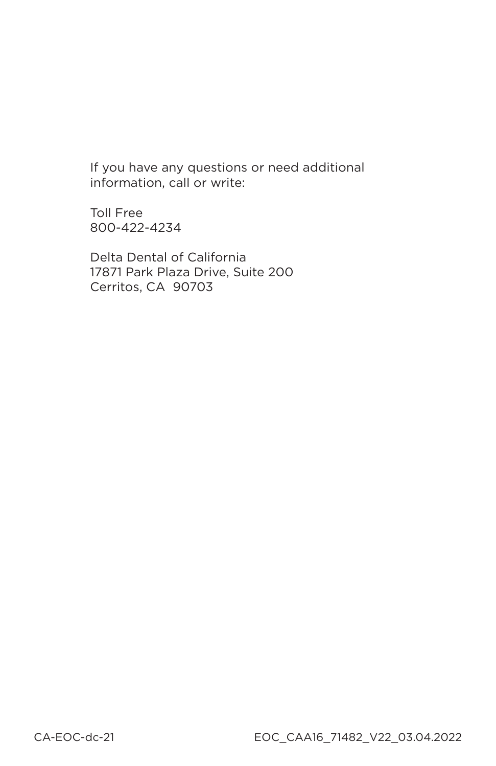If you have any questions or need additional information, call or write:

Toll Free
800-422-4234

Delta Dental of California
17871 Park Plaza Drive, Suite 200
Cerritos, CA  90703

CA-EOC-dc-21 EOC_CAA16_71482_V22_03.04.2022